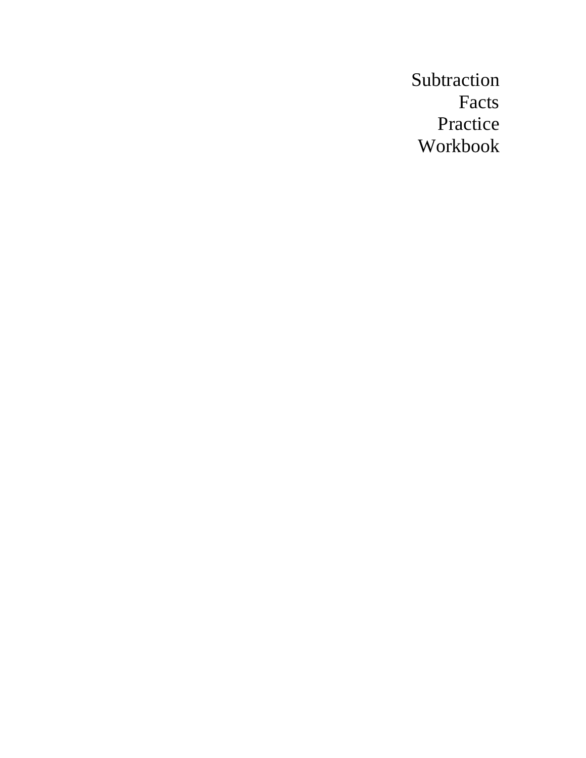# Subtraction Facts Practice Workbook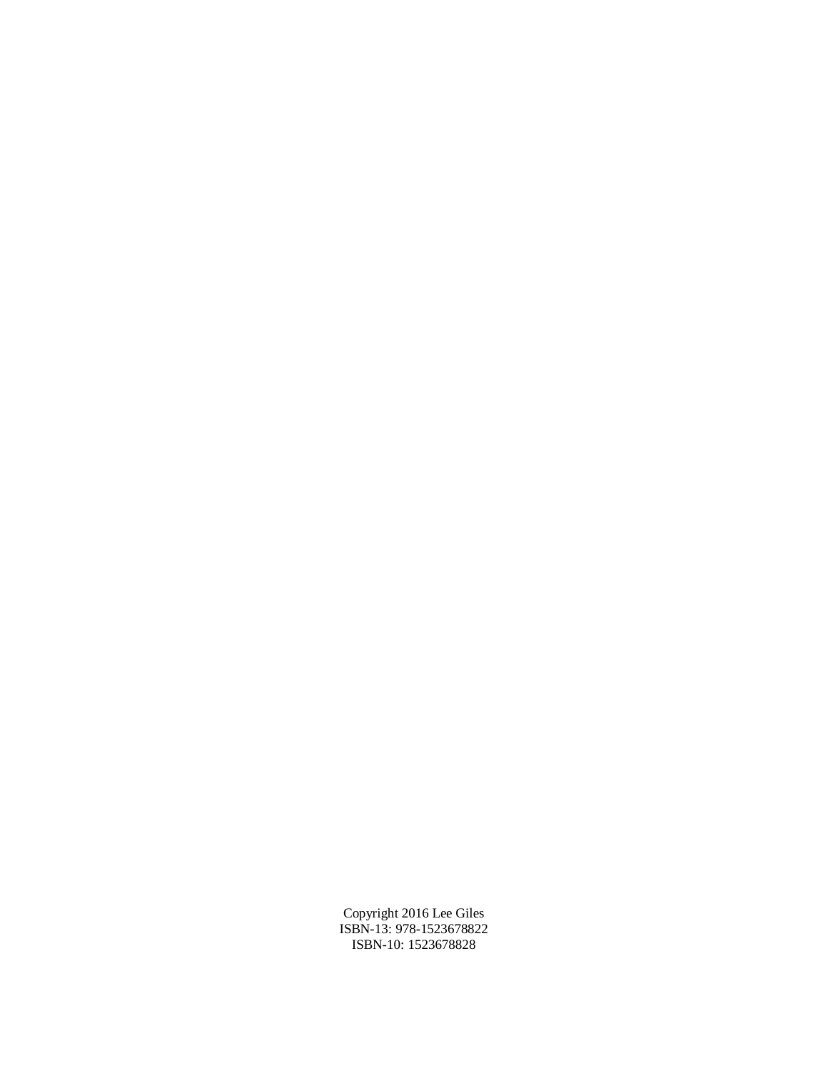Copyright 2016 Lee Giles
ISBN-13: 978-1523678822
ISBN-10: 1523678828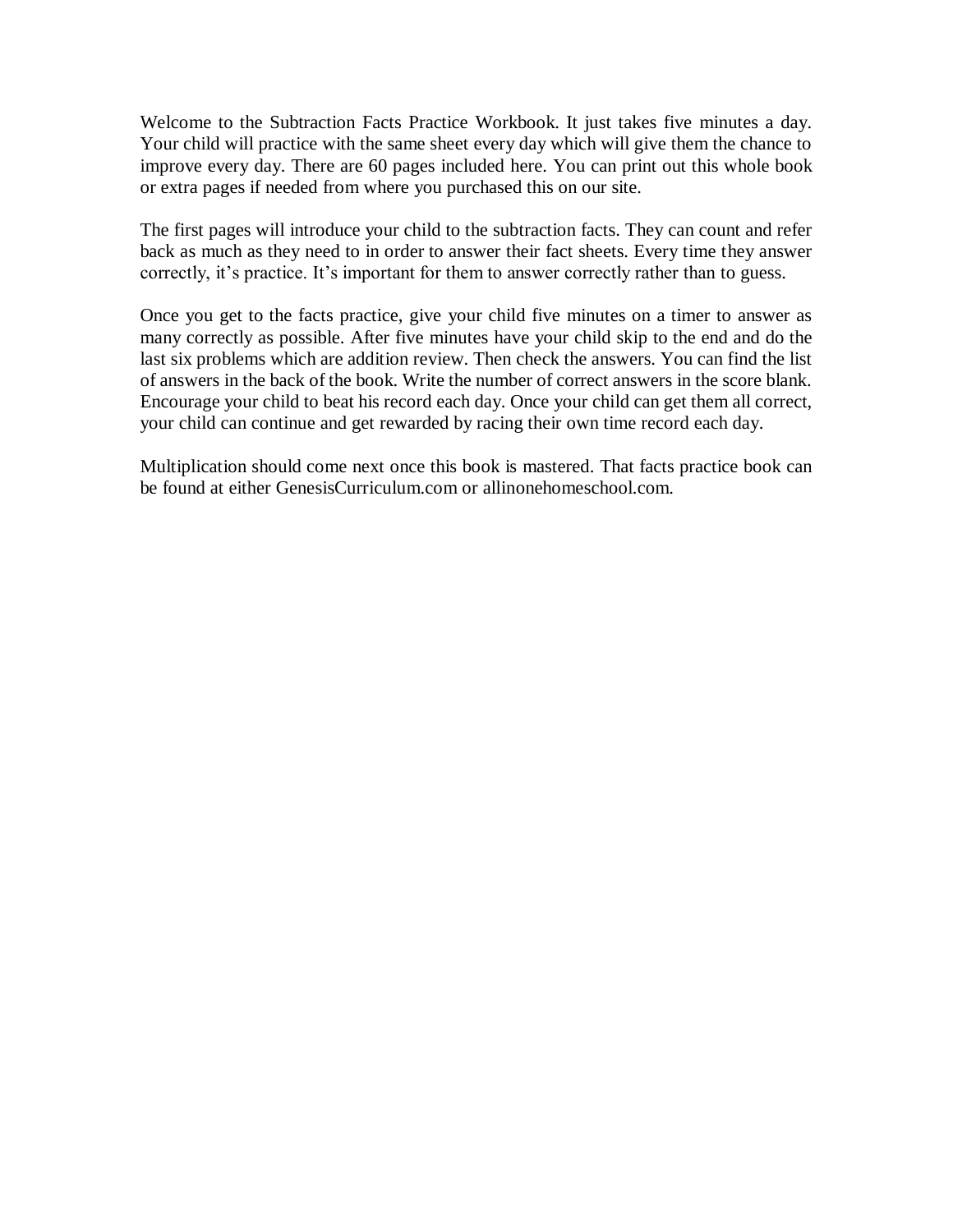Welcome to the Subtraction Facts Practice Workbook. It just takes five minutes a day. Your child will practice with the same sheet every day which will give them the chance to improve every day. There are 60 pages included here. You can print out this whole book or extra pages if needed from where you purchased this on our site.

The first pages will introduce your child to the subtraction facts. They can count and refer back as much as they need to in order to answer their fact sheets. Every time they answer correctly, it's practice. It's important for them to answer correctly rather than to guess.

Once you get to the facts practice, give your child five minutes on a timer to answer as many correctly as possible. After five minutes have your child skip to the end and do the last six problems which are addition review. Then check the answers. You can find the list of answers in the back of the book. Write the number of correct answers in the score blank. Encourage your child to beat his record each day. Once your child can get them all correct, your child can continue and get rewarded by racing their own time record each day.

Multiplication should come next once this book is mastered. That facts practice book can be found at either GenesisCurriculum.com or allinonehomeschool.com.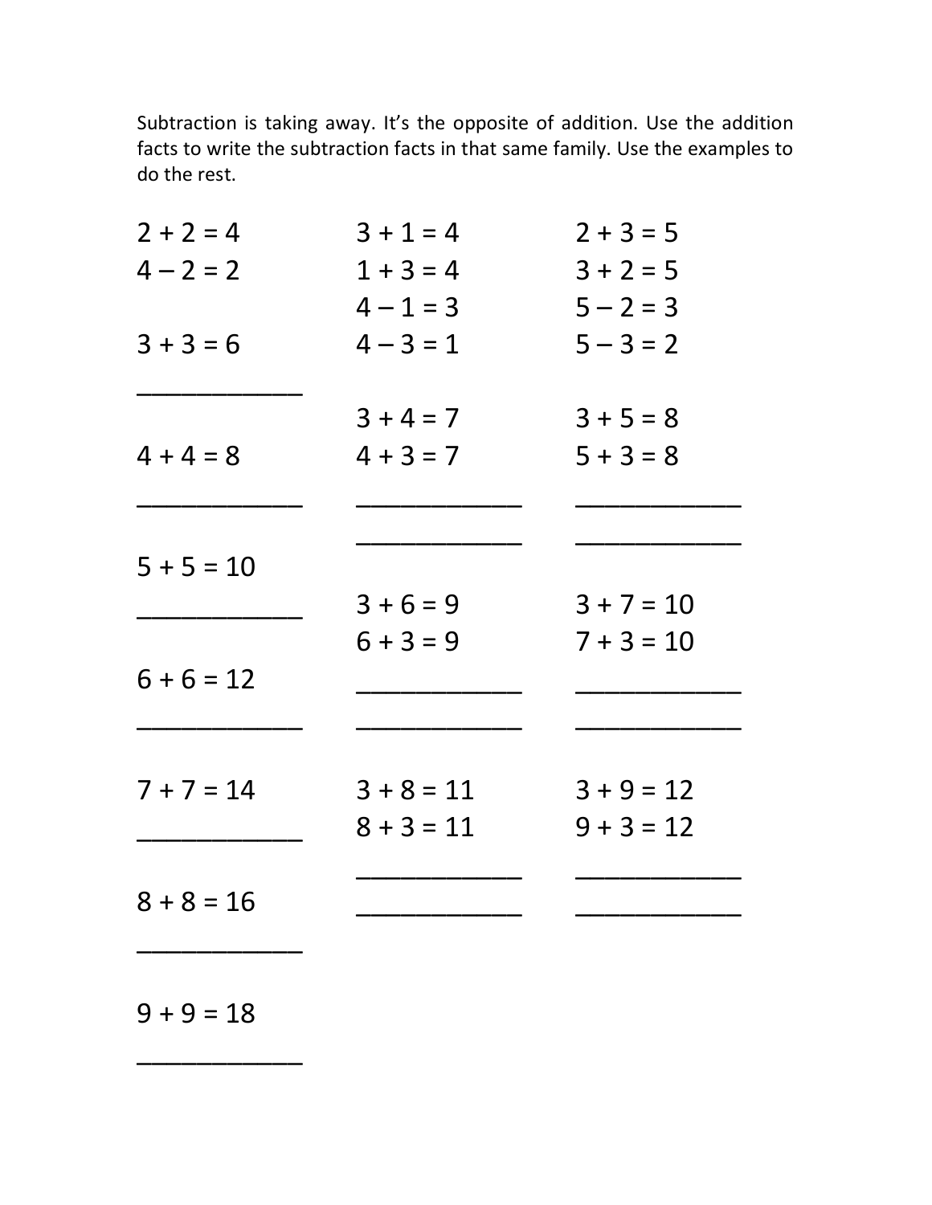Subtraction is taking away. It's the opposite of addition. Use the addition facts to write the subtraction facts in that same family. Use the examples to do the rest.

2 + 2 = 4
4 – 2 = 2

3 + 3 = 6
\_\_\_\_\_\_\_\_\_\_\_\_

4 + 4 = 8
\_\_\_\_\_\_\_\_\_\_\_\_

5 + 5 = 10
\_\_\_\_\_\_\_\_\_\_\_\_

6 + 6 = 12
\_\_\_\_\_\_\_\_\_\_\_\_

7 + 7 = 14
\_\_\_\_\_\_\_\_\_\_\_\_

8 + 8 = 16
\_\_\_\_\_\_\_\_\_\_\_\_

9 + 9 = 18
\_\_\_\_\_\_\_\_\_\_\_\_

3 + 1 = 4
1 + 3 = 4
4 – 1 = 3
4 – 3 = 1

3 + 4 = 7
4 + 3 = 7
\_\_\_\_\_\_\_\_\_\_\_\_
\_\_\_\_\_\_\_\_\_\_\_\_

3 + 6 = 9
6 + 3 = 9
\_\_\_\_\_\_\_\_\_\_\_\_
\_\_\_\_\_\_\_\_\_\_\_\_

3 + 8 = 11
8 + 3 = 11
\_\_\_\_\_\_\_\_\_\_\_\_
\_\_\_\_\_\_\_\_\_\_\_\_

2 + 3 = 5
3 + 2 = 5
5 – 2 = 3
5 – 3 = 2

3 + 5 = 8
5 + 3 = 8
\_\_\_\_\_\_\_\_\_\_\_\_
\_\_\_\_\_\_\_\_\_\_\_\_

3 + 7 = 10
7 + 3 = 10
\_\_\_\_\_\_\_\_\_\_\_\_
\_\_\_\_\_\_\_\_\_\_\_\_

3 + 9 = 12
9 + 3 = 12
\_\_\_\_\_\_\_\_\_\_\_\_
\_\_\_\_\_\_\_\_\_\_\_\_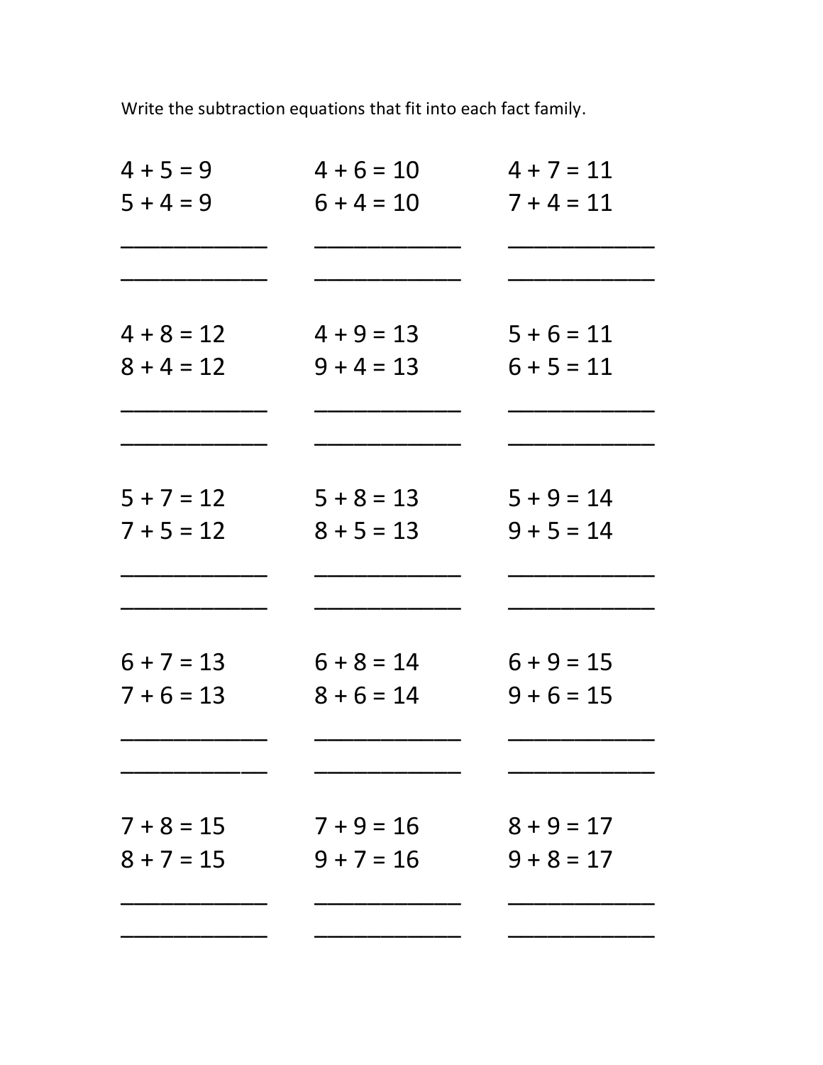Write the subtraction equations that fit into each fact family.

$4 + 5 = 9$
$5 + 4 = 9$

\_\_\_\_\_\_\_\_\_\_\_\_

\_\_\_\_\_\_\_\_\_\_\_\_

$4 + 6 = 10$
$6 + 4 = 10$

\_\_\_\_\_\_\_\_\_\_\_\_

\_\_\_\_\_\_\_\_\_\_\_\_

$4 + 7 = 11$
$7 + 4 = 11$

\_\_\_\_\_\_\_\_\_\_\_\_

\_\_\_\_\_\_\_\_\_\_\_\_

$4 + 8 = 12$
$8 + 4 = 12$

\_\_\_\_\_\_\_\_\_\_\_\_

\_\_\_\_\_\_\_\_\_\_\_\_

$4 + 9 = 13$
$9 + 4 = 13$

\_\_\_\_\_\_\_\_\_\_\_\_

\_\_\_\_\_\_\_\_\_\_\_\_

$5 + 6 = 11$
$6 + 5 = 11$

\_\_\_\_\_\_\_\_\_\_\_\_

\_\_\_\_\_\_\_\_\_\_\_\_

$5 + 7 = 12$
$7 + 5 = 12$

\_\_\_\_\_\_\_\_\_\_\_\_

\_\_\_\_\_\_\_\_\_\_\_\_

$5 + 8 = 13$
$8 + 5 = 13$

\_\_\_\_\_\_\_\_\_\_\_\_

\_\_\_\_\_\_\_\_\_\_\_\_

$5 + 9 = 14$
$9 + 5 = 14$

\_\_\_\_\_\_\_\_\_\_\_\_

\_\_\_\_\_\_\_\_\_\_\_\_

$6 + 7 = 13$
$7 + 6 = 13$

\_\_\_\_\_\_\_\_\_\_\_\_

\_\_\_\_\_\_\_\_\_\_\_\_

$6 + 8 = 14$
$8 + 6 = 14$

\_\_\_\_\_\_\_\_\_\_\_\_

\_\_\_\_\_\_\_\_\_\_\_\_

$6 + 9 = 15$
$9 + 6 = 15$

\_\_\_\_\_\_\_\_\_\_\_\_

\_\_\_\_\_\_\_\_\_\_\_\_

$7 + 8 = 15$
$8 + 7 = 15$

\_\_\_\_\_\_\_\_\_\_\_\_

\_\_\_\_\_\_\_\_\_\_\_\_

$7 + 9 = 16$
$9 + 7 = 16$

\_\_\_\_\_\_\_\_\_\_\_\_

\_\_\_\_\_\_\_\_\_\_\_\_

$8 + 9 = 17$
$9 + 8 = 17$

\_\_\_\_\_\_\_\_\_\_\_\_

\_\_\_\_\_\_\_\_\_\_\_\_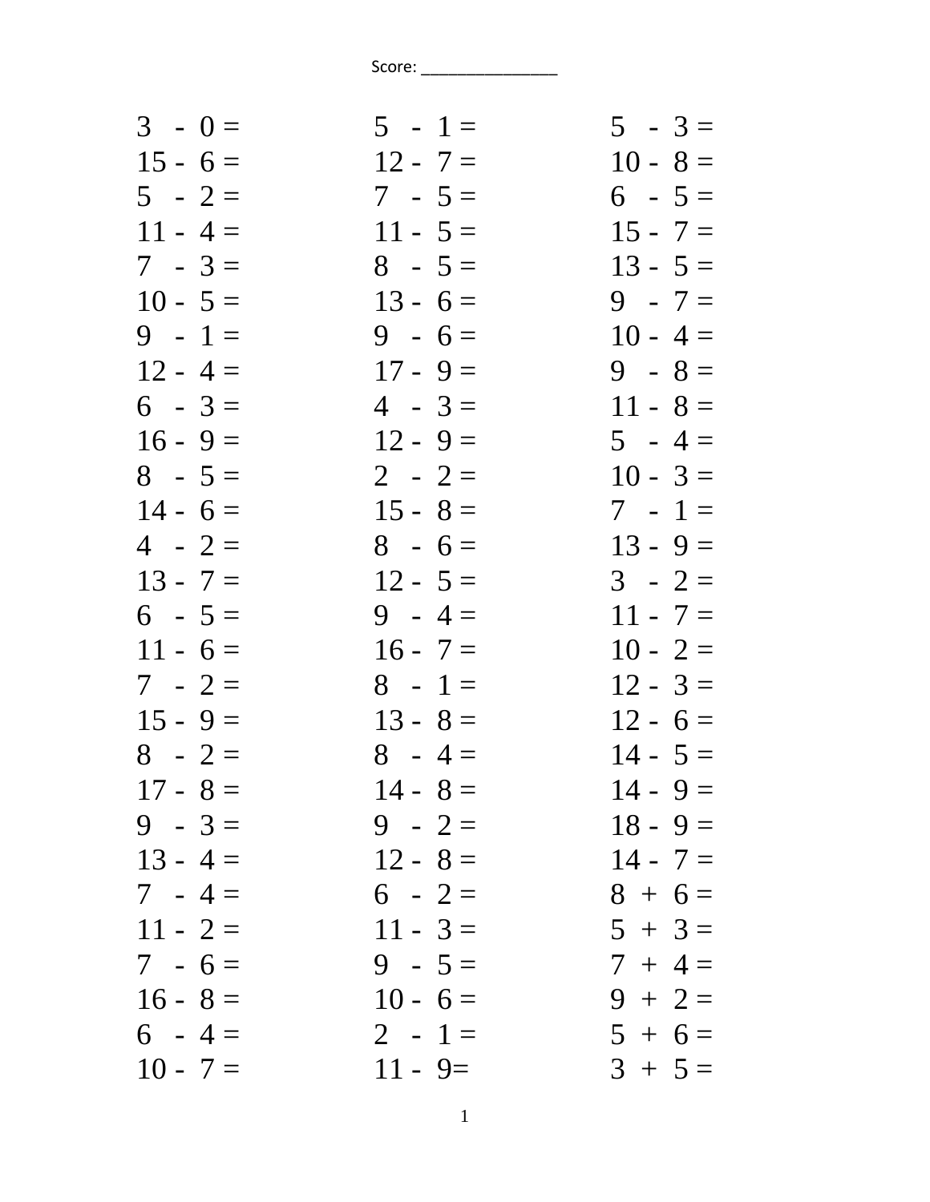Score: _______________

| | | |
|---|---|---|
| 3 - 0 = | 5 - 1 = | 5 - 3 = |
| 15 - 6 = | 12 - 7 = | 10 - 8 = |
| 5 - 2 = | 7 - 5 = | 6 - 5 = |
| 11 - 4 = | 11 - 5 = | 15 - 7 = |
| 7 - 3 = | 8 - 5 = | 13 - 5 = |
| 10 - 5 = | 13 - 6 = | 9 - 7 = |
| 9 - 1 = | 9 - 6 = | 10 - 4 = |
| 12 - 4 = | 17 - 9 = | 9 - 8 = |
| 6 - 3 = | 4 - 3 = | 11 - 8 = |
| 16 - 9 = | 12 - 9 = | 5 - 4 = |
| 8 - 5 = | 2 - 2 = | 10 - 3 = |
| 14 - 6 = | 15 - 8 = | 7 - 1 = |
| 4 - 2 = | 8 - 6 = | 13 - 9 = |
| 13 - 7 = | 12 - 5 = | 3 - 2 = |
| 6 - 5 = | 9 - 4 = | 11 - 7 = |
| 11 - 6 = | 16 - 7 = | 10 - 2 = |
| 7 - 2 = | 8 - 1 = | 12 - 3 = |
| 15 - 9 = | 13 - 8 = | 12 - 6 = |
| 8 - 2 = | 8 - 4 = | 14 - 5 = |
| 17 - 8 = | 14 - 8 = | 14 - 9 = |
| 9 - 3 = | 9 - 2 = | 18 - 9 = |
| 13 - 4 = | 12 - 8 = | 14 - 7 = |
| 7 - 4 = | 6 - 2 = | 8 + 6 = |
| 11 - 2 = | 11 - 3 = | 5 + 3 = |
| 7 - 6 = | 9 - 5 = | 7 + 4 = |
| 16 - 8 = | 10 - 6 = | 9 + 2 = |
| 6 - 4 = | 2 - 1 = | 5 + 6 = |
| 10 - 7 = | 11 - 9= | 3 + 5 = |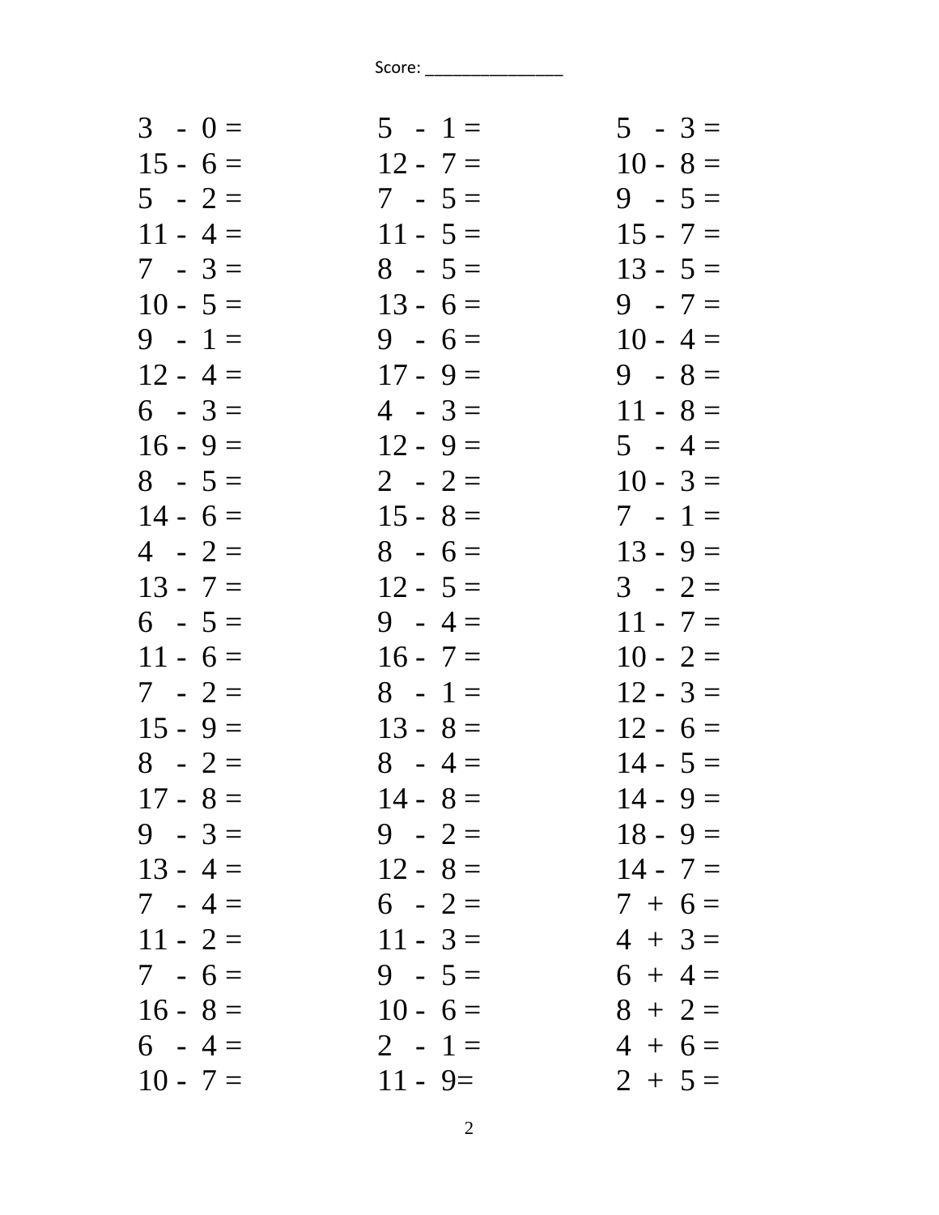Score: _______________

| | | |
|---|---|---|
| $3 - 0 =$ | $5 - 1 =$ | $5 - 3 =$ |
| $15 - 6 =$ | $12 - 7 =$ | $10 - 8 =$ |
| $5 - 2 =$ | $7 - 5 =$ | $9 - 5 =$ |
| $11 - 4 =$ | $11 - 5 =$ | $15 - 7 =$ |
| $7 - 3 =$ | $8 - 5 =$ | $13 - 5 =$ |
| $10 - 5 =$ | $13 - 6 =$ | $9 - 7 =$ |
| $9 - 1 =$ | $9 - 6 =$ | $10 - 4 =$ |
| $12 - 4 =$ | $17 - 9 =$ | $9 - 8 =$ |
| $6 - 3 =$ | $4 - 3 =$ | $11 - 8 =$ |
| $16 - 9 =$ | $12 - 9 =$ | $5 - 4 =$ |
| $8 - 5 =$ | $2 - 2 =$ | $10 - 3 =$ |
| $14 - 6 =$ | $15 - 8 =$ | $7 - 1 =$ |
| $4 - 2 =$ | $8 - 6 =$ | $13 - 9 =$ |
| $13 - 7 =$ | $12 - 5 =$ | $3 - 2 =$ |
| $6 - 5 =$ | $9 - 4 =$ | $11 - 7 =$ |
| $11 - 6 =$ | $16 - 7 =$ | $10 - 2 =$ |
| $7 - 2 =$ | $8 - 1 =$ | $12 - 3 =$ |
| $15 - 9 =$ | $13 - 8 =$ | $12 - 6 =$ |
| $8 - 2 =$ | $8 - 4 =$ | $14 - 5 =$ |
| $17 - 8 =$ | $14 - 8 =$ | $14 - 9 =$ |
| $9 - 3 =$ | $9 - 2 =$ | $18 - 9 =$ |
| $13 - 4 =$ | $12 - 8 =$ | $14 - 7 =$ |
| $7 - 4 =$ | $6 - 2 =$ | $7 + 6 =$ |
| $11 - 2 =$ | $11 - 3 =$ | $4 + 3 =$ |
| $7 - 6 =$ | $9 - 5 =$ | $6 + 4 =$ |
| $16 - 8 =$ | $10 - 6 =$ | $8 + 2 =$ |
| $6 - 4 =$ | $2 - 1 =$ | $4 + 6 =$ |
| $10 - 7 =$ | $11 - 9 =$ | $2 + 5 =$ |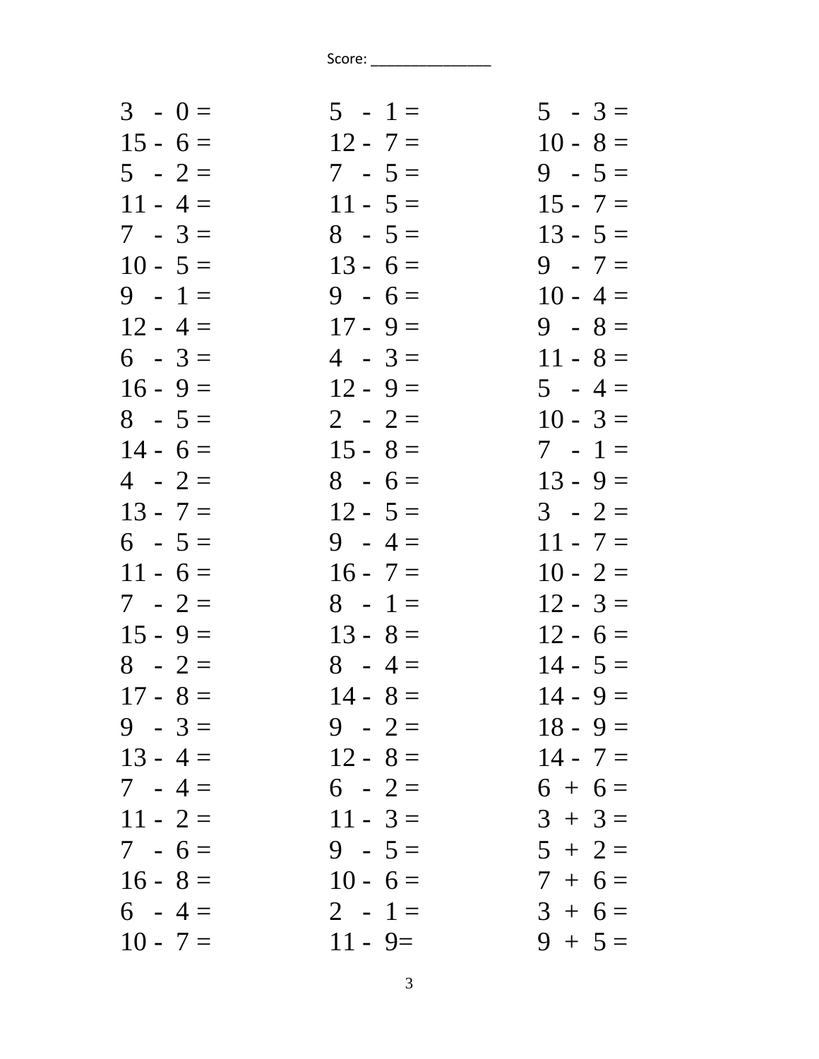Score: _______________

| | | |
|---|---|---|
| 3 - 0 = | 5 - 1 = | 5 - 3 = |
| 15 - 6 = | 12 - 7 = | 10 - 8 = |
| 5 - 2 = | 7 - 5 = | 9 - 5 = |
| 11 - 4 = | 11 - 5 = | 15 - 7 = |
| 7 - 3 = | 8 - 5 = | 13 - 5 = |
| 10 - 5 = | 13 - 6 = | 9 - 7 = |
| 9 - 1 = | 9 - 6 = | 10 - 4 = |
| 12 - 4 = | 17 - 9 = | 9 - 8 = |
| 6 - 3 = | 4 - 3 = | 11 - 8 = |
| 16 - 9 = | 12 - 9 = | 5 - 4 = |
| 8 - 5 = | 2 - 2 = | 10 - 3 = |
| 14 - 6 = | 15 - 8 = | 7 - 1 = |
| 4 - 2 = | 8 - 6 = | 13 - 9 = |
| 13 - 7 = | 12 - 5 = | 3 - 2 = |
| 6 - 5 = | 9 - 4 = | 11 - 7 = |
| 11 - 6 = | 16 - 7 = | 10 - 2 = |
| 7 - 2 = | 8 - 1 = | 12 - 3 = |
| 15 - 9 = | 13 - 8 = | 12 - 6 = |
| 8 - 2 = | 8 - 4 = | 14 - 5 = |
| 17 - 8 = | 14 - 8 = | 14 - 9 = |
| 9 - 3 = | 9 - 2 = | 18 - 9 = |
| 13 - 4 = | 12 - 8 = | 14 - 7 = |
| 7 - 4 = | 6 - 2 = | 6 + 6 = |
| 11 - 2 = | 11 - 3 = | 3 + 3 = |
| 7 - 6 = | 9 - 5 = | 5 + 2 = |
| 16 - 8 = | 10 - 6 = | 7 + 6 = |
| 6 - 4 = | 2 - 1 = | 3 + 6 = |
| 10 - 7 = | 11 - 9= | 9 + 5 = |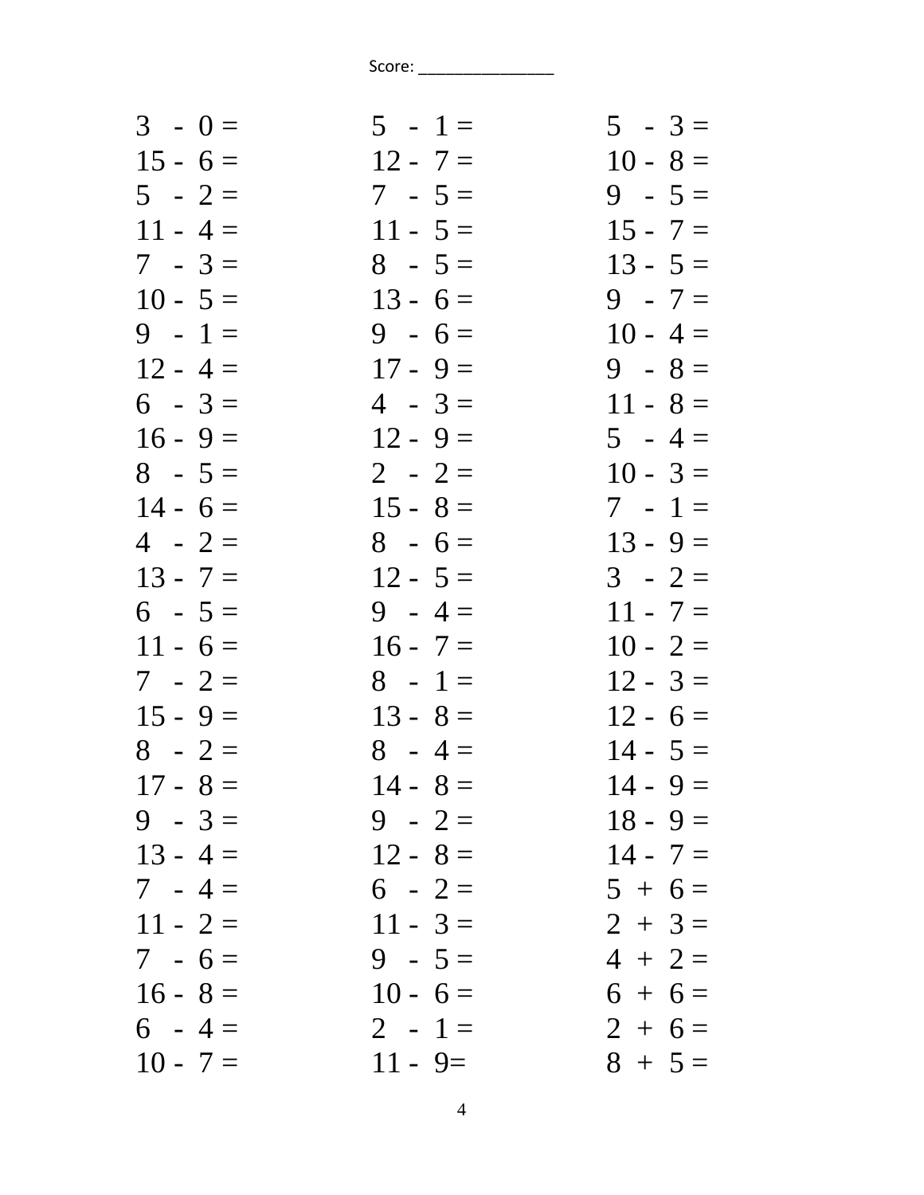Score: _______________

| | | |
|---|---|---|
| 3 - 0 = | 5 - 1 = | 5 - 3 = |
| 15 - 6 = | 12 - 7 = | 10 - 8 = |
| 5 - 2 = | 7 - 5 = | 9 - 5 = |
| 11 - 4 = | 11 - 5 = | 15 - 7 = |
| 7 - 3 = | 8 - 5 = | 13 - 5 = |
| 10 - 5 = | 13 - 6 = | 9 - 7 = |
| 9 - 1 = | 9 - 6 = | 10 - 4 = |
| 12 - 4 = | 17 - 9 = | 9 - 8 = |
| 6 - 3 = | 4 - 3 = | 11 - 8 = |
| 16 - 9 = | 12 - 9 = | 5 - 4 = |
| 8 - 5 = | 2 - 2 = | 10 - 3 = |
| 14 - 6 = | 15 - 8 = | 7 - 1 = |
| 4 - 2 = | 8 - 6 = | 13 - 9 = |
| 13 - 7 = | 12 - 5 = | 3 - 2 = |
| 6 - 5 = | 9 - 4 = | 11 - 7 = |
| 11 - 6 = | 16 - 7 = | 10 - 2 = |
| 7 - 2 = | 8 - 1 = | 12 - 3 = |
| 15 - 9 = | 13 - 8 = | 12 - 6 = |
| 8 - 2 = | 8 - 4 = | 14 - 5 = |
| 17 - 8 = | 14 - 8 = | 14 - 9 = |
| 9 - 3 = | 9 - 2 = | 18 - 9 = |
| 13 - 4 = | 12 - 8 = | 14 - 7 = |
| 7 - 4 = | 6 - 2 = | 5 + 6 = |
| 11 - 2 = | 11 - 3 = | 2 + 3 = |
| 7 - 6 = | 9 - 5 = | 4 + 2 = |
| 16 - 8 = | 10 - 6 = | 6 + 6 = |
| 6 - 4 = | 2 - 1 = | 2 + 6 = |
| 10 - 7 = | 11 - 9= | 8 + 5 = |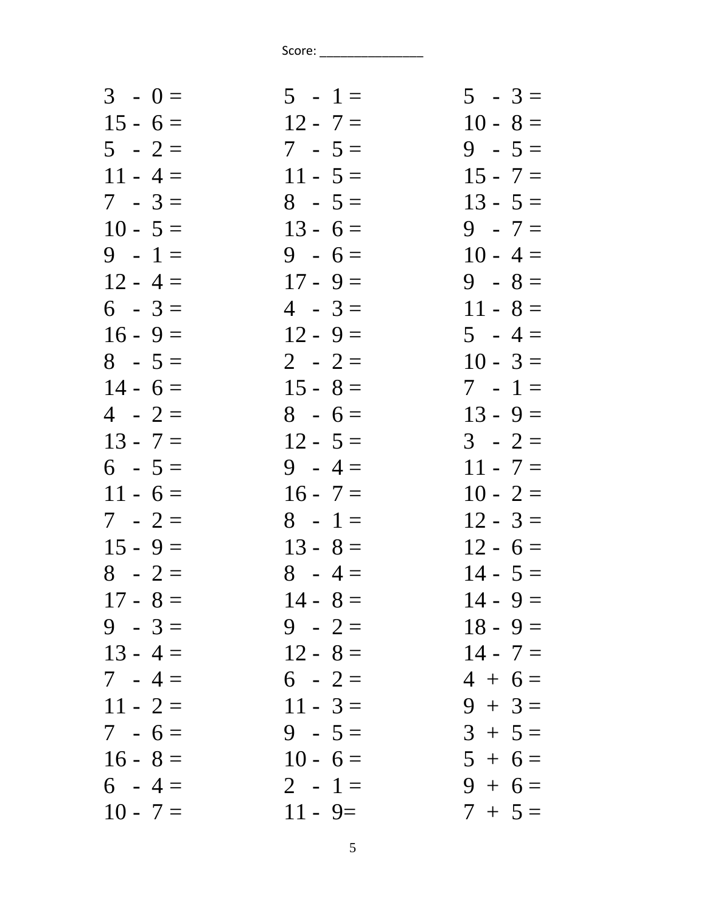Score: _______________

| | | |
|---|---|---|
| $3 - 0 =$ | $5 - 1 =$ | $5 - 3 =$ |
| $15 - 6 =$ | $12 - 7 =$ | $10 - 8 =$ |
| $5 - 2 =$ | $7 - 5 =$ | $9 - 5 =$ |
| $11 - 4 =$ | $11 - 5 =$ | $15 - 7 =$ |
| $7 - 3 =$ | $8 - 5 =$ | $13 - 5 =$ |
| $10 - 5 =$ | $13 - 6 =$ | $9 - 7 =$ |
| $9 - 1 =$ | $9 - 6 =$ | $10 - 4 =$ |
| $12 - 4 =$ | $17 - 9 =$ | $9 - 8 =$ |
| $6 - 3 =$ | $4 - 3 =$ | $11 - 8 =$ |
| $16 - 9 =$ | $12 - 9 =$ | $5 - 4 =$ |
| $8 - 5 =$ | $2 - 2 =$ | $10 - 3 =$ |
| $14 - 6 =$ | $15 - 8 =$ | $7 - 1 =$ |
| $4 - 2 =$ | $8 - 6 =$ | $13 - 9 =$ |
| $13 - 7 =$ | $12 - 5 =$ | $3 - 2 =$ |
| $6 - 5 =$ | $9 - 4 =$ | $11 - 7 =$ |
| $11 - 6 =$ | $16 - 7 =$ | $10 - 2 =$ |
| $7 - 2 =$ | $8 - 1 =$ | $12 - 3 =$ |
| $15 - 9 =$ | $13 - 8 =$ | $12 - 6 =$ |
| $8 - 2 =$ | $8 - 4 =$ | $14 - 5 =$ |
| $17 - 8 =$ | $14 - 8 =$ | $14 - 9 =$ |
| $9 - 3 =$ | $9 - 2 =$ | $18 - 9 =$ |
| $13 - 4 =$ | $12 - 8 =$ | $14 - 7 =$ |
| $7 - 4 =$ | $6 - 2 =$ | $4 + 6 =$ |
| $11 - 2 =$ | $11 - 3 =$ | $9 + 3 =$ |
| $7 - 6 =$ | $9 - 5 =$ | $3 + 5 =$ |
| $16 - 8 =$ | $10 - 6 =$ | $5 + 6 =$ |
| $6 - 4 =$ | $2 - 1 =$ | $9 + 6 =$ |
| $10 - 7 =$ | $11 - 9 =$ | $7 + 5 =$ |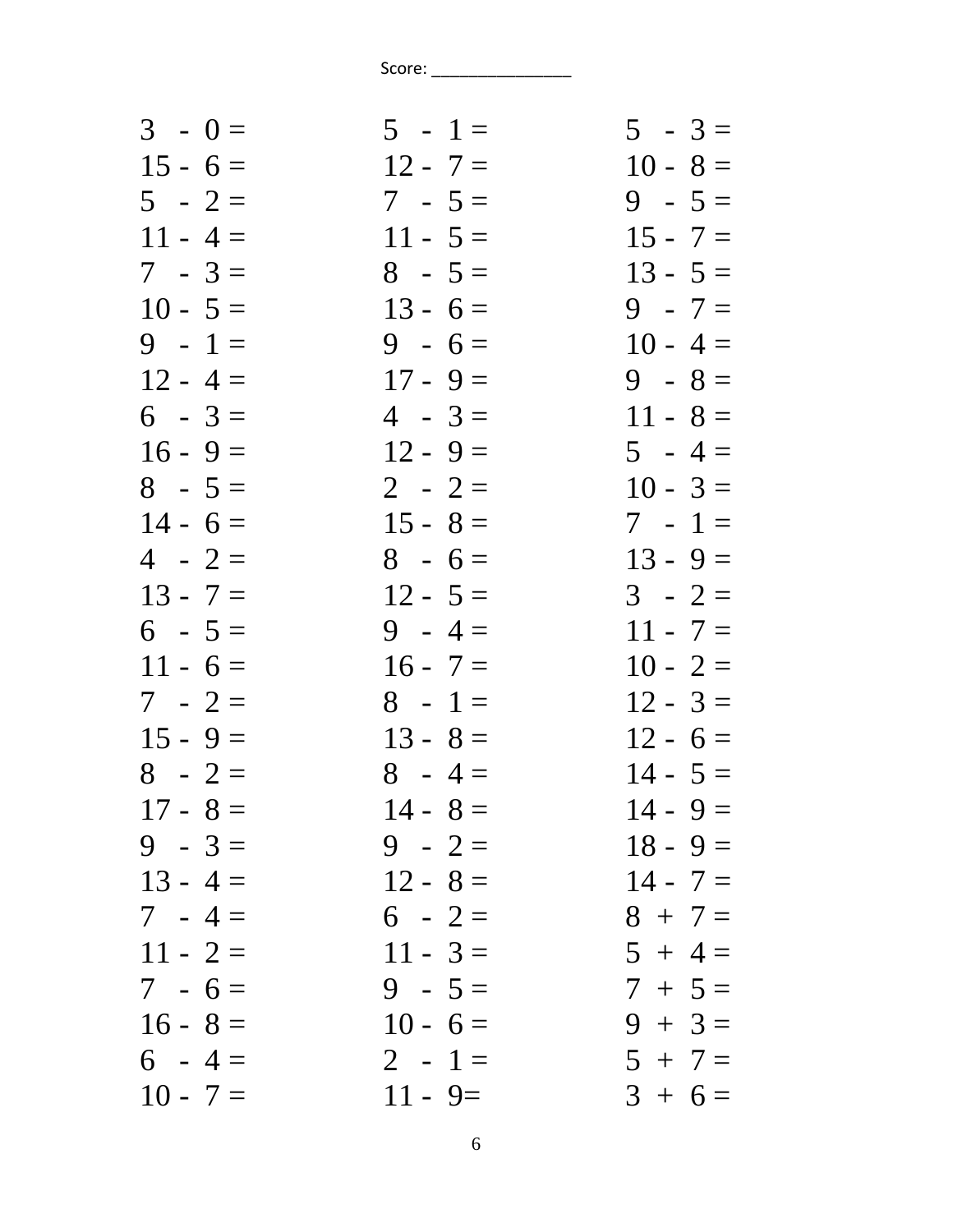Score: _______________

| | | |
|---|---|---|
| $3 - 0 =$ | $5 - 1 =$ | $5 - 3 =$ |
| $15 - 6 =$ | $12 - 7 =$ | $10 - 8 =$ |
| $5 - 2 =$ | $7 - 5 =$ | $9 - 5 =$ |
| $11 - 4 =$ | $11 - 5 =$ | $15 - 7 =$ |
| $7 - 3 =$ | $8 - 5 =$ | $13 - 5 =$ |
| $10 - 5 =$ | $13 - 6 =$ | $9 - 7 =$ |
| $9 - 1 =$ | $9 - 6 =$ | $10 - 4 =$ |
| $12 - 4 =$ | $17 - 9 =$ | $9 - 8 =$ |
| $6 - 3 =$ | $4 - 3 =$ | $11 - 8 =$ |
| $16 - 9 =$ | $12 - 9 =$ | $5 - 4 =$ |
| $8 - 5 =$ | $2 - 2 =$ | $10 - 3 =$ |
| $14 - 6 =$ | $15 - 8 =$ | $7 - 1 =$ |
| $4 - 2 =$ | $8 - 6 =$ | $13 - 9 =$ |
| $13 - 7 =$ | $12 - 5 =$ | $3 - 2 =$ |
| $6 - 5 =$ | $9 - 4 =$ | $11 - 7 =$ |
| $11 - 6 =$ | $16 - 7 =$ | $10 - 2 =$ |
| $7 - 2 =$ | $8 - 1 =$ | $12 - 3 =$ |
| $15 - 9 =$ | $13 - 8 =$ | $12 - 6 =$ |
| $8 - 2 =$ | $8 - 4 =$ | $14 - 5 =$ |
| $17 - 8 =$ | $14 - 8 =$ | $14 - 9 =$ |
| $9 - 3 =$ | $9 - 2 =$ | $18 - 9 =$ |
| $13 - 4 =$ | $12 - 8 =$ | $14 - 7 =$ |
| $7 - 4 =$ | $6 - 2 =$ | $8 + 7 =$ |
| $11 - 2 =$ | $11 - 3 =$ | $5 + 4 =$ |
| $7 - 6 =$ | $9 - 5 =$ | $7 + 5 =$ |
| $16 - 8 =$ | $10 - 6 =$ | $9 + 3 =$ |
| $6 - 4 =$ | $2 - 1 =$ | $5 + 7 =$ |
| $10 - 7 =$ | $11 - 9 =$ | $3 + 6 =$ |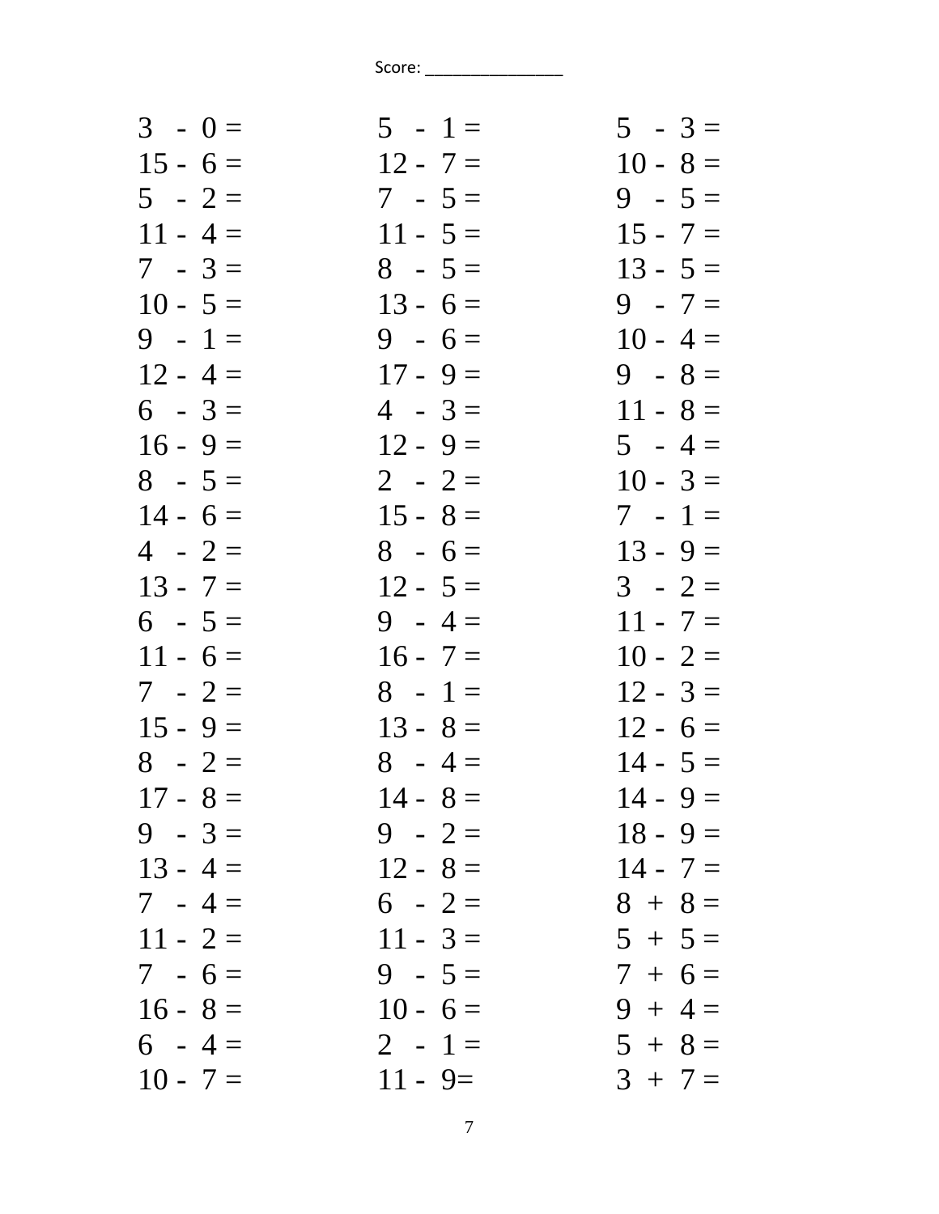Score: _______________

| | | |
|---|---|---|
| 3 - 0 = | 5 - 1 = | 5 - 3 = |
| 15 - 6 = | 12 - 7 = | 10 - 8 = |
| 5 - 2 = | 7 - 5 = | 9 - 5 = |
| 11 - 4 = | 11 - 5 = | 15 - 7 = |
| 7 - 3 = | 8 - 5 = | 13 - 5 = |
| 10 - 5 = | 13 - 6 = | 9 - 7 = |
| 9 - 1 = | 9 - 6 = | 10 - 4 = |
| 12 - 4 = | 17 - 9 = | 9 - 8 = |
| 6 - 3 = | 4 - 3 = | 11 - 8 = |
| 16 - 9 = | 12 - 9 = | 5 - 4 = |
| 8 - 5 = | 2 - 2 = | 10 - 3 = |
| 14 - 6 = | 15 - 8 = | 7 - 1 = |
| 4 - 2 = | 8 - 6 = | 13 - 9 = |
| 13 - 7 = | 12 - 5 = | 3 - 2 = |
| 6 - 5 = | 9 - 4 = | 11 - 7 = |
| 11 - 6 = | 16 - 7 = | 10 - 2 = |
| 7 - 2 = | 8 - 1 = | 12 - 3 = |
| 15 - 9 = | 13 - 8 = | 12 - 6 = |
| 8 - 2 = | 8 - 4 = | 14 - 5 = |
| 17 - 8 = | 14 - 8 = | 14 - 9 = |
| 9 - 3 = | 9 - 2 = | 18 - 9 = |
| 13 - 4 = | 12 - 8 = | 14 - 7 = |
| 7 - 4 = | 6 - 2 = | 8 + 8 = |
| 11 - 2 = | 11 - 3 = | 5 + 5 = |
| 7 - 6 = | 9 - 5 = | 7 + 6 = |
| 16 - 8 = | 10 - 6 = | 9 + 4 = |
| 6 - 4 = | 2 - 1 = | 5 + 8 = |
| 10 - 7 = | 11 - 9= | 3 + 7 = |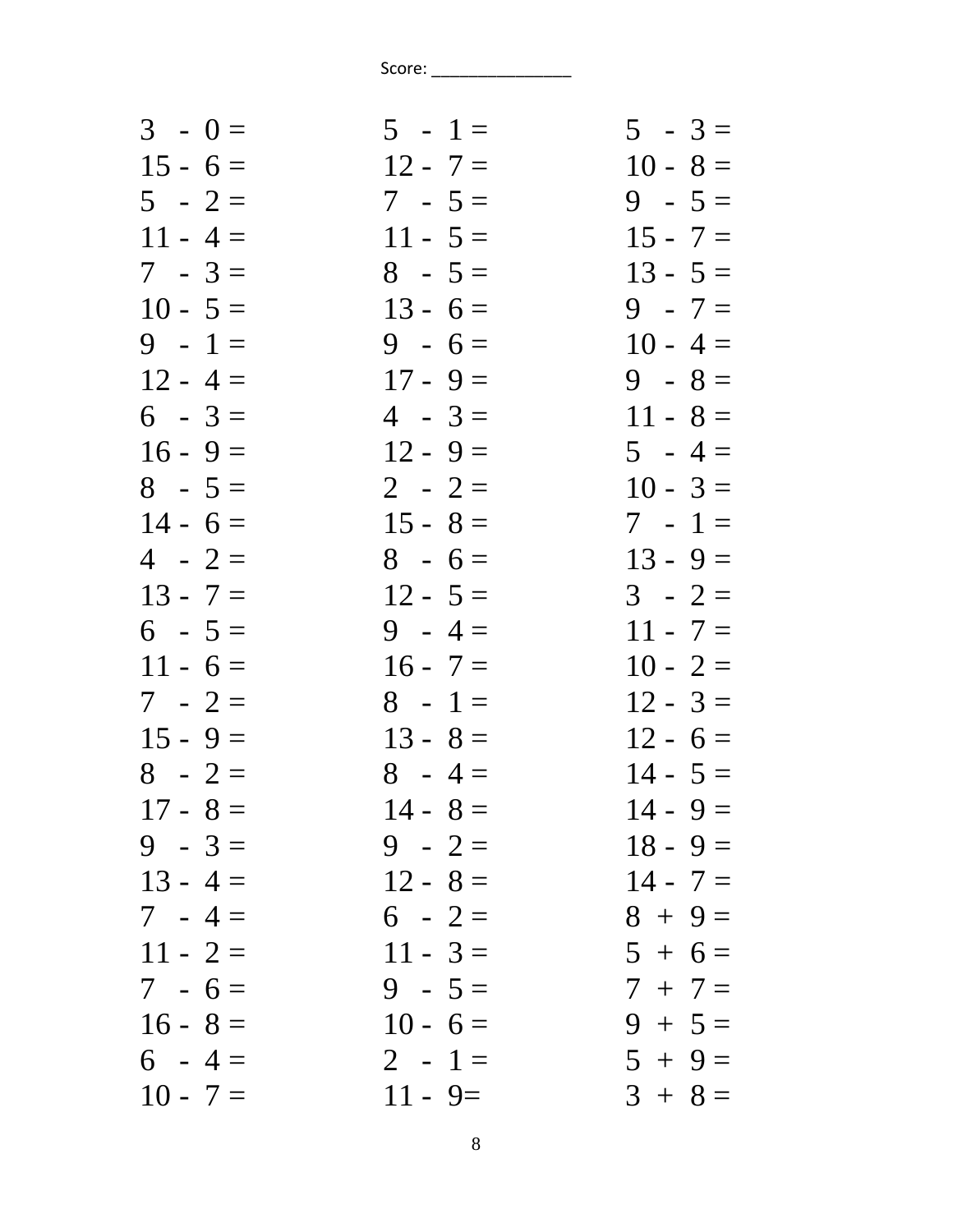Score: _______________

| | | |
|---|---|---|
| 3 - 0 = | 5 - 1 = | 5 - 3 = |
| 15 - 6 = | 12 - 7 = | 10 - 8 = |
| 5 - 2 = | 7 - 5 = | 9 - 5 = |
| 11 - 4 = | 11 - 5 = | 15 - 7 = |
| 7 - 3 = | 8 - 5 = | 13 - 5 = |
| 10 - 5 = | 13 - 6 = | 9 - 7 = |
| 9 - 1 = | 9 - 6 = | 10 - 4 = |
| 12 - 4 = | 17 - 9 = | 9 - 8 = |
| 6 - 3 = | 4 - 3 = | 11 - 8 = |
| 16 - 9 = | 12 - 9 = | 5 - 4 = |
| 8 - 5 = | 2 - 2 = | 10 - 3 = |
| 14 - 6 = | 15 - 8 = | 7 - 1 = |
| 4 - 2 = | 8 - 6 = | 13 - 9 = |
| 13 - 7 = | 12 - 5 = | 3 - 2 = |
| 6 - 5 = | 9 - 4 = | 11 - 7 = |
| 11 - 6 = | 16 - 7 = | 10 - 2 = |
| 7 - 2 = | 8 - 1 = | 12 - 3 = |
| 15 - 9 = | 13 - 8 = | 12 - 6 = |
| 8 - 2 = | 8 - 4 = | 14 - 5 = |
| 17 - 8 = | 14 - 8 = | 14 - 9 = |
| 9 - 3 = | 9 - 2 = | 18 - 9 = |
| 13 - 4 = | 12 - 8 = | 14 - 7 = |
| 7 - 4 = | 6 - 2 = | 8 + 9 = |
| 11 - 2 = | 11 - 3 = | 5 + 6 = |
| 7 - 6 = | 9 - 5 = | 7 + 7 = |
| 16 - 8 = | 10 - 6 = | 9 + 5 = |
| 6 - 4 = | 2 - 1 = | 5 + 9 = |
| 10 - 7 = | 11 - 9= | 3 + 8 = |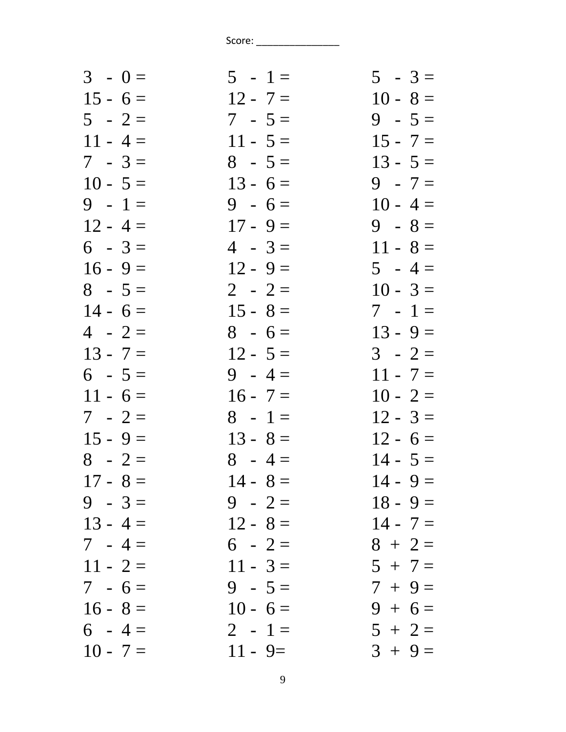Score: _______________

| | | |
|---|---|---|
| 3 - 0 = | 5 - 1 = | 5 - 3 = |
| 15 - 6 = | 12 - 7 = | 10 - 8 = |
| 5 - 2 = | 7 - 5 = | 9 - 5 = |
| 11 - 4 = | 11 - 5 = | 15 - 7 = |
| 7 - 3 = | 8 - 5 = | 13 - 5 = |
| 10 - 5 = | 13 - 6 = | 9 - 7 = |
| 9 - 1 = | 9 - 6 = | 10 - 4 = |
| 12 - 4 = | 17 - 9 = | 9 - 8 = |
| 6 - 3 = | 4 - 3 = | 11 - 8 = |
| 16 - 9 = | 12 - 9 = | 5 - 4 = |
| 8 - 5 = | 2 - 2 = | 10 - 3 = |
| 14 - 6 = | 15 - 8 = | 7 - 1 = |
| 4 - 2 = | 8 - 6 = | 13 - 9 = |
| 13 - 7 = | 12 - 5 = | 3 - 2 = |
| 6 - 5 = | 9 - 4 = | 11 - 7 = |
| 11 - 6 = | 16 - 7 = | 10 - 2 = |
| 7 - 2 = | 8 - 1 = | 12 - 3 = |
| 15 - 9 = | 13 - 8 = | 12 - 6 = |
| 8 - 2 = | 8 - 4 = | 14 - 5 = |
| 17 - 8 = | 14 - 8 = | 14 - 9 = |
| 9 - 3 = | 9 - 2 = | 18 - 9 = |
| 13 - 4 = | 12 - 8 = | 14 - 7 = |
| 7 - 4 = | 6 - 2 = | 8 + 2 = |
| 11 - 2 = | 11 - 3 = | 5 + 7 = |
| 7 - 6 = | 9 - 5 = | 7 + 9 = |
| 16 - 8 = | 10 - 6 = | 9 + 6 = |
| 6 - 4 = | 2 - 1 = | 5 + 2 = |
| 10 - 7 = | 11 - 9= | 3 + 9 = |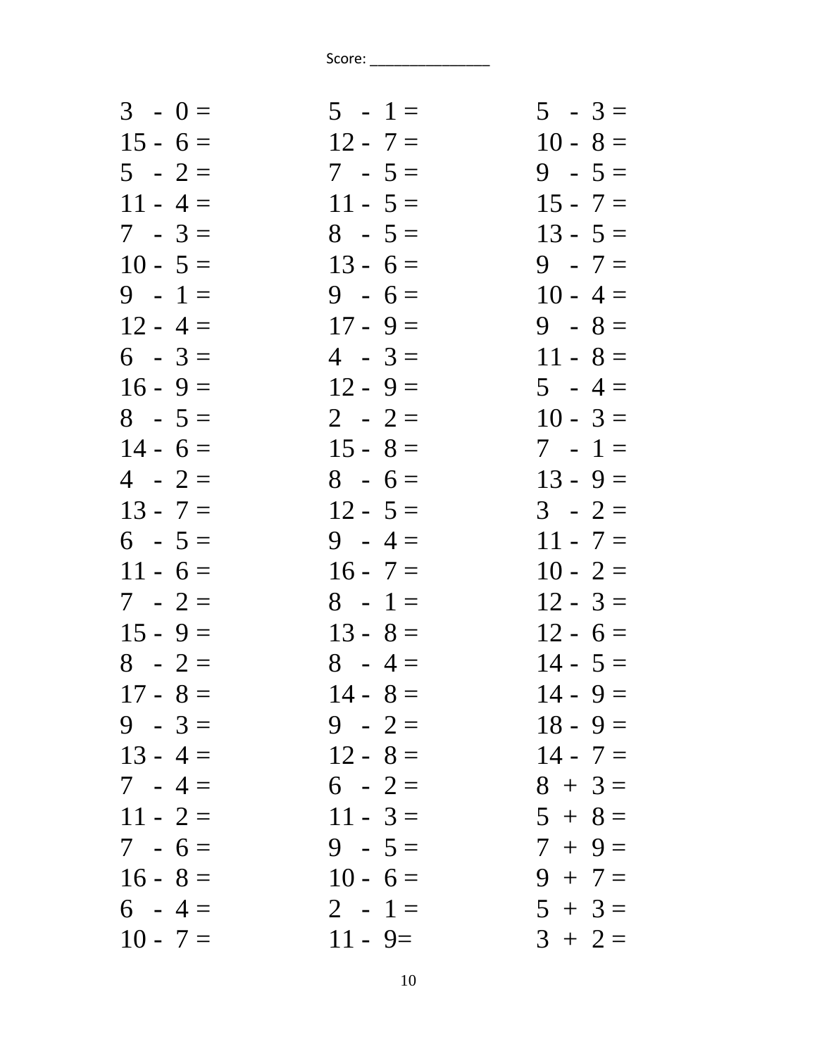Score: _______________

| | | |
|---|---|---|
| 3 - 0 = | 5 - 1 = | 5 - 3 = |
| 15 - 6 = | 12 - 7 = | 10 - 8 = |
| 5 - 2 = | 7 - 5 = | 9 - 5 = |
| 11 - 4 = | 11 - 5 = | 15 - 7 = |
| 7 - 3 = | 8 - 5 = | 13 - 5 = |
| 10 - 5 = | 13 - 6 = | 9 - 7 = |
| 9 - 1 = | 9 - 6 = | 10 - 4 = |
| 12 - 4 = | 17 - 9 = | 9 - 8 = |
| 6 - 3 = | 4 - 3 = | 11 - 8 = |
| 16 - 9 = | 12 - 9 = | 5 - 4 = |
| 8 - 5 = | 2 - 2 = | 10 - 3 = |
| 14 - 6 = | 15 - 8 = | 7 - 1 = |
| 4 - 2 = | 8 - 6 = | 13 - 9 = |
| 13 - 7 = | 12 - 5 = | 3 - 2 = |
| 6 - 5 = | 9 - 4 = | 11 - 7 = |
| 11 - 6 = | 16 - 7 = | 10 - 2 = |
| 7 - 2 = | 8 - 1 = | 12 - 3 = |
| 15 - 9 = | 13 - 8 = | 12 - 6 = |
| 8 - 2 = | 8 - 4 = | 14 - 5 = |
| 17 - 8 = | 14 - 8 = | 14 - 9 = |
| 9 - 3 = | 9 - 2 = | 18 - 9 = |
| 13 - 4 = | 12 - 8 = | 14 - 7 = |
| 7 - 4 = | 6 - 2 = | 8 + 3 = |
| 11 - 2 = | 11 - 3 = | 5 + 8 = |
| 7 - 6 = | 9 - 5 = | 7 + 9 = |
| 16 - 8 = | 10 - 6 = | 9 + 7 = |
| 6 - 4 = | 2 - 1 = | 5 + 3 = |
| 10 - 7 = | 11 - 9= | 3 + 2 = |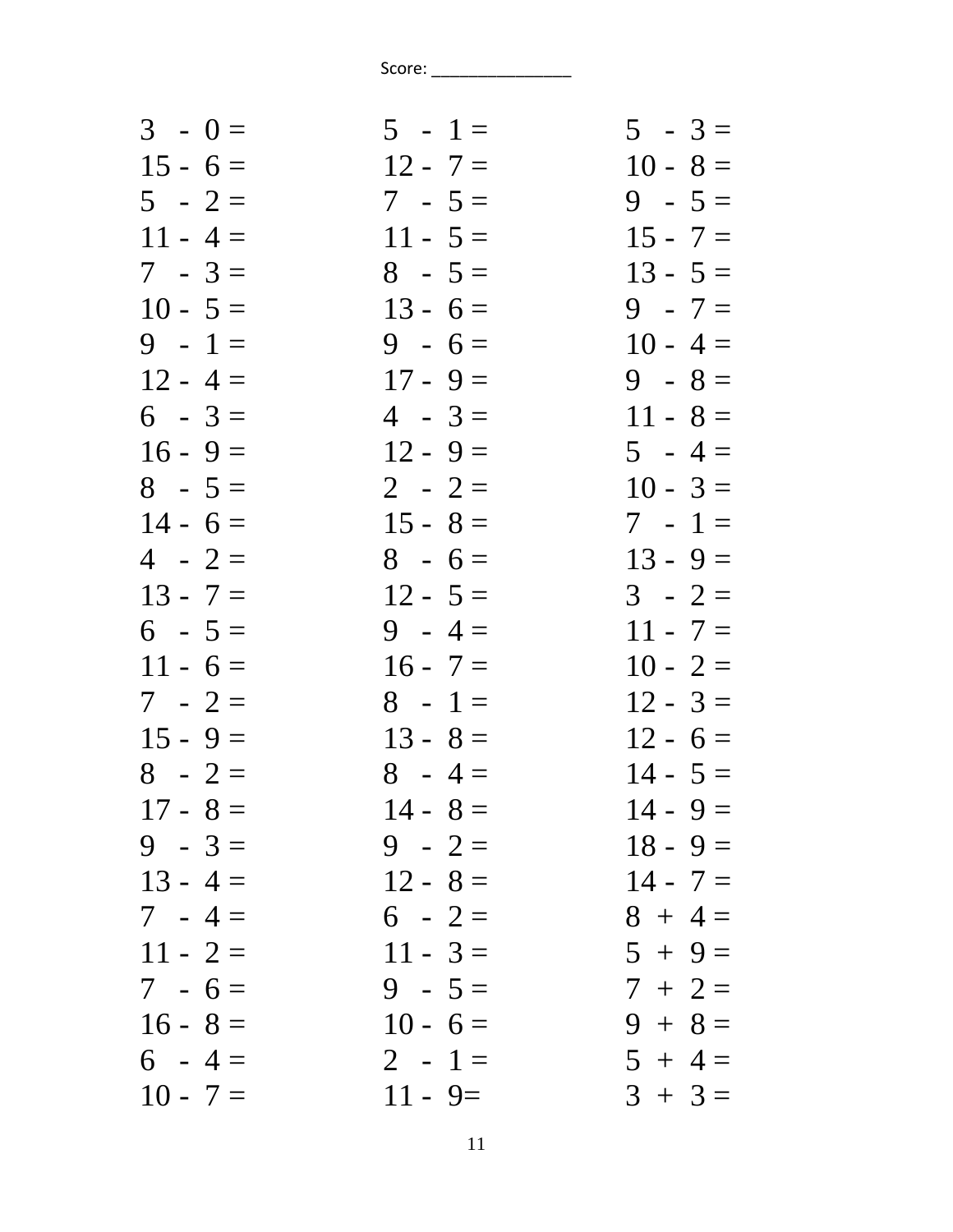Score: _______________

| | | |
|---|---|---|
| 3 - 0 = | 5 - 1 = | 5 - 3 = |
| 15 - 6 = | 12 - 7 = | 10 - 8 = |
| 5 - 2 = | 7 - 5 = | 9 - 5 = |
| 11 - 4 = | 11 - 5 = | 15 - 7 = |
| 7 - 3 = | 8 - 5 = | 13 - 5 = |
| 10 - 5 = | 13 - 6 = | 9 - 7 = |
| 9 - 1 = | 9 - 6 = | 10 - 4 = |
| 12 - 4 = | 17 - 9 = | 9 - 8 = |
| 6 - 3 = | 4 - 3 = | 11 - 8 = |
| 16 - 9 = | 12 - 9 = | 5 - 4 = |
| 8 - 5 = | 2 - 2 = | 10 - 3 = |
| 14 - 6 = | 15 - 8 = | 7 - 1 = |
| 4 - 2 = | 8 - 6 = | 13 - 9 = |
| 13 - 7 = | 12 - 5 = | 3 - 2 = |
| 6 - 5 = | 9 - 4 = | 11 - 7 = |
| 11 - 6 = | 16 - 7 = | 10 - 2 = |
| 7 - 2 = | 8 - 1 = | 12 - 3 = |
| 15 - 9 = | 13 - 8 = | 12 - 6 = |
| 8 - 2 = | 8 - 4 = | 14 - 5 = |
| 17 - 8 = | 14 - 8 = | 14 - 9 = |
| 9 - 3 = | 9 - 2 = | 18 - 9 = |
| 13 - 4 = | 12 - 8 = | 14 - 7 = |
| 7 - 4 = | 6 - 2 = | 8 + 4 = |
| 11 - 2 = | 11 - 3 = | 5 + 9 = |
| 7 - 6 = | 9 - 5 = | 7 + 2 = |
| 16 - 8 = | 10 - 6 = | 9 + 8 = |
| 6 - 4 = | 2 - 1 = | 5 + 4 = |
| 10 - 7 = | 11 - 9= | 3 + 3 = |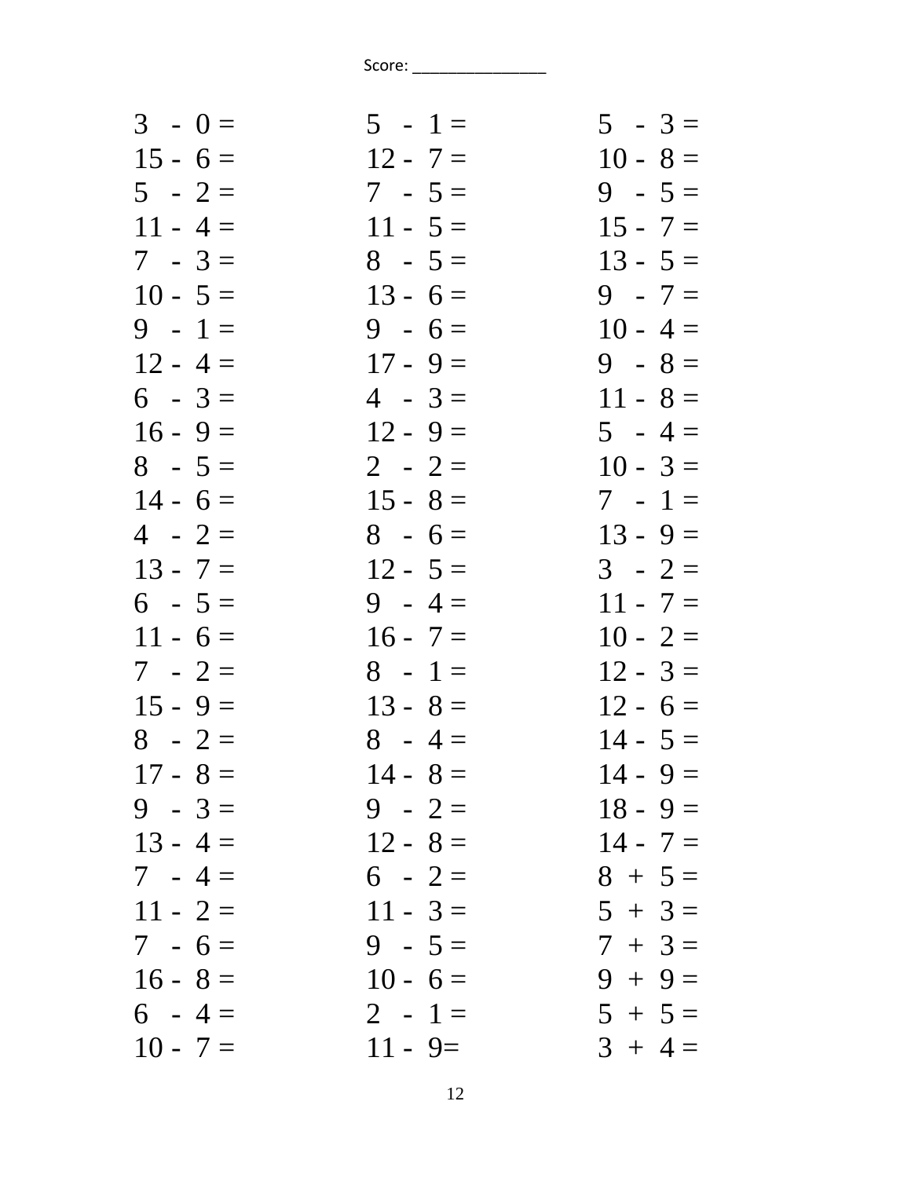Score: _______________

| | | |
|---|---|---|
| 3 - 0 = | 5 - 1 = | 5 - 3 = |
| 15 - 6 = | 12 - 7 = | 10 - 8 = |
| 5 - 2 = | 7 - 5 = | 9 - 5 = |
| 11 - 4 = | 11 - 5 = | 15 - 7 = |
| 7 - 3 = | 8 - 5 = | 13 - 5 = |
| 10 - 5 = | 13 - 6 = | 9 - 7 = |
| 9 - 1 = | 9 - 6 = | 10 - 4 = |
| 12 - 4 = | 17 - 9 = | 9 - 8 = |
| 6 - 3 = | 4 - 3 = | 11 - 8 = |
| 16 - 9 = | 12 - 9 = | 5 - 4 = |
| 8 - 5 = | 2 - 2 = | 10 - 3 = |
| 14 - 6 = | 15 - 8 = | 7 - 1 = |
| 4 - 2 = | 8 - 6 = | 13 - 9 = |
| 13 - 7 = | 12 - 5 = | 3 - 2 = |
| 6 - 5 = | 9 - 4 = | 11 - 7 = |
| 11 - 6 = | 16 - 7 = | 10 - 2 = |
| 7 - 2 = | 8 - 1 = | 12 - 3 = |
| 15 - 9 = | 13 - 8 = | 12 - 6 = |
| 8 - 2 = | 8 - 4 = | 14 - 5 = |
| 17 - 8 = | 14 - 8 = | 14 - 9 = |
| 9 - 3 = | 9 - 2 = | 18 - 9 = |
| 13 - 4 = | 12 - 8 = | 14 - 7 = |
| 7 - 4 = | 6 - 2 = | 8 + 5 = |
| 11 - 2 = | 11 - 3 = | 5 + 3 = |
| 7 - 6 = | 9 - 5 = | 7 + 3 = |
| 16 - 8 = | 10 - 6 = | 9 + 9 = |
| 6 - 4 = | 2 - 1 = | 5 + 5 = |
| 10 - 7 = | 11 - 9= | 3 + 4 = |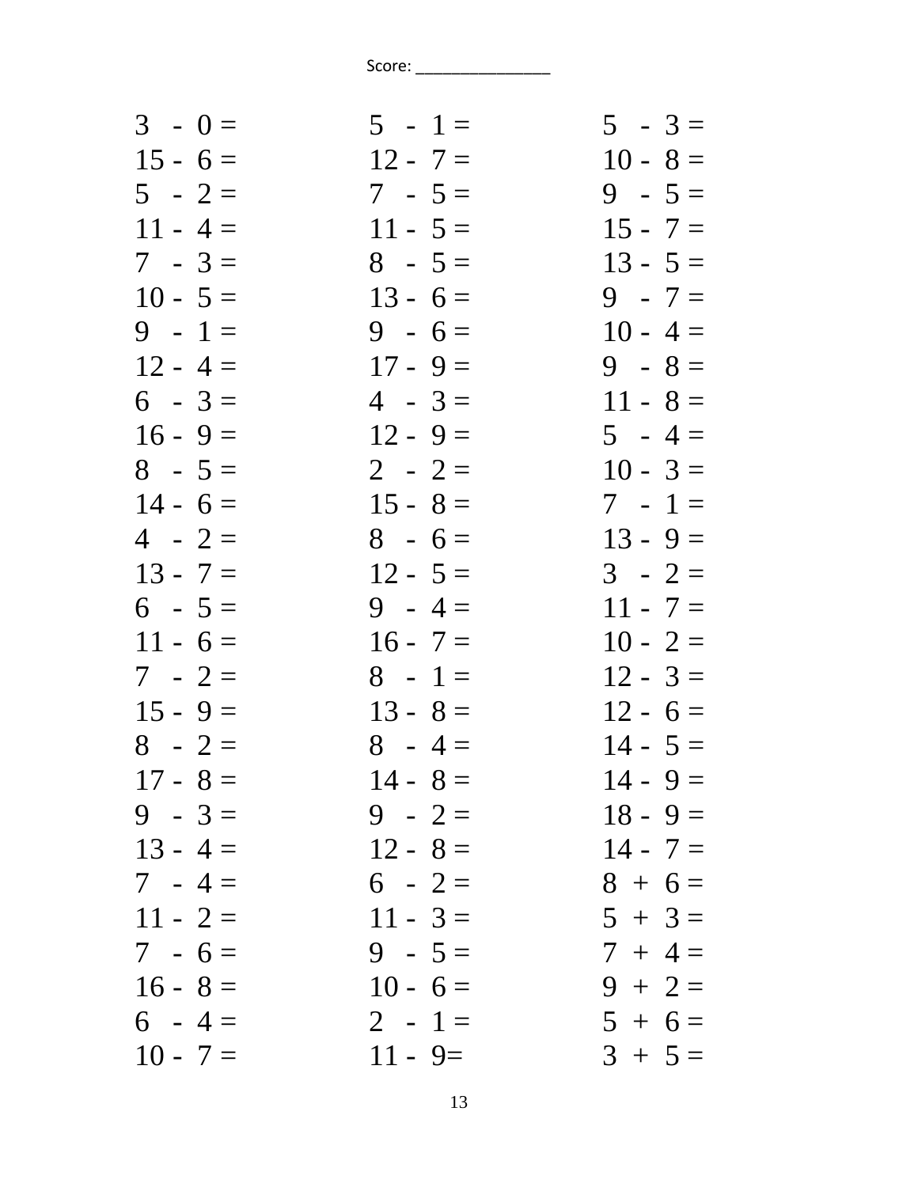Score: _______________

| | | |
|---|---|---|
| 3 - 0 = | 5 - 1 = | 5 - 3 = |
| 15 - 6 = | 12 - 7 = | 10 - 8 = |
| 5 - 2 = | 7 - 5 = | 9 - 5 = |
| 11 - 4 = | 11 - 5 = | 15 - 7 = |
| 7 - 3 = | 8 - 5 = | 13 - 5 = |
| 10 - 5 = | 13 - 6 = | 9 - 7 = |
| 9 - 1 = | 9 - 6 = | 10 - 4 = |
| 12 - 4 = | 17 - 9 = | 9 - 8 = |
| 6 - 3 = | 4 - 3 = | 11 - 8 = |
| 16 - 9 = | 12 - 9 = | 5 - 4 = |
| 8 - 5 = | 2 - 2 = | 10 - 3 = |
| 14 - 6 = | 15 - 8 = | 7 - 1 = |
| 4 - 2 = | 8 - 6 = | 13 - 9 = |
| 13 - 7 = | 12 - 5 = | 3 - 2 = |
| 6 - 5 = | 9 - 4 = | 11 - 7 = |
| 11 - 6 = | 16 - 7 = | 10 - 2 = |
| 7 - 2 = | 8 - 1 = | 12 - 3 = |
| 15 - 9 = | 13 - 8 = | 12 - 6 = |
| 8 - 2 = | 8 - 4 = | 14 - 5 = |
| 17 - 8 = | 14 - 8 = | 14 - 9 = |
| 9 - 3 = | 9 - 2 = | 18 - 9 = |
| 13 - 4 = | 12 - 8 = | 14 - 7 = |
| 7 - 4 = | 6 - 2 = | 8 + 6 = |
| 11 - 2 = | 11 - 3 = | 5 + 3 = |
| 7 - 6 = | 9 - 5 = | 7 + 4 = |
| 16 - 8 = | 10 - 6 = | 9 + 2 = |
| 6 - 4 = | 2 - 1 = | 5 + 6 = |
| 10 - 7 = | 11 - 9= | 3 + 5 = |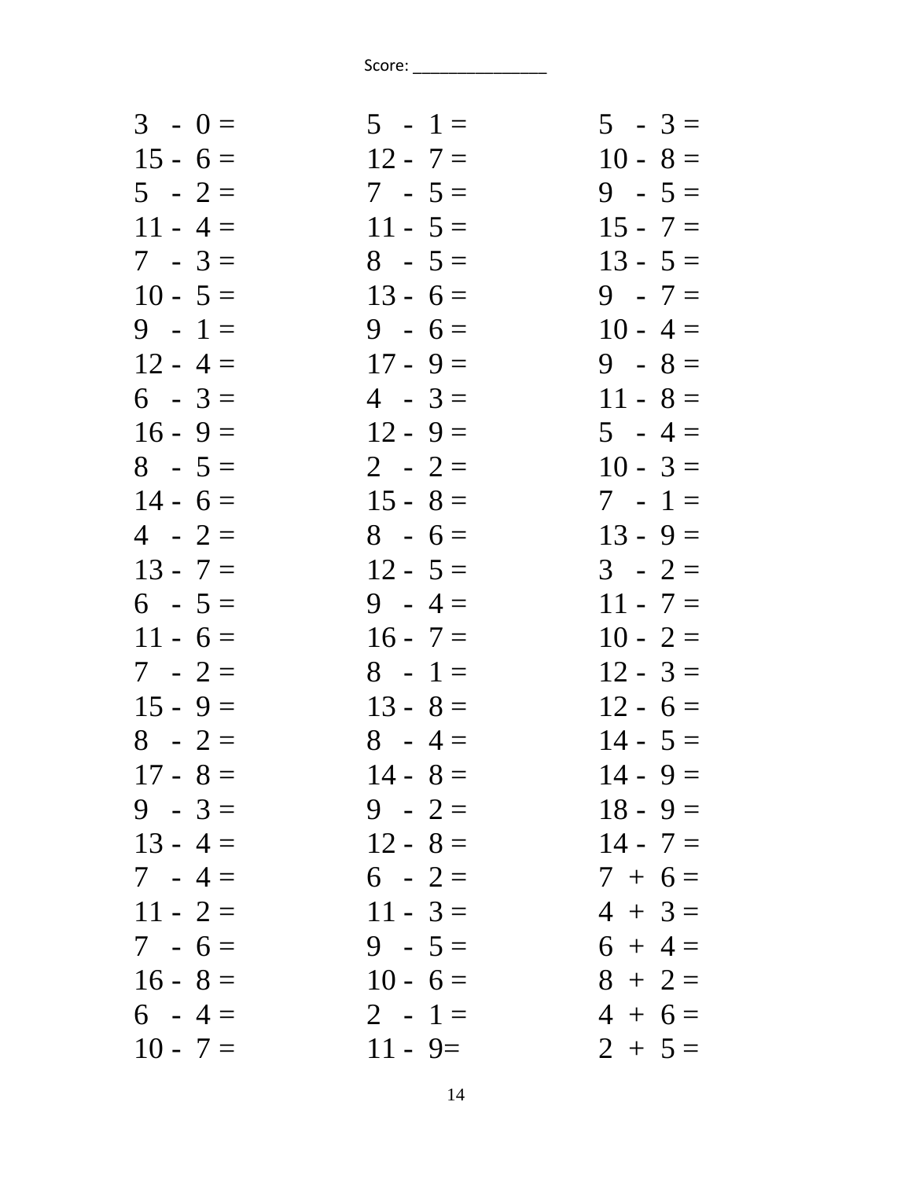Score: _______________

| | | |
|---|---|---|
| 3 - 0 = | 5 - 1 = | 5 - 3 = |
| 15 - 6 = | 12 - 7 = | 10 - 8 = |
| 5 - 2 = | 7 - 5 = | 9 - 5 = |
| 11 - 4 = | 11 - 5 = | 15 - 7 = |
| 7 - 3 = | 8 - 5 = | 13 - 5 = |
| 10 - 5 = | 13 - 6 = | 9 - 7 = |
| 9 - 1 = | 9 - 6 = | 10 - 4 = |
| 12 - 4 = | 17 - 9 = | 9 - 8 = |
| 6 - 3 = | 4 - 3 = | 11 - 8 = |
| 16 - 9 = | 12 - 9 = | 5 - 4 = |
| 8 - 5 = | 2 - 2 = | 10 - 3 = |
| 14 - 6 = | 15 - 8 = | 7 - 1 = |
| 4 - 2 = | 8 - 6 = | 13 - 9 = |
| 13 - 7 = | 12 - 5 = | 3 - 2 = |
| 6 - 5 = | 9 - 4 = | 11 - 7 = |
| 11 - 6 = | 16 - 7 = | 10 - 2 = |
| 7 - 2 = | 8 - 1 = | 12 - 3 = |
| 15 - 9 = | 13 - 8 = | 12 - 6 = |
| 8 - 2 = | 8 - 4 = | 14 - 5 = |
| 17 - 8 = | 14 - 8 = | 14 - 9 = |
| 9 - 3 = | 9 - 2 = | 18 - 9 = |
| 13 - 4 = | 12 - 8 = | 14 - 7 = |
| 7 - 4 = | 6 - 2 = | 7 + 6 = |
| 11 - 2 = | 11 - 3 = | 4 + 3 = |
| 7 - 6 = | 9 - 5 = | 6 + 4 = |
| 16 - 8 = | 10 - 6 = | 8 + 2 = |
| 6 - 4 = | 2 - 1 = | 4 + 6 = |
| 10 - 7 = | 11 - 9= | 2 + 5 = |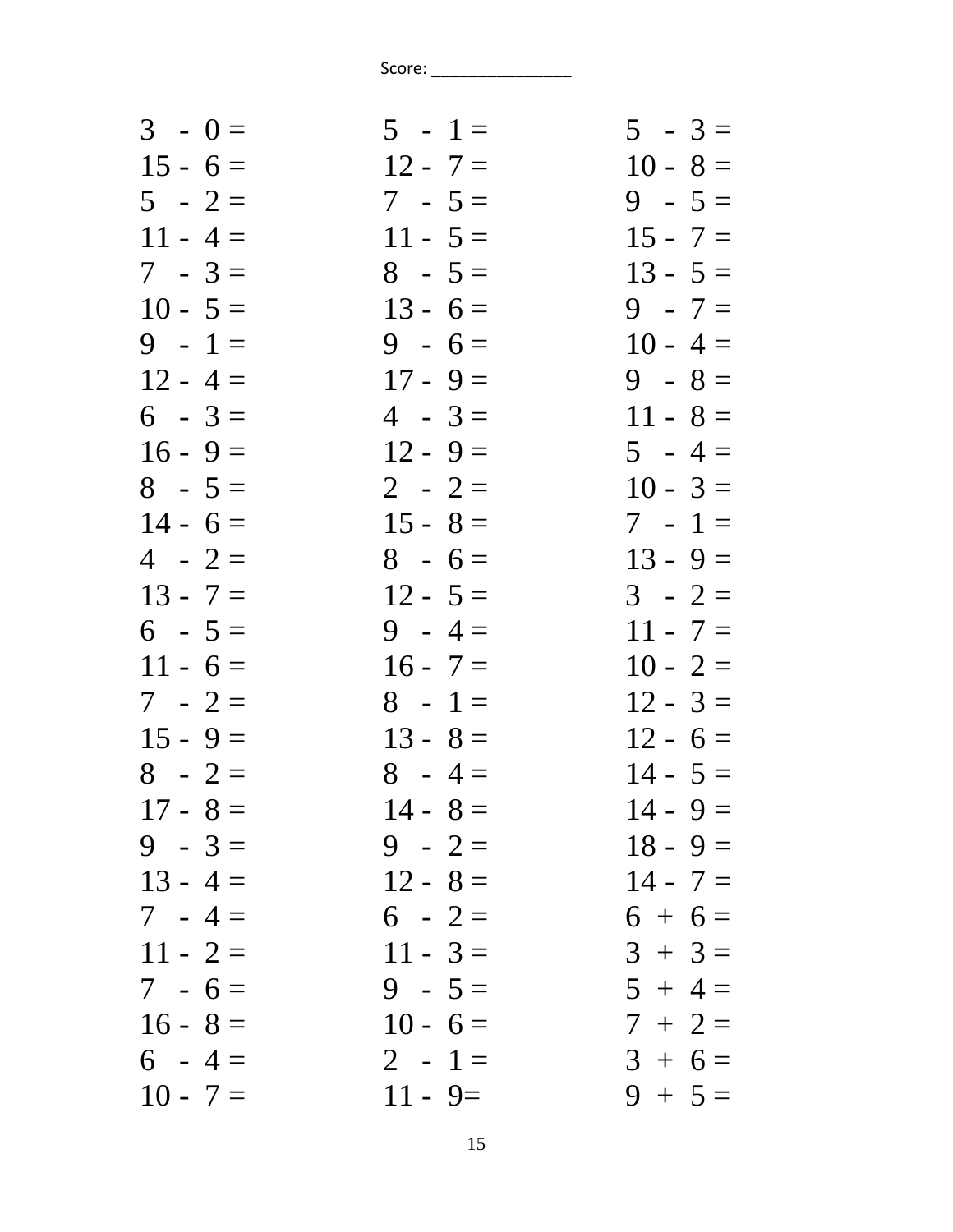Score: _______________

| | | |
|---|---|---|
| 3 - 0 = | 5 - 1 = | 5 - 3 = |
| 15 - 6 = | 12 - 7 = | 10 - 8 = |
| 5 - 2 = | 7 - 5 = | 9 - 5 = |
| 11 - 4 = | 11 - 5 = | 15 - 7 = |
| 7 - 3 = | 8 - 5 = | 13 - 5 = |
| 10 - 5 = | 13 - 6 = | 9 - 7 = |
| 9 - 1 = | 9 - 6 = | 10 - 4 = |
| 12 - 4 = | 17 - 9 = | 9 - 8 = |
| 6 - 3 = | 4 - 3 = | 11 - 8 = |
| 16 - 9 = | 12 - 9 = | 5 - 4 = |
| 8 - 5 = | 2 - 2 = | 10 - 3 = |
| 14 - 6 = | 15 - 8 = | 7 - 1 = |
| 4 - 2 = | 8 - 6 = | 13 - 9 = |
| 13 - 7 = | 12 - 5 = | 3 - 2 = |
| 6 - 5 = | 9 - 4 = | 11 - 7 = |
| 11 - 6 = | 16 - 7 = | 10 - 2 = |
| 7 - 2 = | 8 - 1 = | 12 - 3 = |
| 15 - 9 = | 13 - 8 = | 12 - 6 = |
| 8 - 2 = | 8 - 4 = | 14 - 5 = |
| 17 - 8 = | 14 - 8 = | 14 - 9 = |
| 9 - 3 = | 9 - 2 = | 18 - 9 = |
| 13 - 4 = | 12 - 8 = | 14 - 7 = |
| 7 - 4 = | 6 - 2 = | 6 + 6 = |
| 11 - 2 = | 11 - 3 = | 3 + 3 = |
| 7 - 6 = | 9 - 5 = | 5 + 4 = |
| 16 - 8 = | 10 - 6 = | 7 + 2 = |
| 6 - 4 = | 2 - 1 = | 3 + 6 = |
| 10 - 7 = | 11 - 9= | 9 + 5 = |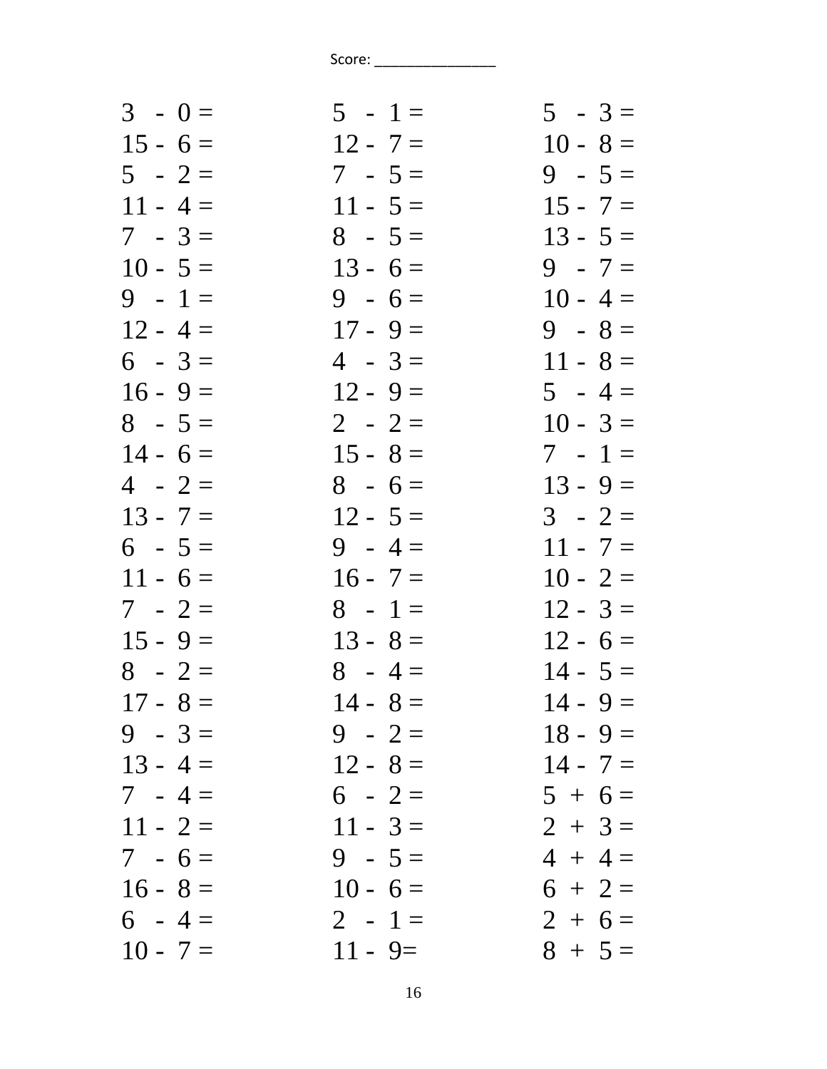Score: _______________

| | | |
|---|---|---|
| $3 - 0 =$ | $5 - 1 =$ | $5 - 3 =$ |
| $15 - 6 =$ | $12 - 7 =$ | $10 - 8 =$ |
| $5 - 2 =$ | $7 - 5 =$ | $9 - 5 =$ |
| $11 - 4 =$ | $11 - 5 =$ | $15 - 7 =$ |
| $7 - 3 =$ | $8 - 5 =$ | $13 - 5 =$ |
| $10 - 5 =$ | $13 - 6 =$ | $9 - 7 =$ |
| $9 - 1 =$ | $9 - 6 =$ | $10 - 4 =$ |
| $12 - 4 =$ | $17 - 9 =$ | $9 - 8 =$ |
| $6 - 3 =$ | $4 - 3 =$ | $11 - 8 =$ |
| $16 - 9 =$ | $12 - 9 =$ | $5 - 4 =$ |
| $8 - 5 =$ | $2 - 2 =$ | $10 - 3 =$ |
| $14 - 6 =$ | $15 - 8 =$ | $7 - 1 =$ |
| $4 - 2 =$ | $8 - 6 =$ | $13 - 9 =$ |
| $13 - 7 =$ | $12 - 5 =$ | $3 - 2 =$ |
| $6 - 5 =$ | $9 - 4 =$ | $11 - 7 =$ |
| $11 - 6 =$ | $16 - 7 =$ | $10 - 2 =$ |
| $7 - 2 =$ | $8 - 1 =$ | $12 - 3 =$ |
| $15 - 9 =$ | $13 - 8 =$ | $12 - 6 =$ |
| $8 - 2 =$ | $8 - 4 =$ | $14 - 5 =$ |
| $17 - 8 =$ | $14 - 8 =$ | $14 - 9 =$ |
| $9 - 3 =$ | $9 - 2 =$ | $18 - 9 =$ |
| $13 - 4 =$ | $12 - 8 =$ | $14 - 7 =$ |
| $7 - 4 =$ | $6 - 2 =$ | $5 + 6 =$ |
| $11 - 2 =$ | $11 - 3 =$ | $2 + 3 =$ |
| $7 - 6 =$ | $9 - 5 =$ | $4 + 4 =$ |
| $16 - 8 =$ | $10 - 6 =$ | $6 + 2 =$ |
| $6 - 4 =$ | $2 - 1 =$ | $2 + 6 =$ |
| $10 - 7 =$ | $11 - 9 =$ | $8 + 5 =$ |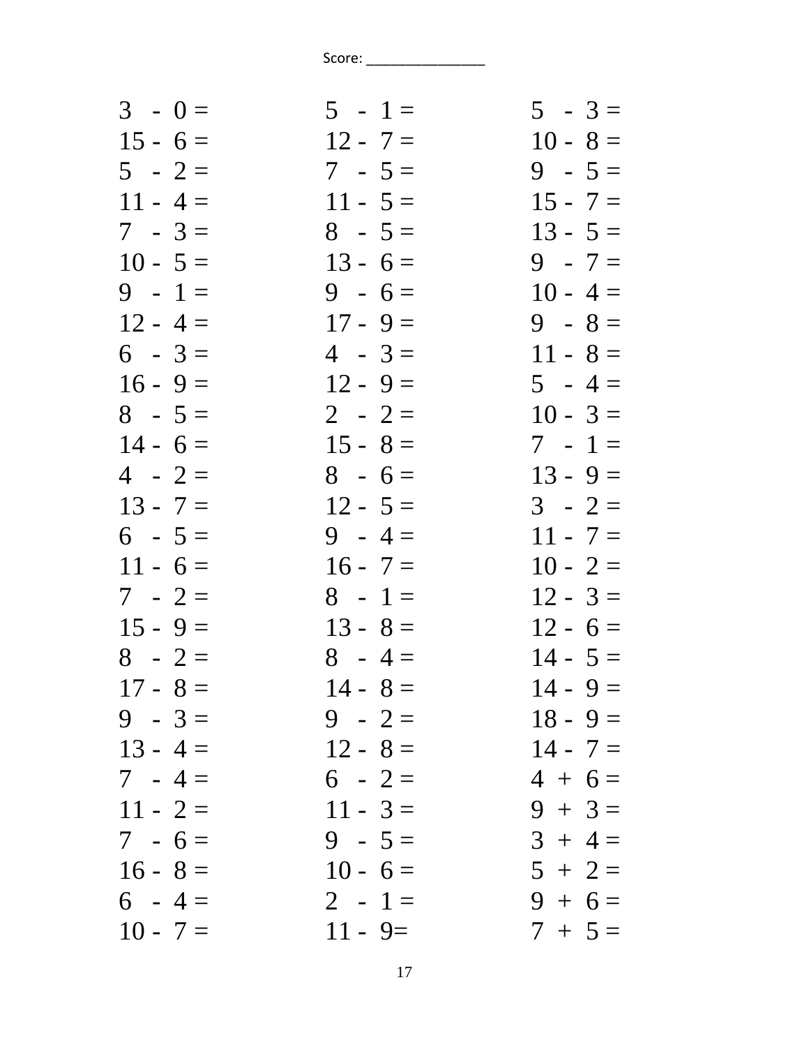Score: _______________

| | | |
|---|---|---|
| 3 - 0 = | 5 - 1 = | 5 - 3 = |
| 15 - 6 = | 12 - 7 = | 10 - 8 = |
| 5 - 2 = | 7 - 5 = | 9 - 5 = |
| 11 - 4 = | 11 - 5 = | 15 - 7 = |
| 7 - 3 = | 8 - 5 = | 13 - 5 = |
| 10 - 5 = | 13 - 6 = | 9 - 7 = |
| 9 - 1 = | 9 - 6 = | 10 - 4 = |
| 12 - 4 = | 17 - 9 = | 9 - 8 = |
| 6 - 3 = | 4 - 3 = | 11 - 8 = |
| 16 - 9 = | 12 - 9 = | 5 - 4 = |
| 8 - 5 = | 2 - 2 = | 10 - 3 = |
| 14 - 6 = | 15 - 8 = | 7 - 1 = |
| 4 - 2 = | 8 - 6 = | 13 - 9 = |
| 13 - 7 = | 12 - 5 = | 3 - 2 = |
| 6 - 5 = | 9 - 4 = | 11 - 7 = |
| 11 - 6 = | 16 - 7 = | 10 - 2 = |
| 7 - 2 = | 8 - 1 = | 12 - 3 = |
| 15 - 9 = | 13 - 8 = | 12 - 6 = |
| 8 - 2 = | 8 - 4 = | 14 - 5 = |
| 17 - 8 = | 14 - 8 = | 14 - 9 = |
| 9 - 3 = | 9 - 2 = | 18 - 9 = |
| 13 - 4 = | 12 - 8 = | 14 - 7 = |
| 7 - 4 = | 6 - 2 = | 4 + 6 = |
| 11 - 2 = | 11 - 3 = | 9 + 3 = |
| 7 - 6 = | 9 - 5 = | 3 + 4 = |
| 16 - 8 = | 10 - 6 = | 5 + 2 = |
| 6 - 4 = | 2 - 1 = | 9 + 6 = |
| 10 - 7 = | 11 - 9= | 7 + 5 = |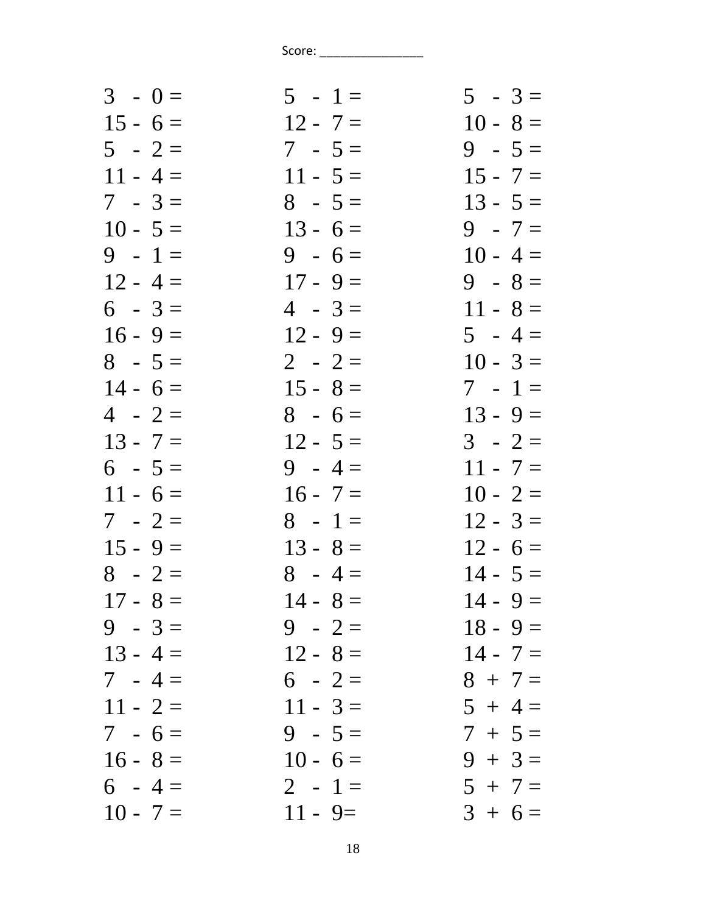Score: _______________

| | | |
|---|---|---|
| 3 - 0 = | 5 - 1 = | 5 - 3 = |
| 15 - 6 = | 12 - 7 = | 10 - 8 = |
| 5 - 2 = | 7 - 5 = | 9 - 5 = |
| 11 - 4 = | 11 - 5 = | 15 - 7 = |
| 7 - 3 = | 8 - 5 = | 13 - 5 = |
| 10 - 5 = | 13 - 6 = | 9 - 7 = |
| 9 - 1 = | 9 - 6 = | 10 - 4 = |
| 12 - 4 = | 17 - 9 = | 9 - 8 = |
| 6 - 3 = | 4 - 3 = | 11 - 8 = |
| 16 - 9 = | 12 - 9 = | 5 - 4 = |
| 8 - 5 = | 2 - 2 = | 10 - 3 = |
| 14 - 6 = | 15 - 8 = | 7 - 1 = |
| 4 - 2 = | 8 - 6 = | 13 - 9 = |
| 13 - 7 = | 12 - 5 = | 3 - 2 = |
| 6 - 5 = | 9 - 4 = | 11 - 7 = |
| 11 - 6 = | 16 - 7 = | 10 - 2 = |
| 7 - 2 = | 8 - 1 = | 12 - 3 = |
| 15 - 9 = | 13 - 8 = | 12 - 6 = |
| 8 - 2 = | 8 - 4 = | 14 - 5 = |
| 17 - 8 = | 14 - 8 = | 14 - 9 = |
| 9 - 3 = | 9 - 2 = | 18 - 9 = |
| 13 - 4 = | 12 - 8 = | 14 - 7 = |
| 7 - 4 = | 6 - 2 = | 8 + 7 = |
| 11 - 2 = | 11 - 3 = | 5 + 4 = |
| 7 - 6 = | 9 - 5 = | 7 + 5 = |
| 16 - 8 = | 10 - 6 = | 9 + 3 = |
| 6 - 4 = | 2 - 1 = | 5 + 7 = |
| 10 - 7 = | 11 - 9= | 3 + 6 = |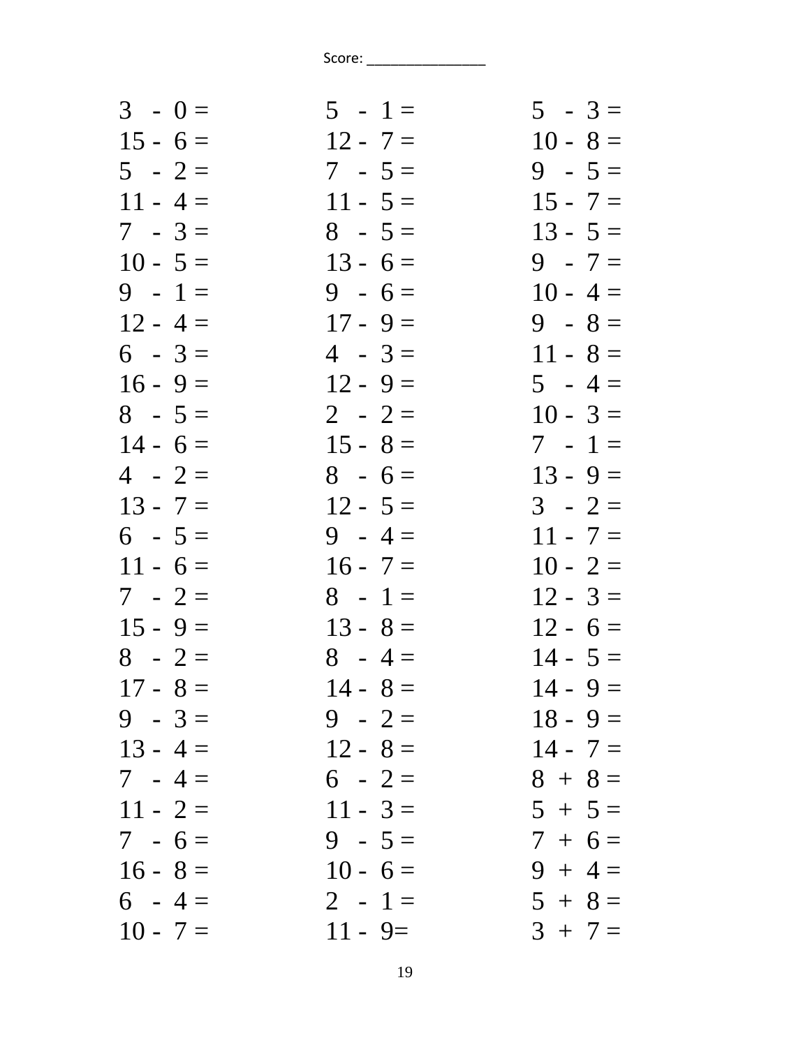Score: _______________

| | | |
|---|---|---|
| 3 - 0 = | 5 - 1 = | 5 - 3 = |
| 15 - 6 = | 12 - 7 = | 10 - 8 = |
| 5 - 2 = | 7 - 5 = | 9 - 5 = |
| 11 - 4 = | 11 - 5 = | 15 - 7 = |
| 7 - 3 = | 8 - 5 = | 13 - 5 = |
| 10 - 5 = | 13 - 6 = | 9 - 7 = |
| 9 - 1 = | 9 - 6 = | 10 - 4 = |
| 12 - 4 = | 17 - 9 = | 9 - 8 = |
| 6 - 3 = | 4 - 3 = | 11 - 8 = |
| 16 - 9 = | 12 - 9 = | 5 - 4 = |
| 8 - 5 = | 2 - 2 = | 10 - 3 = |
| 14 - 6 = | 15 - 8 = | 7 - 1 = |
| 4 - 2 = | 8 - 6 = | 13 - 9 = |
| 13 - 7 = | 12 - 5 = | 3 - 2 = |
| 6 - 5 = | 9 - 4 = | 11 - 7 = |
| 11 - 6 = | 16 - 7 = | 10 - 2 = |
| 7 - 2 = | 8 - 1 = | 12 - 3 = |
| 15 - 9 = | 13 - 8 = | 12 - 6 = |
| 8 - 2 = | 8 - 4 = | 14 - 5 = |
| 17 - 8 = | 14 - 8 = | 14 - 9 = |
| 9 - 3 = | 9 - 2 = | 18 - 9 = |
| 13 - 4 = | 12 - 8 = | 14 - 7 = |
| 7 - 4 = | 6 - 2 = | 8 + 8 = |
| 11 - 2 = | 11 - 3 = | 5 + 5 = |
| 7 - 6 = | 9 - 5 = | 7 + 6 = |
| 16 - 8 = | 10 - 6 = | 9 + 4 = |
| 6 - 4 = | 2 - 1 = | 5 + 8 = |
| 10 - 7 = | 11 - 9= | 3 + 7 = |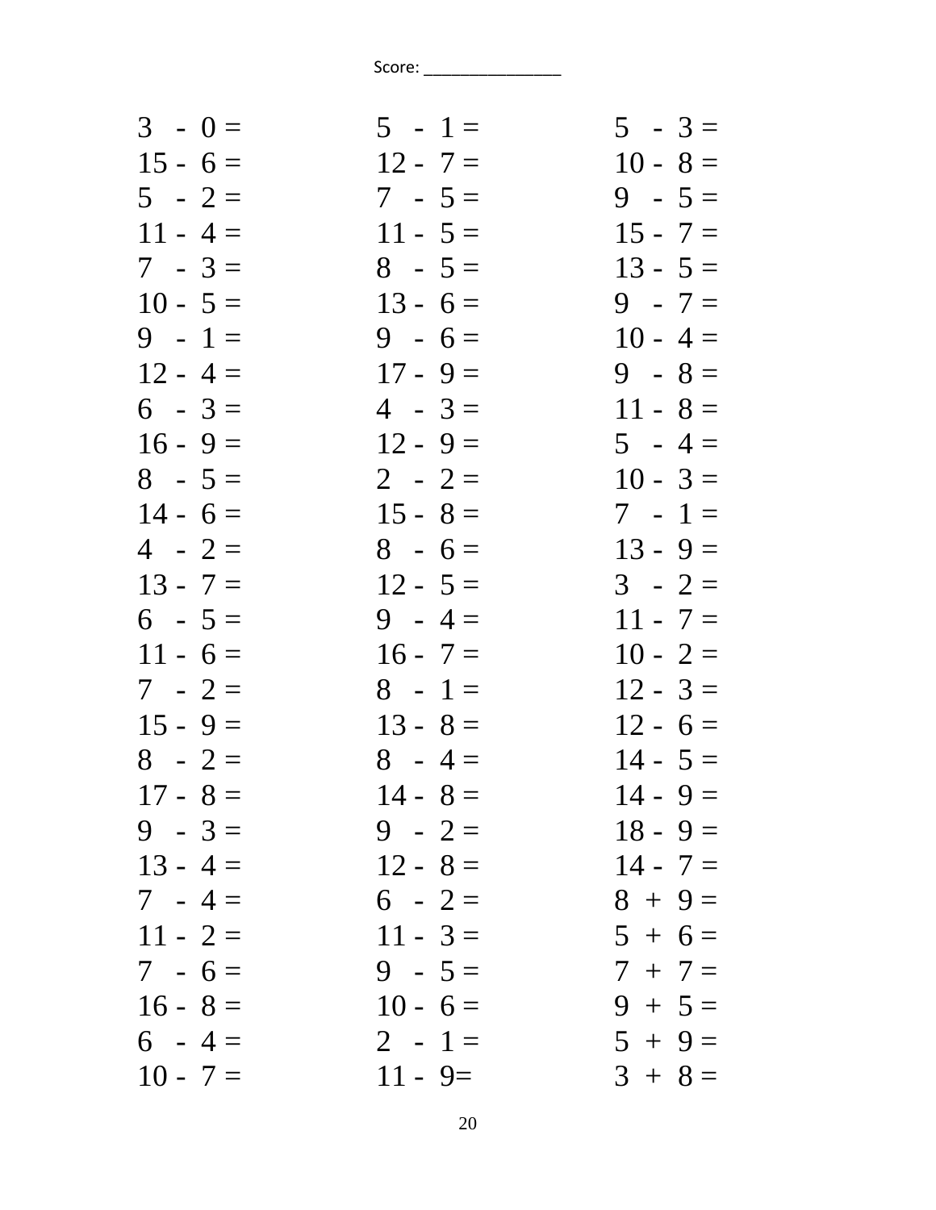Score: _______________

| | | |
|---|---|---|
| 3 - 0 = | 5 - 1 = | 5 - 3 = |
| 15 - 6 = | 12 - 7 = | 10 - 8 = |
| 5 - 2 = | 7 - 5 = | 9 - 5 = |
| 11 - 4 = | 11 - 5 = | 15 - 7 = |
| 7 - 3 = | 8 - 5 = | 13 - 5 = |
| 10 - 5 = | 13 - 6 = | 9 - 7 = |
| 9 - 1 = | 9 - 6 = | 10 - 4 = |
| 12 - 4 = | 17 - 9 = | 9 - 8 = |
| 6 - 3 = | 4 - 3 = | 11 - 8 = |
| 16 - 9 = | 12 - 9 = | 5 - 4 = |
| 8 - 5 = | 2 - 2 = | 10 - 3 = |
| 14 - 6 = | 15 - 8 = | 7 - 1 = |
| 4 - 2 = | 8 - 6 = | 13 - 9 = |
| 13 - 7 = | 12 - 5 = | 3 - 2 = |
| 6 - 5 = | 9 - 4 = | 11 - 7 = |
| 11 - 6 = | 16 - 7 = | 10 - 2 = |
| 7 - 2 = | 8 - 1 = | 12 - 3 = |
| 15 - 9 = | 13 - 8 = | 12 - 6 = |
| 8 - 2 = | 8 - 4 = | 14 - 5 = |
| 17 - 8 = | 14 - 8 = | 14 - 9 = |
| 9 - 3 = | 9 - 2 = | 18 - 9 = |
| 13 - 4 = | 12 - 8 = | 14 - 7 = |
| 7 - 4 = | 6 - 2 = | 8 + 9 = |
| 11 - 2 = | 11 - 3 = | 5 + 6 = |
| 7 - 6 = | 9 - 5 = | 7 + 7 = |
| 16 - 8 = | 10 - 6 = | 9 + 5 = |
| 6 - 4 = | 2 - 1 = | 5 + 9 = |
| 10 - 7 = | 11 - 9= | 3 + 8 = |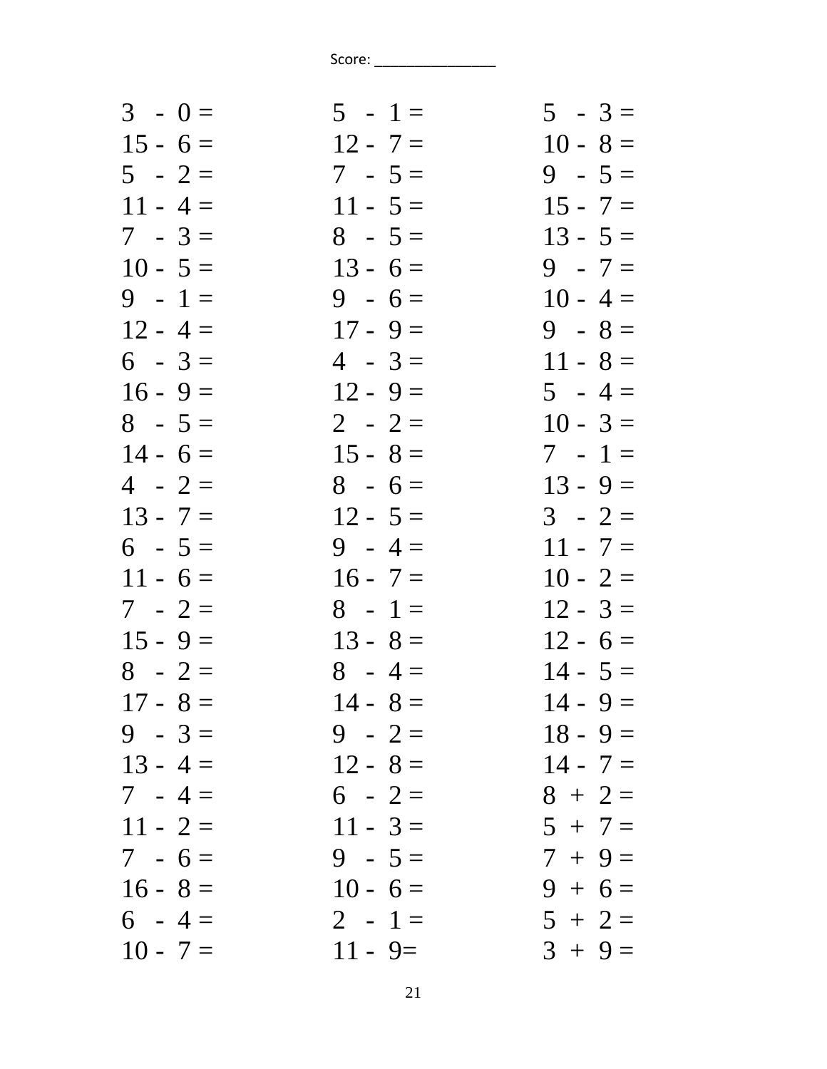Score: _______________

| | | |
|---|---|---|
| 3 - 0 = | 5 - 1 = | 5 - 3 = |
| 15 - 6 = | 12 - 7 = | 10 - 8 = |
| 5 - 2 = | 7 - 5 = | 9 - 5 = |
| 11 - 4 = | 11 - 5 = | 15 - 7 = |
| 7 - 3 = | 8 - 5 = | 13 - 5 = |
| 10 - 5 = | 13 - 6 = | 9 - 7 = |
| 9 - 1 = | 9 - 6 = | 10 - 4 = |
| 12 - 4 = | 17 - 9 = | 9 - 8 = |
| 6 - 3 = | 4 - 3 = | 11 - 8 = |
| 16 - 9 = | 12 - 9 = | 5 - 4 = |
| 8 - 5 = | 2 - 2 = | 10 - 3 = |
| 14 - 6 = | 15 - 8 = | 7 - 1 = |
| 4 - 2 = | 8 - 6 = | 13 - 9 = |
| 13 - 7 = | 12 - 5 = | 3 - 2 = |
| 6 - 5 = | 9 - 4 = | 11 - 7 = |
| 11 - 6 = | 16 - 7 = | 10 - 2 = |
| 7 - 2 = | 8 - 1 = | 12 - 3 = |
| 15 - 9 = | 13 - 8 = | 12 - 6 = |
| 8 - 2 = | 8 - 4 = | 14 - 5 = |
| 17 - 8 = | 14 - 8 = | 14 - 9 = |
| 9 - 3 = | 9 - 2 = | 18 - 9 = |
| 13 - 4 = | 12 - 8 = | 14 - 7 = |
| 7 - 4 = | 6 - 2 = | 8 + 2 = |
| 11 - 2 = | 11 - 3 = | 5 + 7 = |
| 7 - 6 = | 9 - 5 = | 7 + 9 = |
| 16 - 8 = | 10 - 6 = | 9 + 6 = |
| 6 - 4 = | 2 - 1 = | 5 + 2 = |
| 10 - 7 = | 11 - 9= | 3 + 9 = |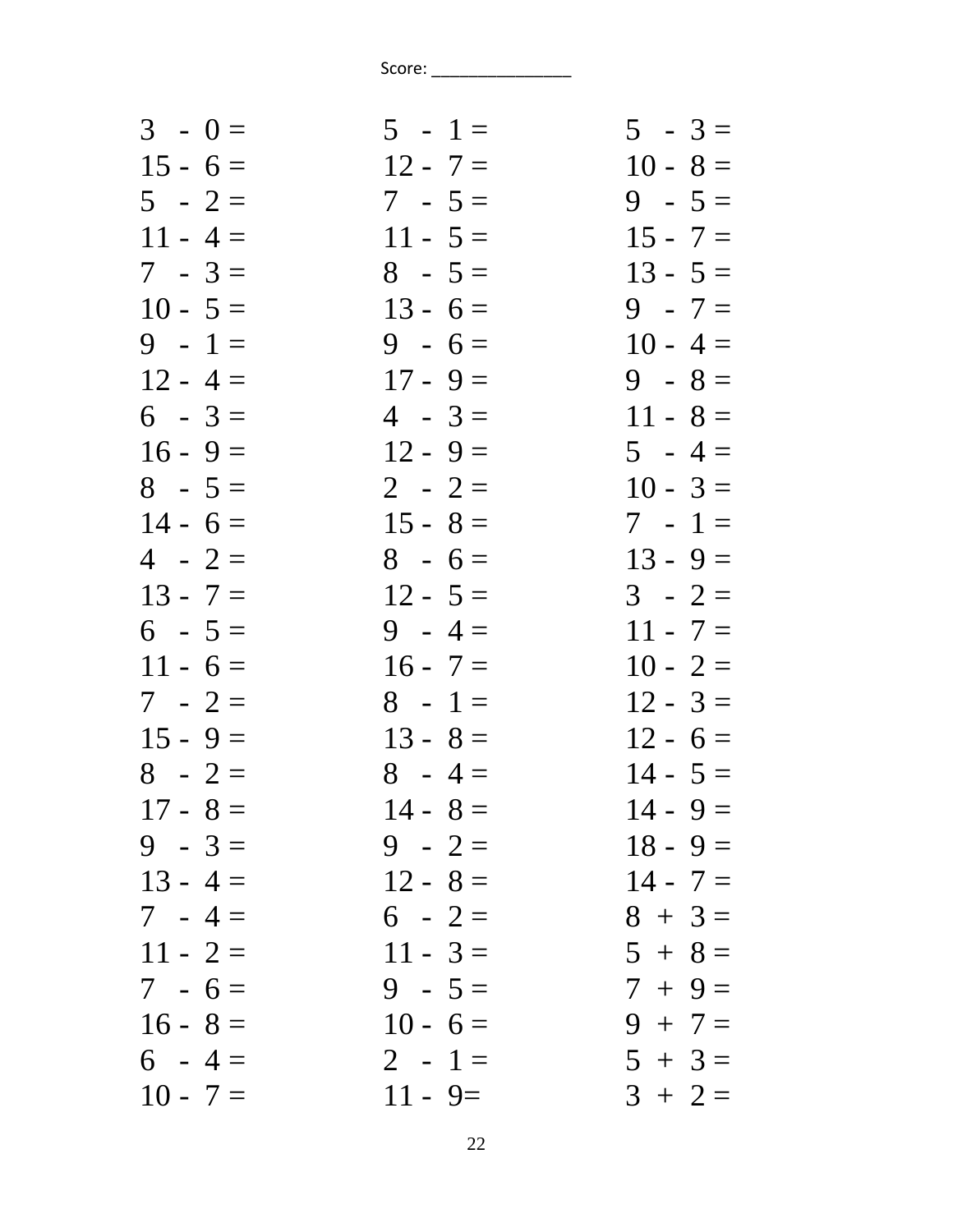Score: _______________

| | | |
|---|---|---|
| 3 - 0 = | 5 - 1 = | 5 - 3 = |
| 15 - 6 = | 12 - 7 = | 10 - 8 = |
| 5 - 2 = | 7 - 5 = | 9 - 5 = |
| 11 - 4 = | 11 - 5 = | 15 - 7 = |
| 7 - 3 = | 8 - 5 = | 13 - 5 = |
| 10 - 5 = | 13 - 6 = | 9 - 7 = |
| 9 - 1 = | 9 - 6 = | 10 - 4 = |
| 12 - 4 = | 17 - 9 = | 9 - 8 = |
| 6 - 3 = | 4 - 3 = | 11 - 8 = |
| 16 - 9 = | 12 - 9 = | 5 - 4 = |
| 8 - 5 = | 2 - 2 = | 10 - 3 = |
| 14 - 6 = | 15 - 8 = | 7 - 1 = |
| 4 - 2 = | 8 - 6 = | 13 - 9 = |
| 13 - 7 = | 12 - 5 = | 3 - 2 = |
| 6 - 5 = | 9 - 4 = | 11 - 7 = |
| 11 - 6 = | 16 - 7 = | 10 - 2 = |
| 7 - 2 = | 8 - 1 = | 12 - 3 = |
| 15 - 9 = | 13 - 8 = | 12 - 6 = |
| 8 - 2 = | 8 - 4 = | 14 - 5 = |
| 17 - 8 = | 14 - 8 = | 14 - 9 = |
| 9 - 3 = | 9 - 2 = | 18 - 9 = |
| 13 - 4 = | 12 - 8 = | 14 - 7 = |
| 7 - 4 = | 6 - 2 = | 8 + 3 = |
| 11 - 2 = | 11 - 3 = | 5 + 8 = |
| 7 - 6 = | 9 - 5 = | 7 + 9 = |
| 16 - 8 = | 10 - 6 = | 9 + 7 = |
| 6 - 4 = | 2 - 1 = | 5 + 3 = |
| 10 - 7 = | 11 - 9= | 3 + 2 = |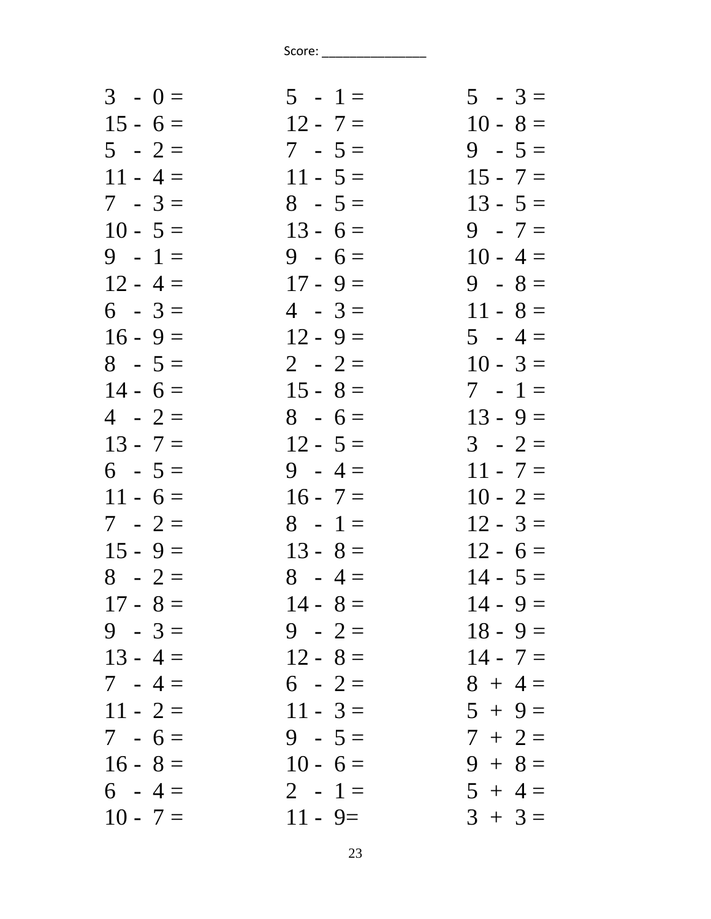Score: _______________

| | | |
|---|---|---|
| 3 - 0 = | 5 - 1 = | 5 - 3 = |
| 15 - 6 = | 12 - 7 = | 10 - 8 = |
| 5 - 2 = | 7 - 5 = | 9 - 5 = |
| 11 - 4 = | 11 - 5 = | 15 - 7 = |
| 7 - 3 = | 8 - 5 = | 13 - 5 = |
| 10 - 5 = | 13 - 6 = | 9 - 7 = |
| 9 - 1 = | 9 - 6 = | 10 - 4 = |
| 12 - 4 = | 17 - 9 = | 9 - 8 = |
| 6 - 3 = | 4 - 3 = | 11 - 8 = |
| 16 - 9 = | 12 - 9 = | 5 - 4 = |
| 8 - 5 = | 2 - 2 = | 10 - 3 = |
| 14 - 6 = | 15 - 8 = | 7 - 1 = |
| 4 - 2 = | 8 - 6 = | 13 - 9 = |
| 13 - 7 = | 12 - 5 = | 3 - 2 = |
| 6 - 5 = | 9 - 4 = | 11 - 7 = |
| 11 - 6 = | 16 - 7 = | 10 - 2 = |
| 7 - 2 = | 8 - 1 = | 12 - 3 = |
| 15 - 9 = | 13 - 8 = | 12 - 6 = |
| 8 - 2 = | 8 - 4 = | 14 - 5 = |
| 17 - 8 = | 14 - 8 = | 14 - 9 = |
| 9 - 3 = | 9 - 2 = | 18 - 9 = |
| 13 - 4 = | 12 - 8 = | 14 - 7 = |
| 7 - 4 = | 6 - 2 = | 8 + 4 = |
| 11 - 2 = | 11 - 3 = | 5 + 9 = |
| 7 - 6 = | 9 - 5 = | 7 + 2 = |
| 16 - 8 = | 10 - 6 = | 9 + 8 = |
| 6 - 4 = | 2 - 1 = | 5 + 4 = |
| 10 - 7 = | 11 - 9= | 3 + 3 = |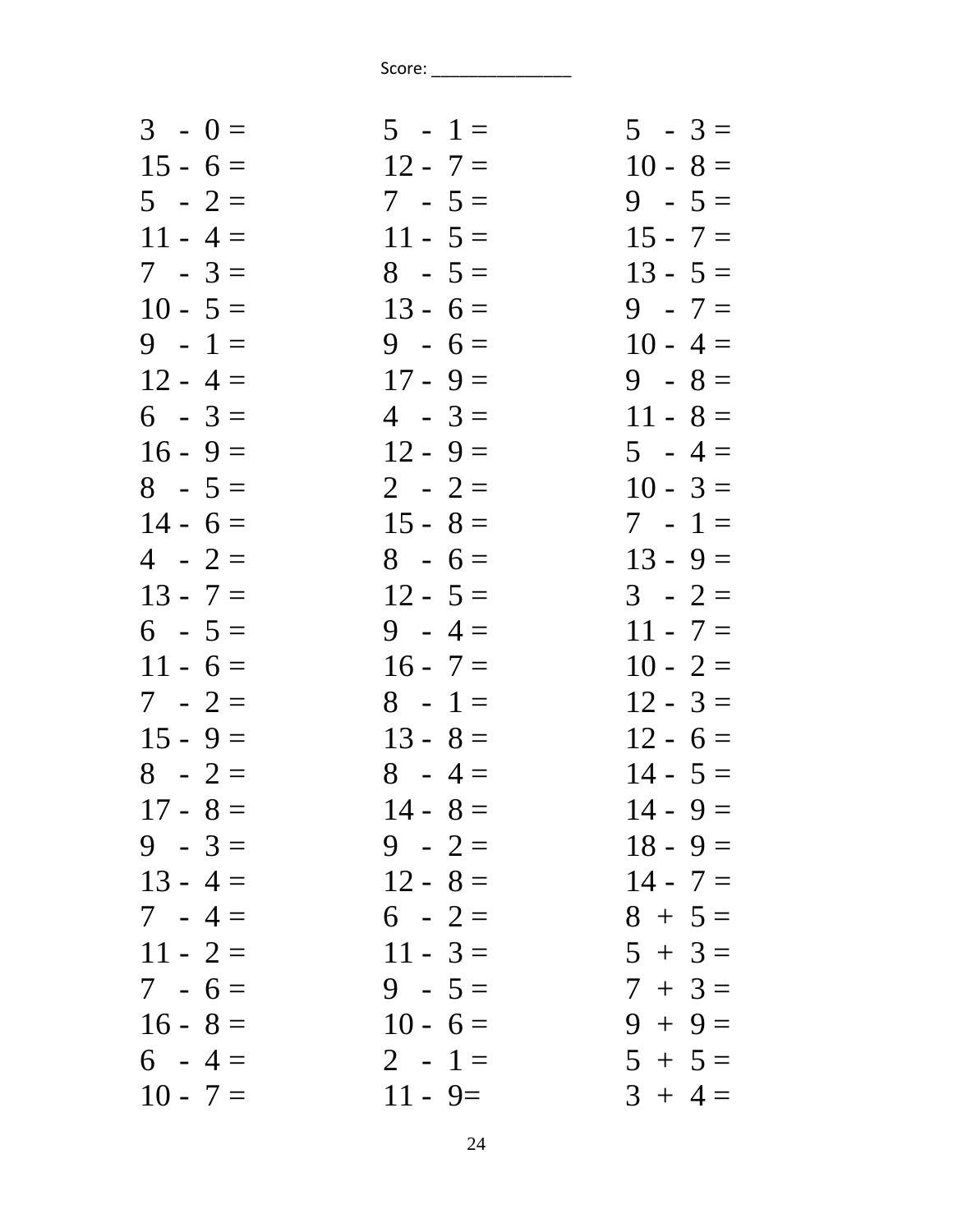Score: _______________

| | | |
|---|---|---|
| 3 - 0 = | 5 - 1 = | 5 - 3 = |
| 15 - 6 = | 12 - 7 = | 10 - 8 = |
| 5 - 2 = | 7 - 5 = | 9 - 5 = |
| 11 - 4 = | 11 - 5 = | 15 - 7 = |
| 7 - 3 = | 8 - 5 = | 13 - 5 = |
| 10 - 5 = | 13 - 6 = | 9 - 7 = |
| 9 - 1 = | 9 - 6 = | 10 - 4 = |
| 12 - 4 = | 17 - 9 = | 9 - 8 = |
| 6 - 3 = | 4 - 3 = | 11 - 8 = |
| 16 - 9 = | 12 - 9 = | 5 - 4 = |
| 8 - 5 = | 2 - 2 = | 10 - 3 = |
| 14 - 6 = | 15 - 8 = | 7 - 1 = |
| 4 - 2 = | 8 - 6 = | 13 - 9 = |
| 13 - 7 = | 12 - 5 = | 3 - 2 = |
| 6 - 5 = | 9 - 4 = | 11 - 7 = |
| 11 - 6 = | 16 - 7 = | 10 - 2 = |
| 7 - 2 = | 8 - 1 = | 12 - 3 = |
| 15 - 9 = | 13 - 8 = | 12 - 6 = |
| 8 - 2 = | 8 - 4 = | 14 - 5 = |
| 17 - 8 = | 14 - 8 = | 14 - 9 = |
| 9 - 3 = | 9 - 2 = | 18 - 9 = |
| 13 - 4 = | 12 - 8 = | 14 - 7 = |
| 7 - 4 = | 6 - 2 = | 8 + 5 = |
| 11 - 2 = | 11 - 3 = | 5 + 3 = |
| 7 - 6 = | 9 - 5 = | 7 + 3 = |
| 16 - 8 = | 10 - 6 = | 9 + 9 = |
| 6 - 4 = | 2 - 1 = | 5 + 5 = |
| 10 - 7 = | 11 - 9= | 3 + 4 = |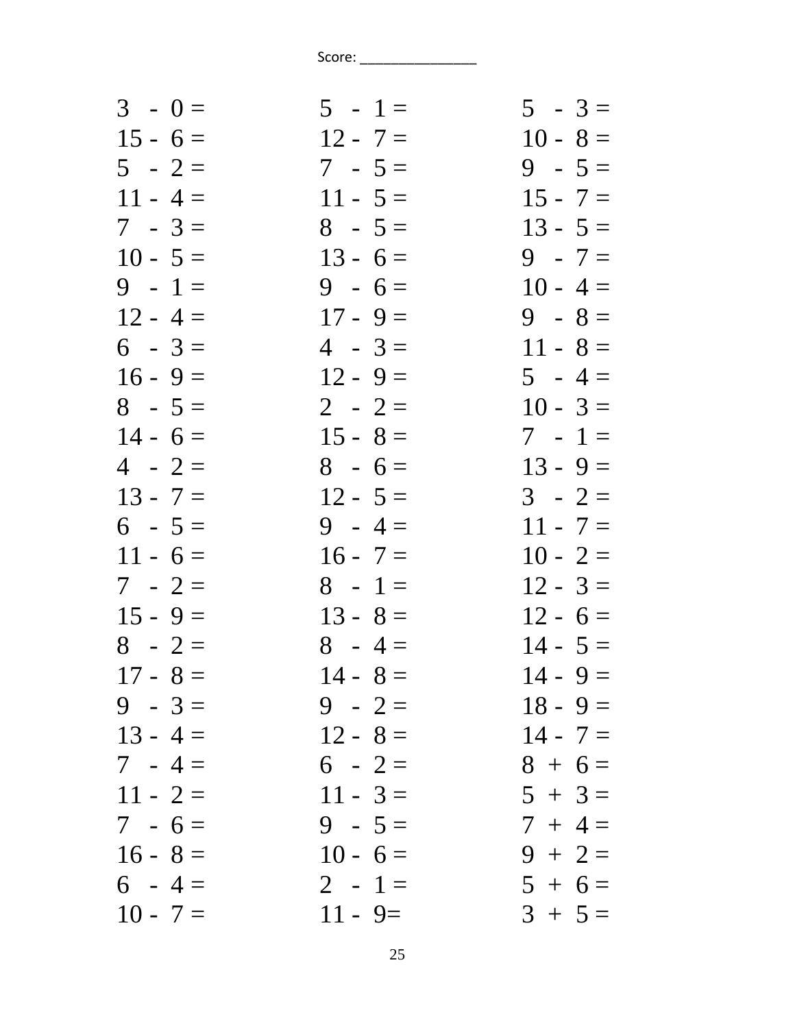Score: _______________

| | | |
|---|---|---|
| 3 - 0 = | 5 - 1 = | 5 - 3 = |
| 15 - 6 = | 12 - 7 = | 10 - 8 = |
| 5 - 2 = | 7 - 5 = | 9 - 5 = |
| 11 - 4 = | 11 - 5 = | 15 - 7 = |
| 7 - 3 = | 8 - 5 = | 13 - 5 = |
| 10 - 5 = | 13 - 6 = | 9 - 7 = |
| 9 - 1 = | 9 - 6 = | 10 - 4 = |
| 12 - 4 = | 17 - 9 = | 9 - 8 = |
| 6 - 3 = | 4 - 3 = | 11 - 8 = |
| 16 - 9 = | 12 - 9 = | 5 - 4 = |
| 8 - 5 = | 2 - 2 = | 10 - 3 = |
| 14 - 6 = | 15 - 8 = | 7 - 1 = |
| 4 - 2 = | 8 - 6 = | 13 - 9 = |
| 13 - 7 = | 12 - 5 = | 3 - 2 = |
| 6 - 5 = | 9 - 4 = | 11 - 7 = |
| 11 - 6 = | 16 - 7 = | 10 - 2 = |
| 7 - 2 = | 8 - 1 = | 12 - 3 = |
| 15 - 9 = | 13 - 8 = | 12 - 6 = |
| 8 - 2 = | 8 - 4 = | 14 - 5 = |
| 17 - 8 = | 14 - 8 = | 14 - 9 = |
| 9 - 3 = | 9 - 2 = | 18 - 9 = |
| 13 - 4 = | 12 - 8 = | 14 - 7 = |
| 7 - 4 = | 6 - 2 = | 8 + 6 = |
| 11 - 2 = | 11 - 3 = | 5 + 3 = |
| 7 - 6 = | 9 - 5 = | 7 + 4 = |
| 16 - 8 = | 10 - 6 = | 9 + 2 = |
| 6 - 4 = | 2 - 1 = | 5 + 6 = |
| 10 - 7 = | 11 - 9= | 3 + 5 = |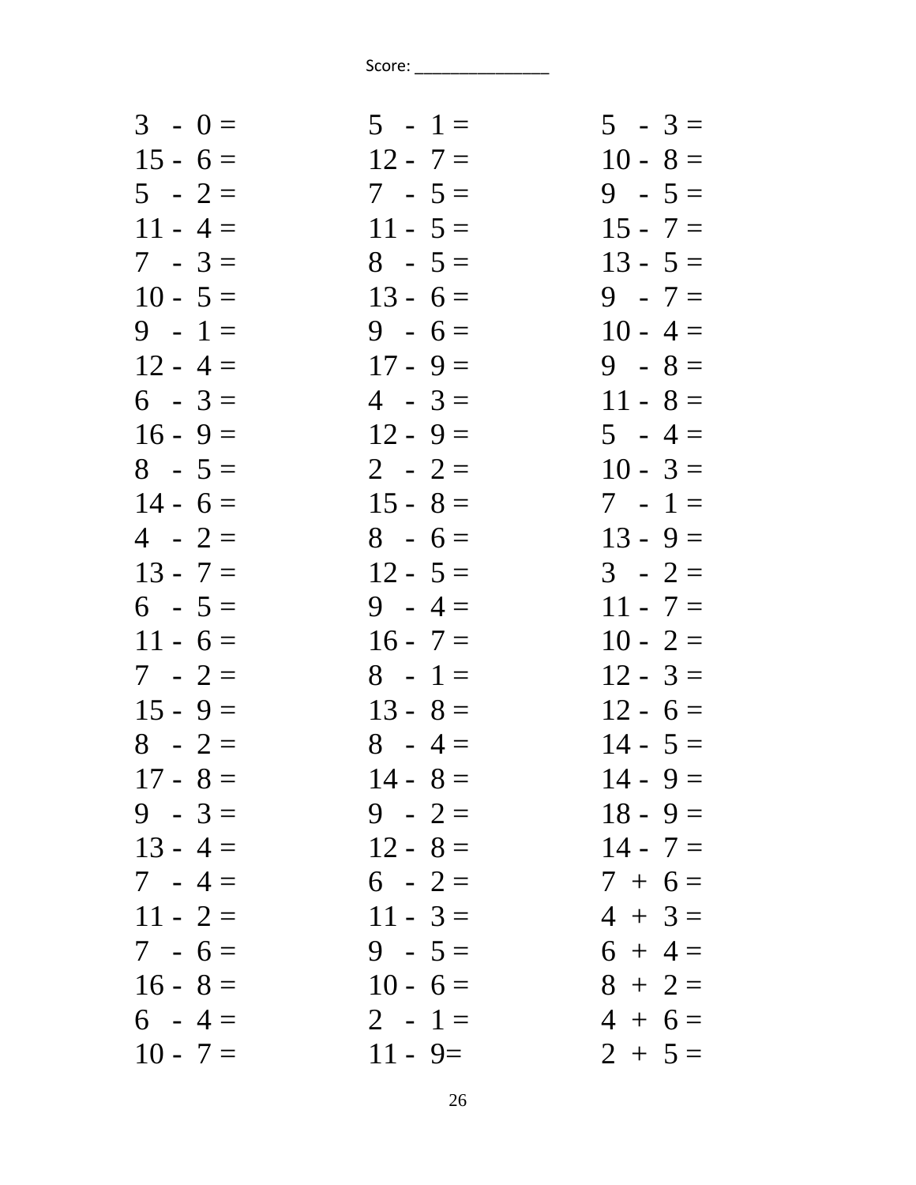Score: _______________

| | | |
|---|---|---|
| 3 - 0 = | 5 - 1 = | 5 - 3 = |
| 15 - 6 = | 12 - 7 = | 10 - 8 = |
| 5 - 2 = | 7 - 5 = | 9 - 5 = |
| 11 - 4 = | 11 - 5 = | 15 - 7 = |
| 7 - 3 = | 8 - 5 = | 13 - 5 = |
| 10 - 5 = | 13 - 6 = | 9 - 7 = |
| 9 - 1 = | 9 - 6 = | 10 - 4 = |
| 12 - 4 = | 17 - 9 = | 9 - 8 = |
| 6 - 3 = | 4 - 3 = | 11 - 8 = |
| 16 - 9 = | 12 - 9 = | 5 - 4 = |
| 8 - 5 = | 2 - 2 = | 10 - 3 = |
| 14 - 6 = | 15 - 8 = | 7 - 1 = |
| 4 - 2 = | 8 - 6 = | 13 - 9 = |
| 13 - 7 = | 12 - 5 = | 3 - 2 = |
| 6 - 5 = | 9 - 4 = | 11 - 7 = |
| 11 - 6 = | 16 - 7 = | 10 - 2 = |
| 7 - 2 = | 8 - 1 = | 12 - 3 = |
| 15 - 9 = | 13 - 8 = | 12 - 6 = |
| 8 - 2 = | 8 - 4 = | 14 - 5 = |
| 17 - 8 = | 14 - 8 = | 14 - 9 = |
| 9 - 3 = | 9 - 2 = | 18 - 9 = |
| 13 - 4 = | 12 - 8 = | 14 - 7 = |
| 7 - 4 = | 6 - 2 = | 7 + 6 = |
| 11 - 2 = | 11 - 3 = | 4 + 3 = |
| 7 - 6 = | 9 - 5 = | 6 + 4 = |
| 16 - 8 = | 10 - 6 = | 8 + 2 = |
| 6 - 4 = | 2 - 1 = | 4 + 6 = |
| 10 - 7 = | 11 - 9= | 2 + 5 = |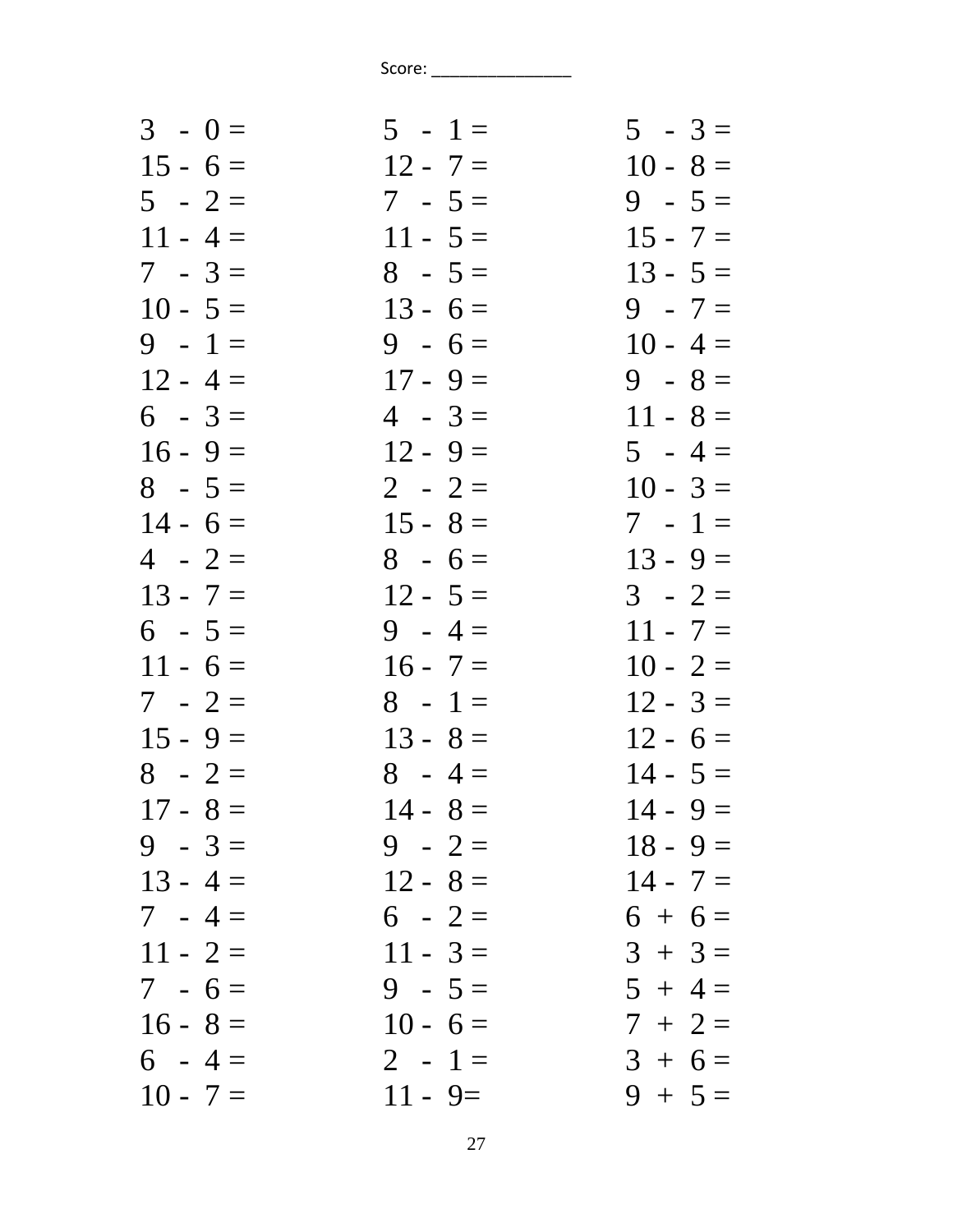Score: _______________

| | | |
|---|---|---|
| 3 - 0 = | 5 - 1 = | 5 - 3 = |
| 15 - 6 = | 12 - 7 = | 10 - 8 = |
| 5 - 2 = | 7 - 5 = | 9 - 5 = |
| 11 - 4 = | 11 - 5 = | 15 - 7 = |
| 7 - 3 = | 8 - 5 = | 13 - 5 = |
| 10 - 5 = | 13 - 6 = | 9 - 7 = |
| 9 - 1 = | 9 - 6 = | 10 - 4 = |
| 12 - 4 = | 17 - 9 = | 9 - 8 = |
| 6 - 3 = | 4 - 3 = | 11 - 8 = |
| 16 - 9 = | 12 - 9 = | 5 - 4 = |
| 8 - 5 = | 2 - 2 = | 10 - 3 = |
| 14 - 6 = | 15 - 8 = | 7 - 1 = |
| 4 - 2 = | 8 - 6 = | 13 - 9 = |
| 13 - 7 = | 12 - 5 = | 3 - 2 = |
| 6 - 5 = | 9 - 4 = | 11 - 7 = |
| 11 - 6 = | 16 - 7 = | 10 - 2 = |
| 7 - 2 = | 8 - 1 = | 12 - 3 = |
| 15 - 9 = | 13 - 8 = | 12 - 6 = |
| 8 - 2 = | 8 - 4 = | 14 - 5 = |
| 17 - 8 = | 14 - 8 = | 14 - 9 = |
| 9 - 3 = | 9 - 2 = | 18 - 9 = |
| 13 - 4 = | 12 - 8 = | 14 - 7 = |
| 7 - 4 = | 6 - 2 = | 6 + 6 = |
| 11 - 2 = | 11 - 3 = | 3 + 3 = |
| 7 - 6 = | 9 - 5 = | 5 + 4 = |
| 16 - 8 = | 10 - 6 = | 7 + 2 = |
| 6 - 4 = | 2 - 1 = | 3 + 6 = |
| 10 - 7 = | 11 - 9= | 9 + 5 = |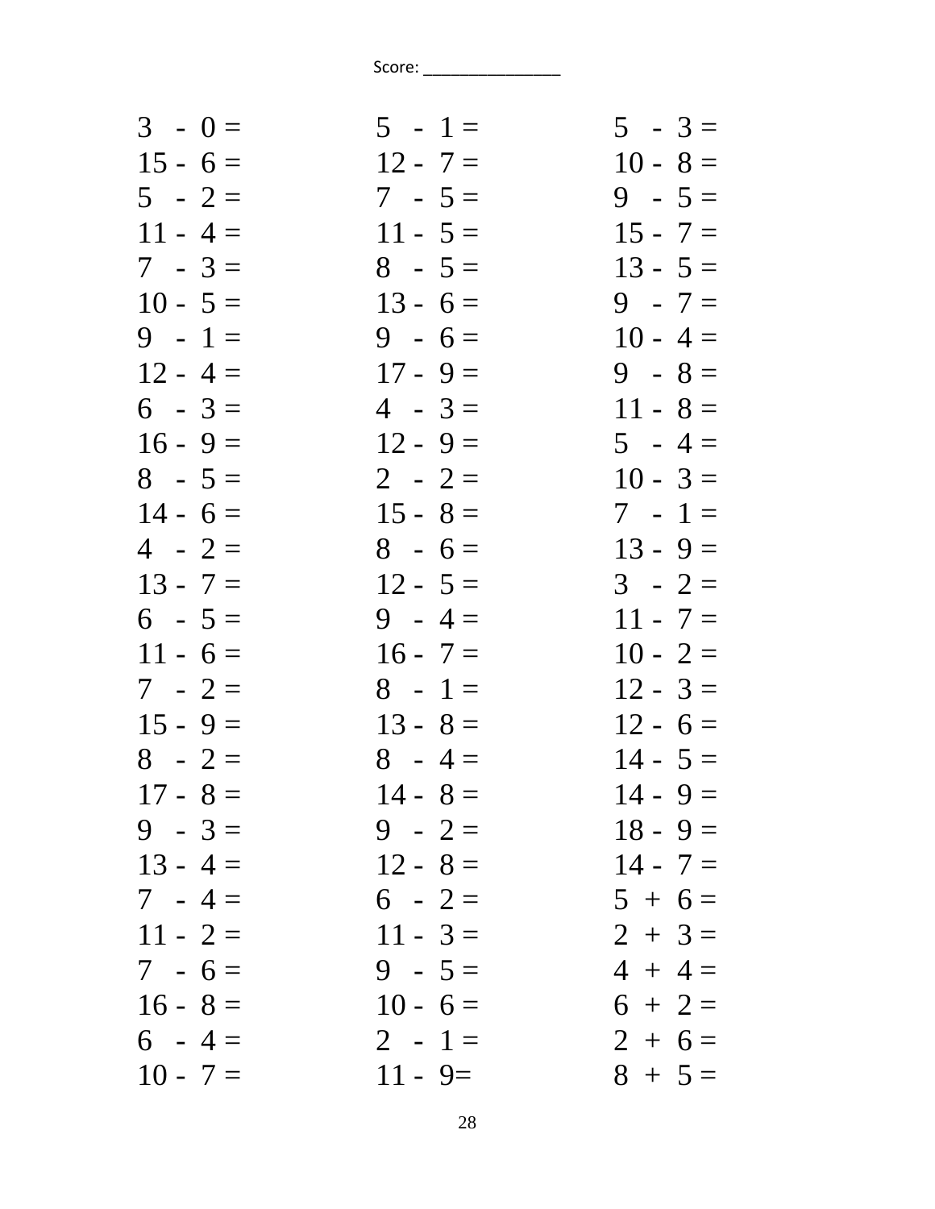Score: _______________

| | | |
|---|---|---|
| 3 - 0 = | 5 - 1 = | 5 - 3 = |
| 15 - 6 = | 12 - 7 = | 10 - 8 = |
| 5 - 2 = | 7 - 5 = | 9 - 5 = |
| 11 - 4 = | 11 - 5 = | 15 - 7 = |
| 7 - 3 = | 8 - 5 = | 13 - 5 = |
| 10 - 5 = | 13 - 6 = | 9 - 7 = |
| 9 - 1 = | 9 - 6 = | 10 - 4 = |
| 12 - 4 = | 17 - 9 = | 9 - 8 = |
| 6 - 3 = | 4 - 3 = | 11 - 8 = |
| 16 - 9 = | 12 - 9 = | 5 - 4 = |
| 8 - 5 = | 2 - 2 = | 10 - 3 = |
| 14 - 6 = | 15 - 8 = | 7 - 1 = |
| 4 - 2 = | 8 - 6 = | 13 - 9 = |
| 13 - 7 = | 12 - 5 = | 3 - 2 = |
| 6 - 5 = | 9 - 4 = | 11 - 7 = |
| 11 - 6 = | 16 - 7 = | 10 - 2 = |
| 7 - 2 = | 8 - 1 = | 12 - 3 = |
| 15 - 9 = | 13 - 8 = | 12 - 6 = |
| 8 - 2 = | 8 - 4 = | 14 - 5 = |
| 17 - 8 = | 14 - 8 = | 14 - 9 = |
| 9 - 3 = | 9 - 2 = | 18 - 9 = |
| 13 - 4 = | 12 - 8 = | 14 - 7 = |
| 7 - 4 = | 6 - 2 = | 5 + 6 = |
| 11 - 2 = | 11 - 3 = | 2 + 3 = |
| 7 - 6 = | 9 - 5 = | 4 + 4 = |
| 16 - 8 = | 10 - 6 = | 6 + 2 = |
| 6 - 4 = | 2 - 1 = | 2 + 6 = |
| 10 - 7 = | 11 - 9= | 8 + 5 = |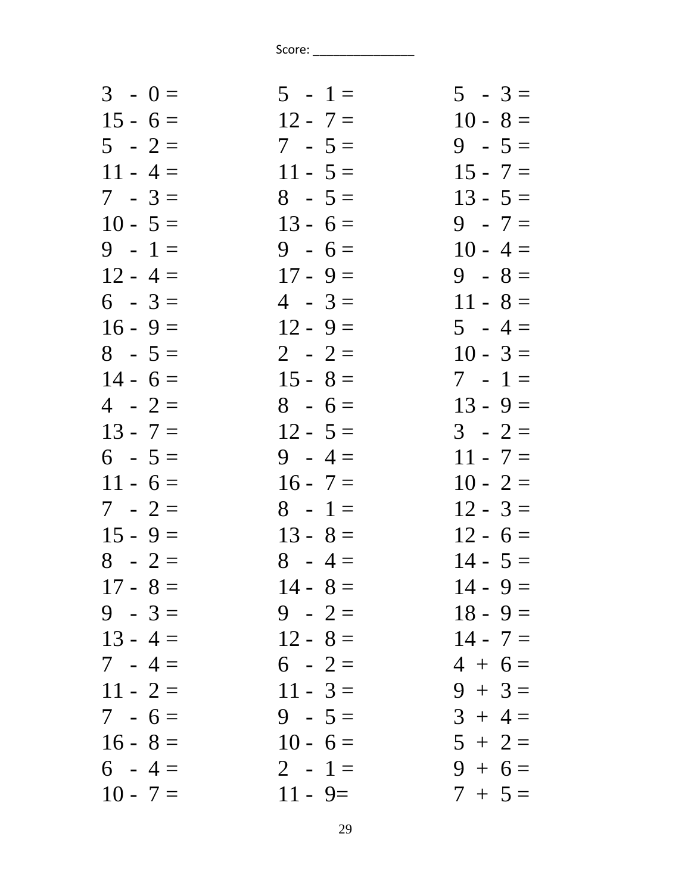Score: _______________

| | | |
|---|---|---|
| 3 - 0 = | 5 - 1 = | 5 - 3 = |
| 15 - 6 = | 12 - 7 = | 10 - 8 = |
| 5 - 2 = | 7 - 5 = | 9 - 5 = |
| 11 - 4 = | 11 - 5 = | 15 - 7 = |
| 7 - 3 = | 8 - 5 = | 13 - 5 = |
| 10 - 5 = | 13 - 6 = | 9 - 7 = |
| 9 - 1 = | 9 - 6 = | 10 - 4 = |
| 12 - 4 = | 17 - 9 = | 9 - 8 = |
| 6 - 3 = | 4 - 3 = | 11 - 8 = |
| 16 - 9 = | 12 - 9 = | 5 - 4 = |
| 8 - 5 = | 2 - 2 = | 10 - 3 = |
| 14 - 6 = | 15 - 8 = | 7 - 1 = |
| 4 - 2 = | 8 - 6 = | 13 - 9 = |
| 13 - 7 = | 12 - 5 = | 3 - 2 = |
| 6 - 5 = | 9 - 4 = | 11 - 7 = |
| 11 - 6 = | 16 - 7 = | 10 - 2 = |
| 7 - 2 = | 8 - 1 = | 12 - 3 = |
| 15 - 9 = | 13 - 8 = | 12 - 6 = |
| 8 - 2 = | 8 - 4 = | 14 - 5 = |
| 17 - 8 = | 14 - 8 = | 14 - 9 = |
| 9 - 3 = | 9 - 2 = | 18 - 9 = |
| 13 - 4 = | 12 - 8 = | 14 - 7 = |
| 7 - 4 = | 6 - 2 = | 4 + 6 = |
| 11 - 2 = | 11 - 3 = | 9 + 3 = |
| 7 - 6 = | 9 - 5 = | 3 + 4 = |
| 16 - 8 = | 10 - 6 = | 5 + 2 = |
| 6 - 4 = | 2 - 1 = | 9 + 6 = |
| 10 - 7 = | 11 - 9= | 7 + 5 = |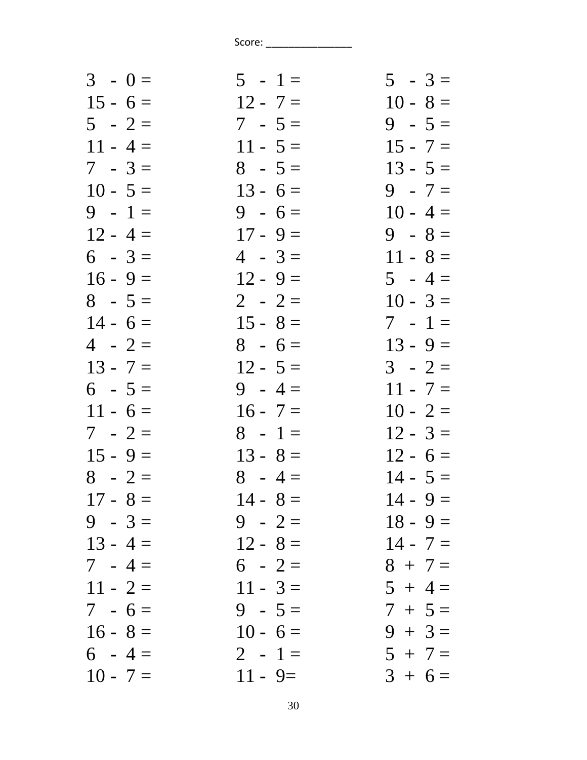Score: _______________

| | | |
|---|---|---|
| 3 - 0 = | 5 - 1 = | 5 - 3 = |
| 15 - 6 = | 12 - 7 = | 10 - 8 = |
| 5 - 2 = | 7 - 5 = | 9 - 5 = |
| 11 - 4 = | 11 - 5 = | 15 - 7 = |
| 7 - 3 = | 8 - 5 = | 13 - 5 = |
| 10 - 5 = | 13 - 6 = | 9 - 7 = |
| 9 - 1 = | 9 - 6 = | 10 - 4 = |
| 12 - 4 = | 17 - 9 = | 9 - 8 = |
| 6 - 3 = | 4 - 3 = | 11 - 8 = |
| 16 - 9 = | 12 - 9 = | 5 - 4 = |
| 8 - 5 = | 2 - 2 = | 10 - 3 = |
| 14 - 6 = | 15 - 8 = | 7 - 1 = |
| 4 - 2 = | 8 - 6 = | 13 - 9 = |
| 13 - 7 = | 12 - 5 = | 3 - 2 = |
| 6 - 5 = | 9 - 4 = | 11 - 7 = |
| 11 - 6 = | 16 - 7 = | 10 - 2 = |
| 7 - 2 = | 8 - 1 = | 12 - 3 = |
| 15 - 9 = | 13 - 8 = | 12 - 6 = |
| 8 - 2 = | 8 - 4 = | 14 - 5 = |
| 17 - 8 = | 14 - 8 = | 14 - 9 = |
| 9 - 3 = | 9 - 2 = | 18 - 9 = |
| 13 - 4 = | 12 - 8 = | 14 - 7 = |
| 7 - 4 = | 6 - 2 = | 8 + 7 = |
| 11 - 2 = | 11 - 3 = | 5 + 4 = |
| 7 - 6 = | 9 - 5 = | 7 + 5 = |
| 16 - 8 = | 10 - 6 = | 9 + 3 = |
| 6 - 4 = | 2 - 1 = | 5 + 7 = |
| 10 - 7 = | 11 - 9= | 3 + 6 = |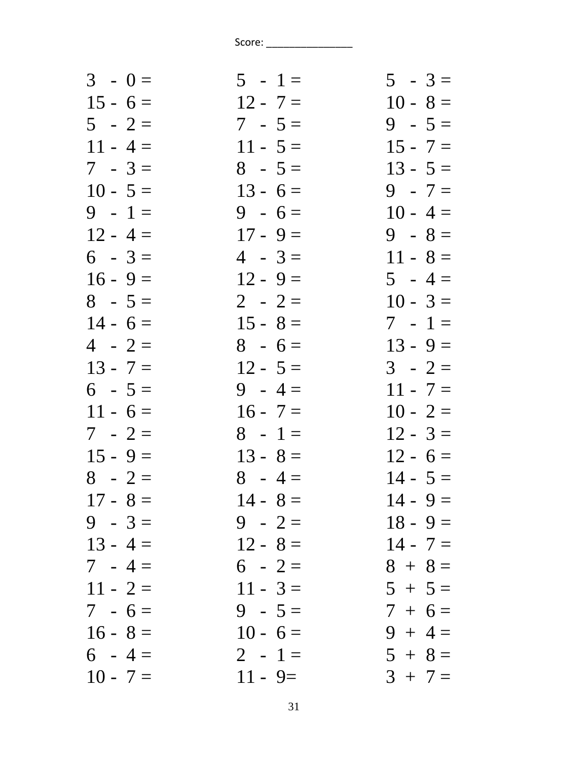Score: _______________

| | | |
|---|---|---|
| 3 - 0 = | 5 - 1 = | 5 - 3 = |
| 15 - 6 = | 12 - 7 = | 10 - 8 = |
| 5 - 2 = | 7 - 5 = | 9 - 5 = |
| 11 - 4 = | 11 - 5 = | 15 - 7 = |
| 7 - 3 = | 8 - 5 = | 13 - 5 = |
| 10 - 5 = | 13 - 6 = | 9 - 7 = |
| 9 - 1 = | 9 - 6 = | 10 - 4 = |
| 12 - 4 = | 17 - 9 = | 9 - 8 = |
| 6 - 3 = | 4 - 3 = | 11 - 8 = |
| 16 - 9 = | 12 - 9 = | 5 - 4 = |
| 8 - 5 = | 2 - 2 = | 10 - 3 = |
| 14 - 6 = | 15 - 8 = | 7 - 1 = |
| 4 - 2 = | 8 - 6 = | 13 - 9 = |
| 13 - 7 = | 12 - 5 = | 3 - 2 = |
| 6 - 5 = | 9 - 4 = | 11 - 7 = |
| 11 - 6 = | 16 - 7 = | 10 - 2 = |
| 7 - 2 = | 8 - 1 = | 12 - 3 = |
| 15 - 9 = | 13 - 8 = | 12 - 6 = |
| 8 - 2 = | 8 - 4 = | 14 - 5 = |
| 17 - 8 = | 14 - 8 = | 14 - 9 = |
| 9 - 3 = | 9 - 2 = | 18 - 9 = |
| 13 - 4 = | 12 - 8 = | 14 - 7 = |
| 7 - 4 = | 6 - 2 = | 8 + 8 = |
| 11 - 2 = | 11 - 3 = | 5 + 5 = |
| 7 - 6 = | 9 - 5 = | 7 + 6 = |
| 16 - 8 = | 10 - 6 = | 9 + 4 = |
| 6 - 4 = | 2 - 1 = | 5 + 8 = |
| 10 - 7 = | 11 - 9= | 3 + 7 = |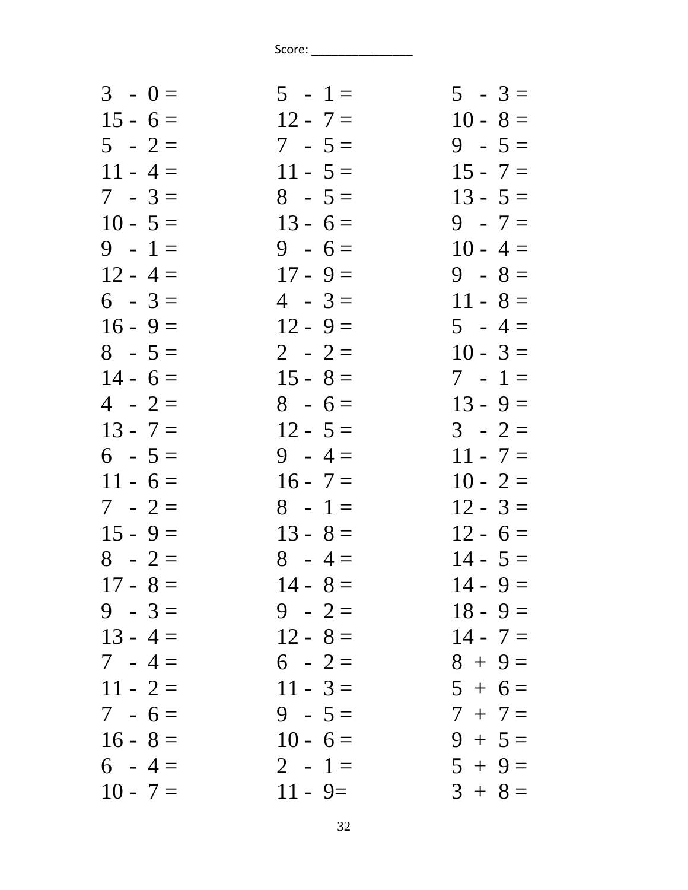Score: _______________

| | | |
|---|---|---|
| 3 - 0 = | 5 - 1 = | 5 - 3 = |
| 15 - 6 = | 12 - 7 = | 10 - 8 = |
| 5 - 2 = | 7 - 5 = | 9 - 5 = |
| 11 - 4 = | 11 - 5 = | 15 - 7 = |
| 7 - 3 = | 8 - 5 = | 13 - 5 = |
| 10 - 5 = | 13 - 6 = | 9 - 7 = |
| 9 - 1 = | 9 - 6 = | 10 - 4 = |
| 12 - 4 = | 17 - 9 = | 9 - 8 = |
| 6 - 3 = | 4 - 3 = | 11 - 8 = |
| 16 - 9 = | 12 - 9 = | 5 - 4 = |
| 8 - 5 = | 2 - 2 = | 10 - 3 = |
| 14 - 6 = | 15 - 8 = | 7 - 1 = |
| 4 - 2 = | 8 - 6 = | 13 - 9 = |
| 13 - 7 = | 12 - 5 = | 3 - 2 = |
| 6 - 5 = | 9 - 4 = | 11 - 7 = |
| 11 - 6 = | 16 - 7 = | 10 - 2 = |
| 7 - 2 = | 8 - 1 = | 12 - 3 = |
| 15 - 9 = | 13 - 8 = | 12 - 6 = |
| 8 - 2 = | 8 - 4 = | 14 - 5 = |
| 17 - 8 = | 14 - 8 = | 14 - 9 = |
| 9 - 3 = | 9 - 2 = | 18 - 9 = |
| 13 - 4 = | 12 - 8 = | 14 - 7 = |
| 7 - 4 = | 6 - 2 = | 8 + 9 = |
| 11 - 2 = | 11 - 3 = | 5 + 6 = |
| 7 - 6 = | 9 - 5 = | 7 + 7 = |
| 16 - 8 = | 10 - 6 = | 9 + 5 = |
| 6 - 4 = | 2 - 1 = | 5 + 9 = |
| 10 - 7 = | 11 - 9= | 3 + 8 = |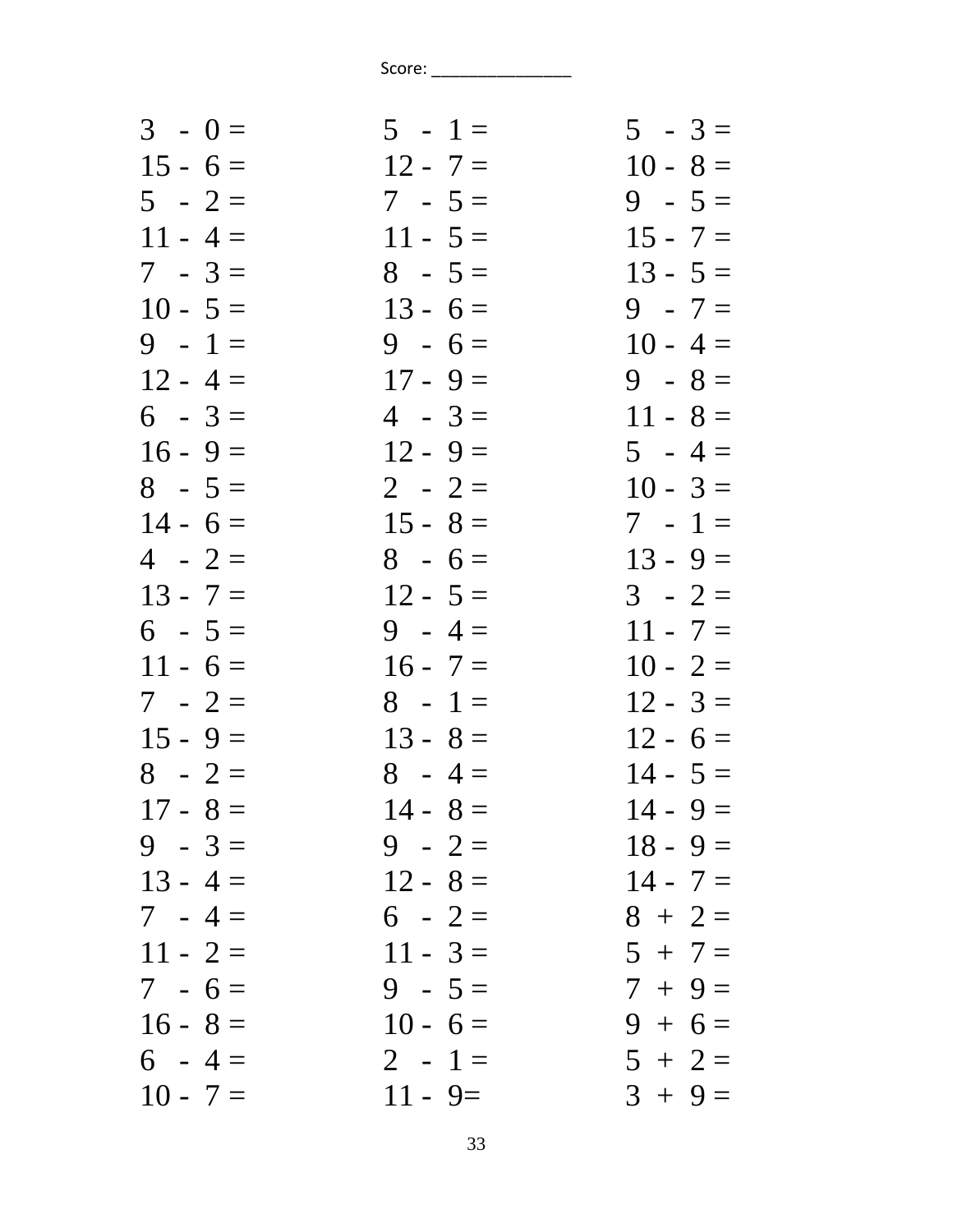Score: _______________

| | | |
|---|---|---|
| 3 - 0 = | 5 - 1 = | 5 - 3 = |
| 15 - 6 = | 12 - 7 = | 10 - 8 = |
| 5 - 2 = | 7 - 5 = | 9 - 5 = |
| 11 - 4 = | 11 - 5 = | 15 - 7 = |
| 7 - 3 = | 8 - 5 = | 13 - 5 = |
| 10 - 5 = | 13 - 6 = | 9 - 7 = |
| 9 - 1 = | 9 - 6 = | 10 - 4 = |
| 12 - 4 = | 17 - 9 = | 9 - 8 = |
| 6 - 3 = | 4 - 3 = | 11 - 8 = |
| 16 - 9 = | 12 - 9 = | 5 - 4 = |
| 8 - 5 = | 2 - 2 = | 10 - 3 = |
| 14 - 6 = | 15 - 8 = | 7 - 1 = |
| 4 - 2 = | 8 - 6 = | 13 - 9 = |
| 13 - 7 = | 12 - 5 = | 3 - 2 = |
| 6 - 5 = | 9 - 4 = | 11 - 7 = |
| 11 - 6 = | 16 - 7 = | 10 - 2 = |
| 7 - 2 = | 8 - 1 = | 12 - 3 = |
| 15 - 9 = | 13 - 8 = | 12 - 6 = |
| 8 - 2 = | 8 - 4 = | 14 - 5 = |
| 17 - 8 = | 14 - 8 = | 14 - 9 = |
| 9 - 3 = | 9 - 2 = | 18 - 9 = |
| 13 - 4 = | 12 - 8 = | 14 - 7 = |
| 7 - 4 = | 6 - 2 = | 8 + 2 = |
| 11 - 2 = | 11 - 3 = | 5 + 7 = |
| 7 - 6 = | 9 - 5 = | 7 + 9 = |
| 16 - 8 = | 10 - 6 = | 9 + 6 = |
| 6 - 4 = | 2 - 1 = | 5 + 2 = |
| 10 - 7 = | 11 - 9= | 3 + 9 = |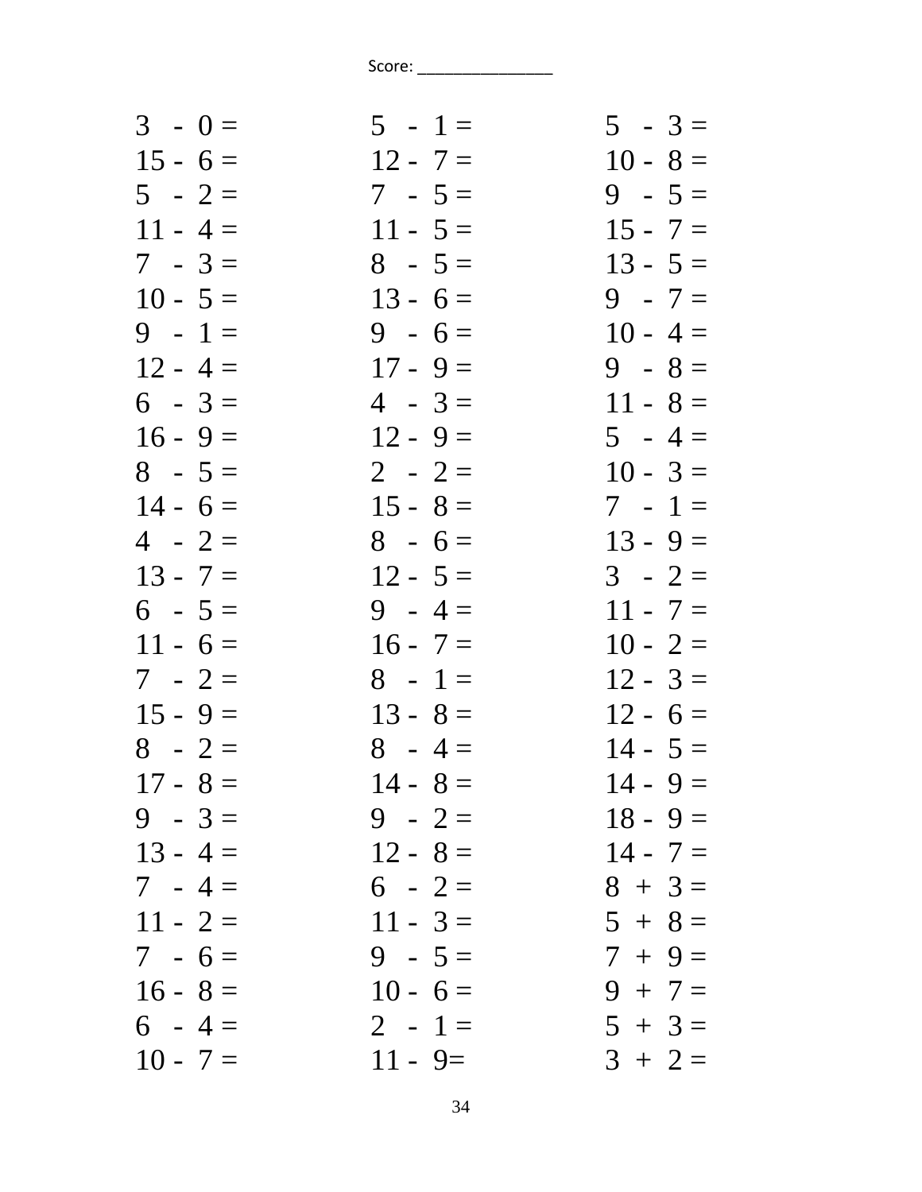Score: _______________

| | | |
|---|---|---|
| $3 - 0 =$ | $5 - 1 =$ | $5 - 3 =$ |
| $15 - 6 =$ | $12 - 7 =$ | $10 - 8 =$ |
| $5 - 2 =$ | $7 - 5 =$ | $9 - 5 =$ |
| $11 - 4 =$ | $11 - 5 =$ | $15 - 7 =$ |
| $7 - 3 =$ | $8 - 5 =$ | $13 - 5 =$ |
| $10 - 5 =$ | $13 - 6 =$ | $9 - 7 =$ |
| $9 - 1 =$ | $9 - 6 =$ | $10 - 4 =$ |
| $12 - 4 =$ | $17 - 9 =$ | $9 - 8 =$ |
| $6 - 3 =$ | $4 - 3 =$ | $11 - 8 =$ |
| $16 - 9 =$ | $12 - 9 =$ | $5 - 4 =$ |
| $8 - 5 =$ | $2 - 2 =$ | $10 - 3 =$ |
| $14 - 6 =$ | $15 - 8 =$ | $7 - 1 =$ |
| $4 - 2 =$ | $8 - 6 =$ | $13 - 9 =$ |
| $13 - 7 =$ | $12 - 5 =$ | $3 - 2 =$ |
| $6 - 5 =$ | $9 - 4 =$ | $11 - 7 =$ |
| $11 - 6 =$ | $16 - 7 =$ | $10 - 2 =$ |
| $7 - 2 =$ | $8 - 1 =$ | $12 - 3 =$ |
| $15 - 9 =$ | $13 - 8 =$ | $12 - 6 =$ |
| $8 - 2 =$ | $8 - 4 =$ | $14 - 5 =$ |
| $17 - 8 =$ | $14 - 8 =$ | $14 - 9 =$ |
| $9 - 3 =$ | $9 - 2 =$ | $18 - 9 =$ |
| $13 - 4 =$ | $12 - 8 =$ | $14 - 7 =$ |
| $7 - 4 =$ | $6 - 2 =$ | $8 + 3 =$ |
| $11 - 2 =$ | $11 - 3 =$ | $5 + 8 =$ |
| $7 - 6 =$ | $9 - 5 =$ | $7 + 9 =$ |
| $16 - 8 =$ | $10 - 6 =$ | $9 + 7 =$ |
| $6 - 4 =$ | $2 - 1 =$ | $5 + 3 =$ |
| $10 - 7 =$ | $11 - 9=$ | $3 + 2 =$ |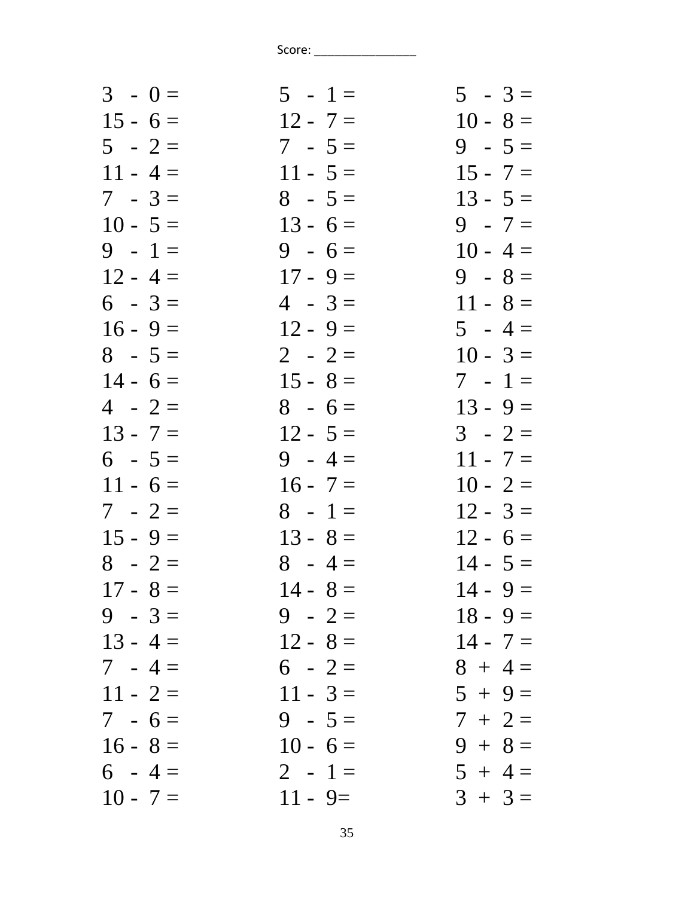Score: _______________

| | | |
|---|---|---|
| 3 - 0 = | 5 - 1 = | 5 - 3 = |
| 15 - 6 = | 12 - 7 = | 10 - 8 = |
| 5 - 2 = | 7 - 5 = | 9 - 5 = |
| 11 - 4 = | 11 - 5 = | 15 - 7 = |
| 7 - 3 = | 8 - 5 = | 13 - 5 = |
| 10 - 5 = | 13 - 6 = | 9 - 7 = |
| 9 - 1 = | 9 - 6 = | 10 - 4 = |
| 12 - 4 = | 17 - 9 = | 9 - 8 = |
| 6 - 3 = | 4 - 3 = | 11 - 8 = |
| 16 - 9 = | 12 - 9 = | 5 - 4 = |
| 8 - 5 = | 2 - 2 = | 10 - 3 = |
| 14 - 6 = | 15 - 8 = | 7 - 1 = |
| 4 - 2 = | 8 - 6 = | 13 - 9 = |
| 13 - 7 = | 12 - 5 = | 3 - 2 = |
| 6 - 5 = | 9 - 4 = | 11 - 7 = |
| 11 - 6 = | 16 - 7 = | 10 - 2 = |
| 7 - 2 = | 8 - 1 = | 12 - 3 = |
| 15 - 9 = | 13 - 8 = | 12 - 6 = |
| 8 - 2 = | 8 - 4 = | 14 - 5 = |
| 17 - 8 = | 14 - 8 = | 14 - 9 = |
| 9 - 3 = | 9 - 2 = | 18 - 9 = |
| 13 - 4 = | 12 - 8 = | 14 - 7 = |
| 7 - 4 = | 6 - 2 = | 8 + 4 = |
| 11 - 2 = | 11 - 3 = | 5 + 9 = |
| 7 - 6 = | 9 - 5 = | 7 + 2 = |
| 16 - 8 = | 10 - 6 = | 9 + 8 = |
| 6 - 4 = | 2 - 1 = | 5 + 4 = |
| 10 - 7 = | 11 - 9= | 3 + 3 = |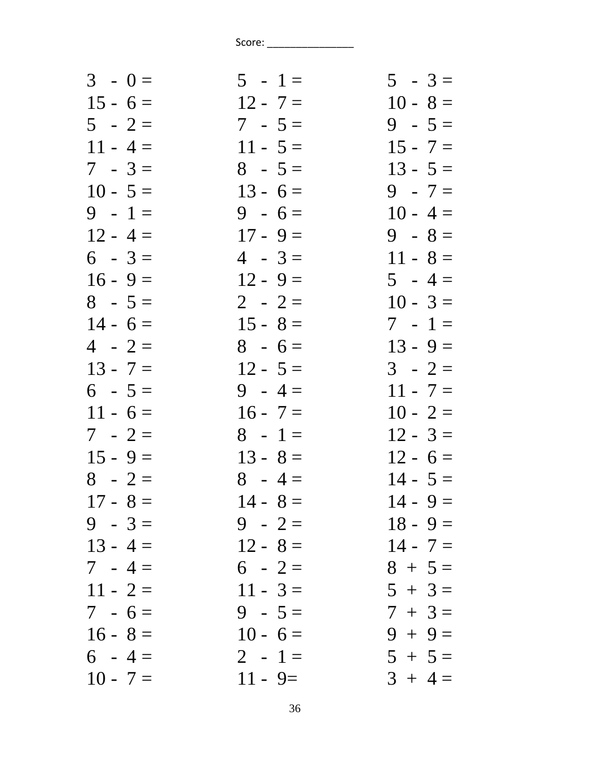Score: _______________

3 - 0 =
15 - 6 =
5 - 2 =
11 - 4 =
7 - 3 =
10 - 5 =
9 - 1 =
12 - 4 =
6 - 3 =
16 - 9 =
8 - 5 =
14 - 6 =
4 - 2 =
13 - 7 =
6 - 5 =
11 - 6 =
7 - 2 =
15 - 9 =
8 - 2 =
17 - 8 =
9 - 3 =
13 - 4 =
7 - 4 =
11 - 2 =
7 - 6 =
16 - 8 =
6 - 4 =
10 - 7 =

5 - 1 =
12 - 7 =
7 - 5 =
11 - 5 =
8 - 5 =
13 - 6 =
9 - 6 =
17 - 9 =
4 - 3 =
12 - 9 =
2 - 2 =
15 - 8 =
8 - 6 =
12 - 5 =
9 - 4 =
16 - 7 =
8 - 1 =
13 - 8 =
8 - 4 =
14 - 8 =
9 - 2 =
12 - 8 =
6 - 2 =
11 - 3 =
9 - 5 =
10 - 6 =
2 - 1 =
11 - 9=

5 - 3 =
10 - 8 =
9 - 5 =
15 - 7 =
13 - 5 =
9 - 7 =
10 - 4 =
9 - 8 =
11 - 8 =
5 - 4 =
10 - 3 =
7 - 1 =
13 - 9 =
3 - 2 =
11 - 7 =
10 - 2 =
12 - 3 =
12 - 6 =
14 - 5 =
14 - 9 =
18 - 9 =
14 - 7 =
8 + 5 =
5 + 3 =
7 + 3 =
9 + 9 =
5 + 5 =
3 + 4 =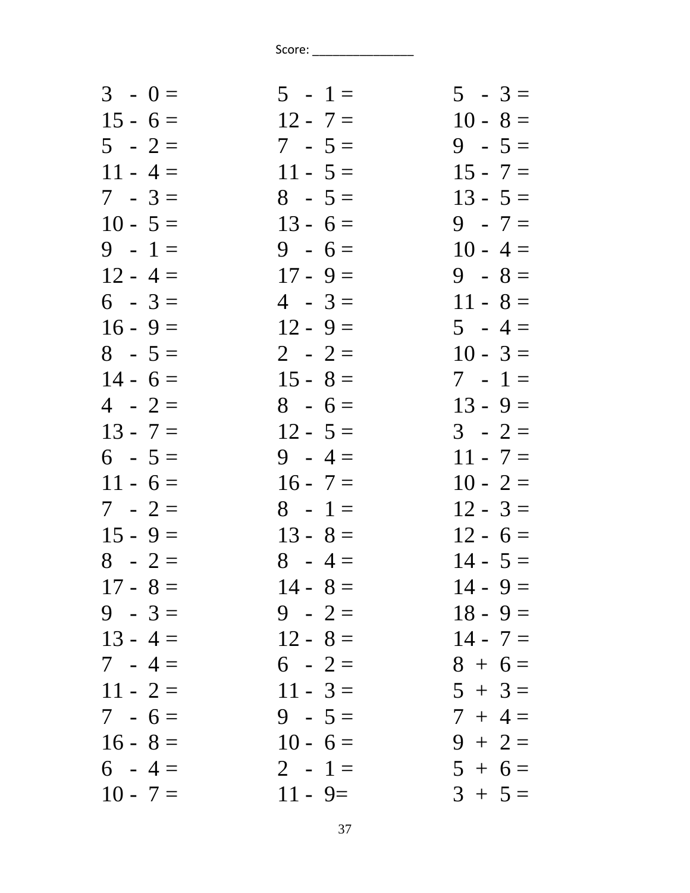Score: _______________

| | | |
|---|---|---|
| 3 - 0 = | 5 - 1 = | 5 - 3 = |
| 15 - 6 = | 12 - 7 = | 10 - 8 = |
| 5 - 2 = | 7 - 5 = | 9 - 5 = |
| 11 - 4 = | 11 - 5 = | 15 - 7 = |
| 7 - 3 = | 8 - 5 = | 13 - 5 = |
| 10 - 5 = | 13 - 6 = | 9 - 7 = |
| 9 - 1 = | 9 - 6 = | 10 - 4 = |
| 12 - 4 = | 17 - 9 = | 9 - 8 = |
| 6 - 3 = | 4 - 3 = | 11 - 8 = |
| 16 - 9 = | 12 - 9 = | 5 - 4 = |
| 8 - 5 = | 2 - 2 = | 10 - 3 = |
| 14 - 6 = | 15 - 8 = | 7 - 1 = |
| 4 - 2 = | 8 - 6 = | 13 - 9 = |
| 13 - 7 = | 12 - 5 = | 3 - 2 = |
| 6 - 5 = | 9 - 4 = | 11 - 7 = |
| 11 - 6 = | 16 - 7 = | 10 - 2 = |
| 7 - 2 = | 8 - 1 = | 12 - 3 = |
| 15 - 9 = | 13 - 8 = | 12 - 6 = |
| 8 - 2 = | 8 - 4 = | 14 - 5 = |
| 17 - 8 = | 14 - 8 = | 14 - 9 = |
| 9 - 3 = | 9 - 2 = | 18 - 9 = |
| 13 - 4 = | 12 - 8 = | 14 - 7 = |
| 7 - 4 = | 6 - 2 = | 8 + 6 = |
| 11 - 2 = | 11 - 3 = | 5 + 3 = |
| 7 - 6 = | 9 - 5 = | 7 + 4 = |
| 16 - 8 = | 10 - 6 = | 9 + 2 = |
| 6 - 4 = | 2 - 1 = | 5 + 6 = |
| 10 - 7 = | 11 - 9= | 3 + 5 = |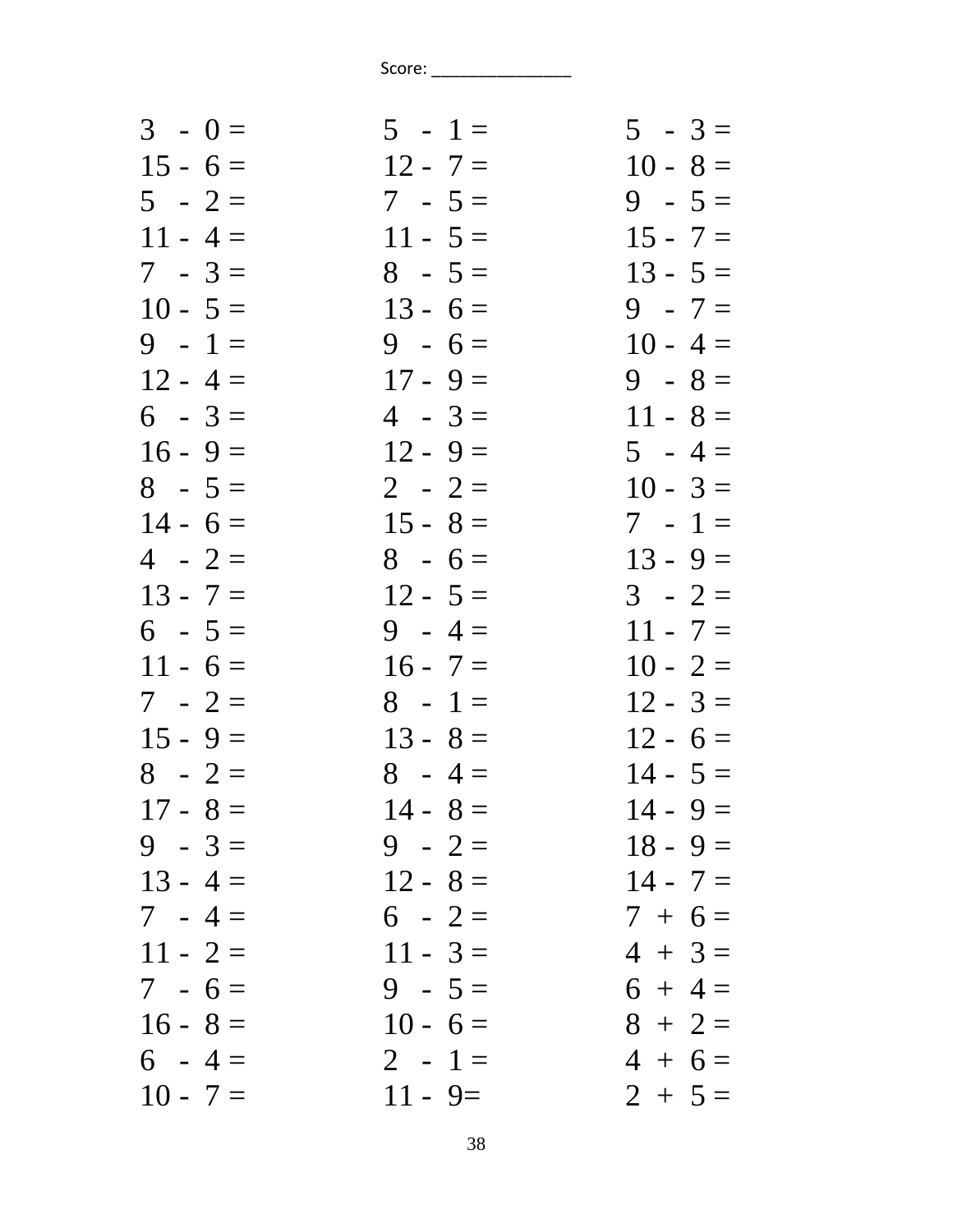Score: _______________

| | | |
|---|---|---|
| 3 - 0 = | 5 - 1 = | 5 - 3 = |
| 15 - 6 = | 12 - 7 = | 10 - 8 = |
| 5 - 2 = | 7 - 5 = | 9 - 5 = |
| 11 - 4 = | 11 - 5 = | 15 - 7 = |
| 7 - 3 = | 8 - 5 = | 13 - 5 = |
| 10 - 5 = | 13 - 6 = | 9 - 7 = |
| 9 - 1 = | 9 - 6 = | 10 - 4 = |
| 12 - 4 = | 17 - 9 = | 9 - 8 = |
| 6 - 3 = | 4 - 3 = | 11 - 8 = |
| 16 - 9 = | 12 - 9 = | 5 - 4 = |
| 8 - 5 = | 2 - 2 = | 10 - 3 = |
| 14 - 6 = | 15 - 8 = | 7 - 1 = |
| 4 - 2 = | 8 - 6 = | 13 - 9 = |
| 13 - 7 = | 12 - 5 = | 3 - 2 = |
| 6 - 5 = | 9 - 4 = | 11 - 7 = |
| 11 - 6 = | 16 - 7 = | 10 - 2 = |
| 7 - 2 = | 8 - 1 = | 12 - 3 = |
| 15 - 9 = | 13 - 8 = | 12 - 6 = |
| 8 - 2 = | 8 - 4 = | 14 - 5 = |
| 17 - 8 = | 14 - 8 = | 14 - 9 = |
| 9 - 3 = | 9 - 2 = | 18 - 9 = |
| 13 - 4 = | 12 - 8 = | 14 - 7 = |
| 7 - 4 = | 6 - 2 = | 7 + 6 = |
| 11 - 2 = | 11 - 3 = | 4 + 3 = |
| 7 - 6 = | 9 - 5 = | 6 + 4 = |
| 16 - 8 = | 10 - 6 = | 8 + 2 = |
| 6 - 4 = | 2 - 1 = | 4 + 6 = |
| 10 - 7 = | 11 - 9= | 2 + 5 = |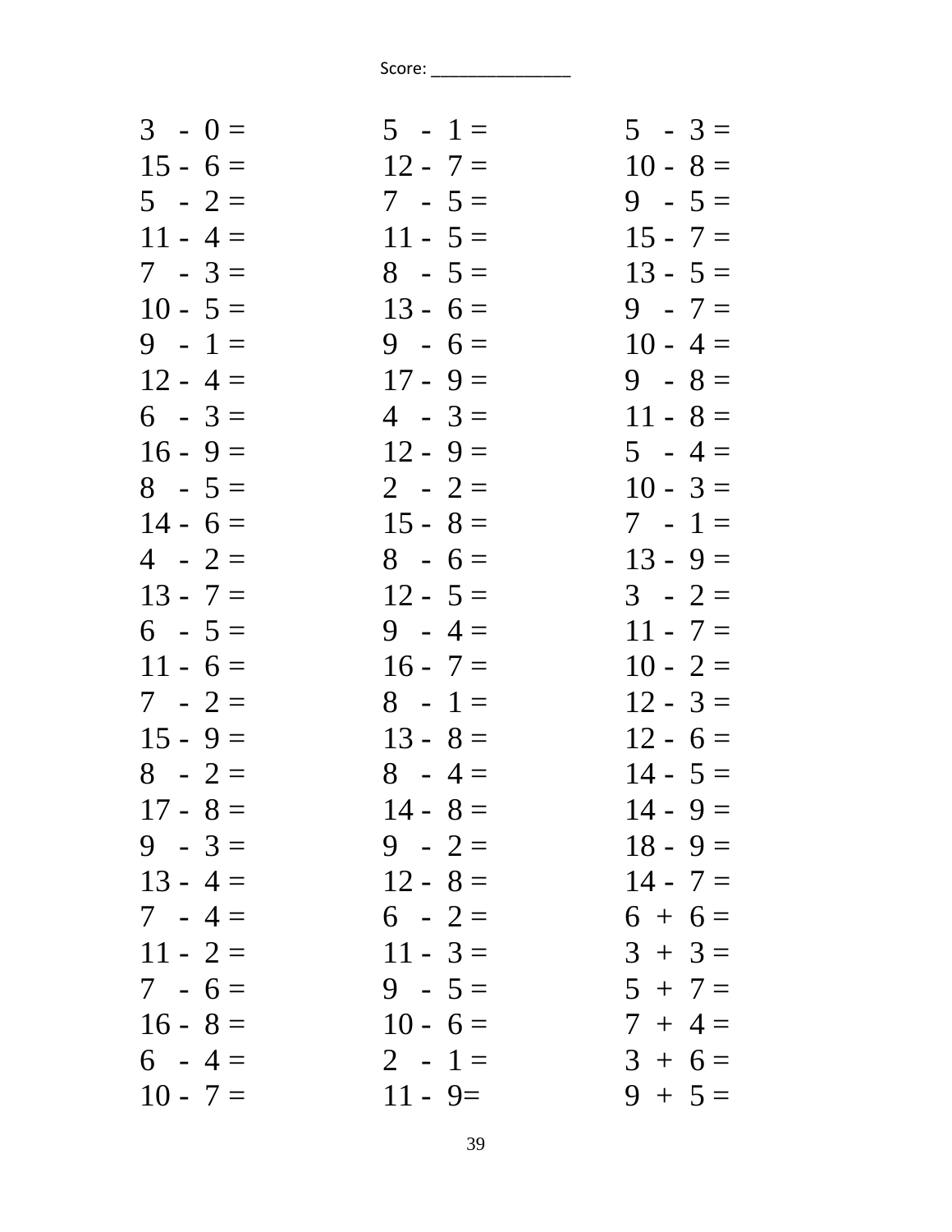Score: _______________

| | | |
|---|---|---|
| 3 - 0 = | 5 - 1 = | 5 - 3 = |
| 15 - 6 = | 12 - 7 = | 10 - 8 = |
| 5 - 2 = | 7 - 5 = | 9 - 5 = |
| 11 - 4 = | 11 - 5 = | 15 - 7 = |
| 7 - 3 = | 8 - 5 = | 13 - 5 = |
| 10 - 5 = | 13 - 6 = | 9 - 7 = |
| 9 - 1 = | 9 - 6 = | 10 - 4 = |
| 12 - 4 = | 17 - 9 = | 9 - 8 = |
| 6 - 3 = | 4 - 3 = | 11 - 8 = |
| 16 - 9 = | 12 - 9 = | 5 - 4 = |
| 8 - 5 = | 2 - 2 = | 10 - 3 = |
| 14 - 6 = | 15 - 8 = | 7 - 1 = |
| 4 - 2 = | 8 - 6 = | 13 - 9 = |
| 13 - 7 = | 12 - 5 = | 3 - 2 = |
| 6 - 5 = | 9 - 4 = | 11 - 7 = |
| 11 - 6 = | 16 - 7 = | 10 - 2 = |
| 7 - 2 = | 8 - 1 = | 12 - 3 = |
| 15 - 9 = | 13 - 8 = | 12 - 6 = |
| 8 - 2 = | 8 - 4 = | 14 - 5 = |
| 17 - 8 = | 14 - 8 = | 14 - 9 = |
| 9 - 3 = | 9 - 2 = | 18 - 9 = |
| 13 - 4 = | 12 - 8 = | 14 - 7 = |
| 7 - 4 = | 6 - 2 = | 6 + 6 = |
| 11 - 2 = | 11 - 3 = | 3 + 3 = |
| 7 - 6 = | 9 - 5 = | 5 + 7 = |
| 16 - 8 = | 10 - 6 = | 7 + 4 = |
| 6 - 4 = | 2 - 1 = | 3 + 6 = |
| 10 - 7 = | 11 - 9= | 9 + 5 = |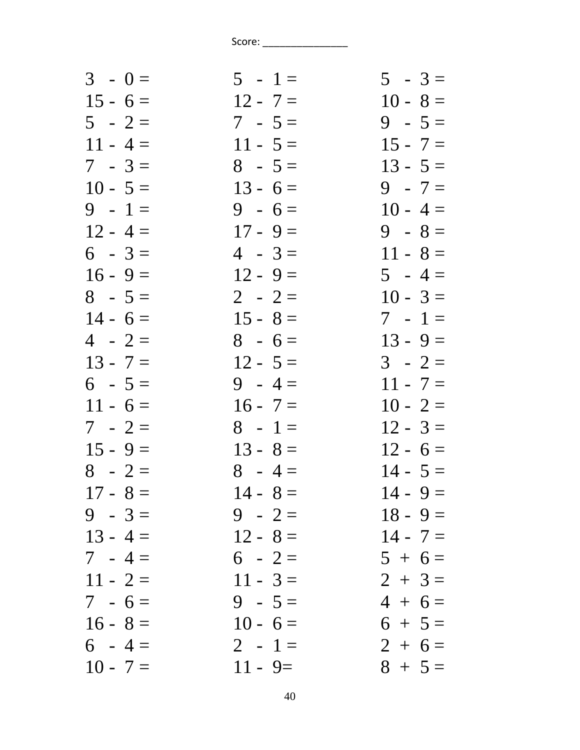Score: _______________

| | | |
|---|---|---|
| 3 - 0 = | 5 - 1 = | 5 - 3 = |
| 15 - 6 = | 12 - 7 = | 10 - 8 = |
| 5 - 2 = | 7 - 5 = | 9 - 5 = |
| 11 - 4 = | 11 - 5 = | 15 - 7 = |
| 7 - 3 = | 8 - 5 = | 13 - 5 = |
| 10 - 5 = | 13 - 6 = | 9 - 7 = |
| 9 - 1 = | 9 - 6 = | 10 - 4 = |
| 12 - 4 = | 17 - 9 = | 9 - 8 = |
| 6 - 3 = | 4 - 3 = | 11 - 8 = |
| 16 - 9 = | 12 - 9 = | 5 - 4 = |
| 8 - 5 = | 2 - 2 = | 10 - 3 = |
| 14 - 6 = | 15 - 8 = | 7 - 1 = |
| 4 - 2 = | 8 - 6 = | 13 - 9 = |
| 13 - 7 = | 12 - 5 = | 3 - 2 = |
| 6 - 5 = | 9 - 4 = | 11 - 7 = |
| 11 - 6 = | 16 - 7 = | 10 - 2 = |
| 7 - 2 = | 8 - 1 = | 12 - 3 = |
| 15 - 9 = | 13 - 8 = | 12 - 6 = |
| 8 - 2 = | 8 - 4 = | 14 - 5 = |
| 17 - 8 = | 14 - 8 = | 14 - 9 = |
| 9 - 3 = | 9 - 2 = | 18 - 9 = |
| 13 - 4 = | 12 - 8 = | 14 - 7 = |
| 7 - 4 = | 6 - 2 = | 5 + 6 = |
| 11 - 2 = | 11 - 3 = | 2 + 3 = |
| 7 - 6 = | 9 - 5 = | 4 + 6 = |
| 16 - 8 = | 10 - 6 = | 6 + 5 = |
| 6 - 4 = | 2 - 1 = | 2 + 6 = |
| 10 - 7 = | 11 - 9= | 8 + 5 = |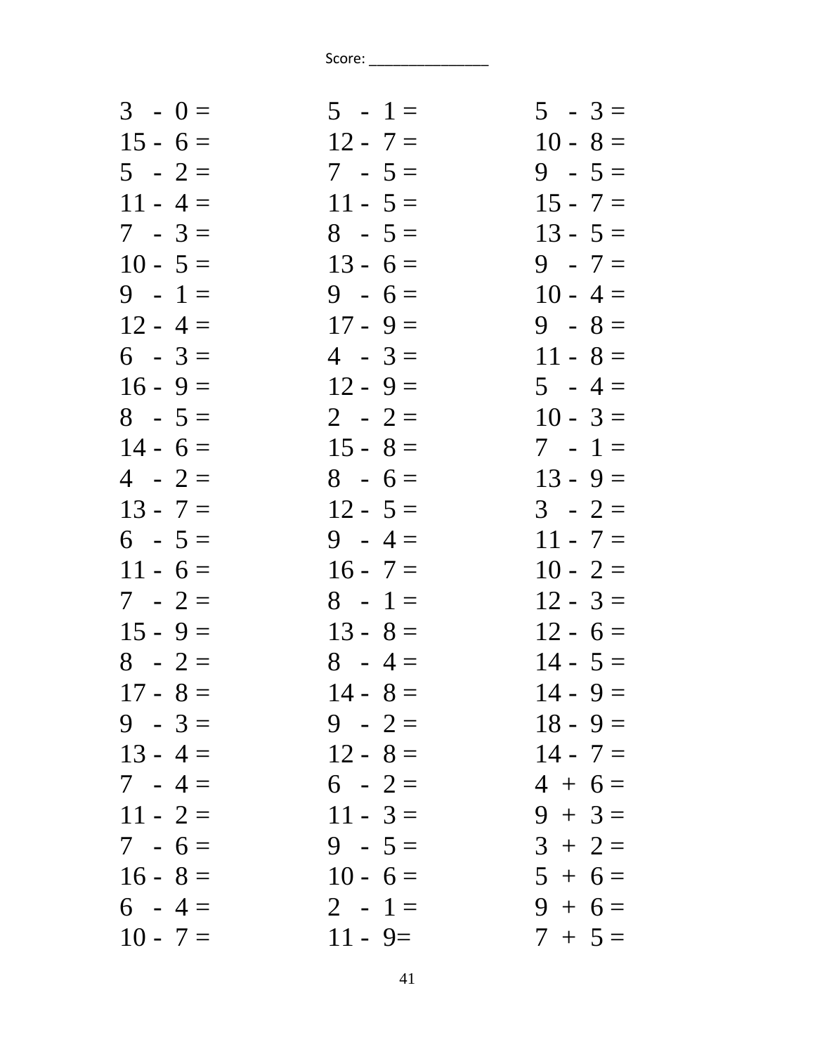Score: _______________

| | | |
|---|---|---|
| 3 - 0 = | 5 - 1 = | 5 - 3 = |
| 15 - 6 = | 12 - 7 = | 10 - 8 = |
| 5 - 2 = | 7 - 5 = | 9 - 5 = |
| 11 - 4 = | 11 - 5 = | 15 - 7 = |
| 7 - 3 = | 8 - 5 = | 13 - 5 = |
| 10 - 5 = | 13 - 6 = | 9 - 7 = |
| 9 - 1 = | 9 - 6 = | 10 - 4 = |
| 12 - 4 = | 17 - 9 = | 9 - 8 = |
| 6 - 3 = | 4 - 3 = | 11 - 8 = |
| 16 - 9 = | 12 - 9 = | 5 - 4 = |
| 8 - 5 = | 2 - 2 = | 10 - 3 = |
| 14 - 6 = | 15 - 8 = | 7 - 1 = |
| 4 - 2 = | 8 - 6 = | 13 - 9 = |
| 13 - 7 = | 12 - 5 = | 3 - 2 = |
| 6 - 5 = | 9 - 4 = | 11 - 7 = |
| 11 - 6 = | 16 - 7 = | 10 - 2 = |
| 7 - 2 = | 8 - 1 = | 12 - 3 = |
| 15 - 9 = | 13 - 8 = | 12 - 6 = |
| 8 - 2 = | 8 - 4 = | 14 - 5 = |
| 17 - 8 = | 14 - 8 = | 14 - 9 = |
| 9 - 3 = | 9 - 2 = | 18 - 9 = |
| 13 - 4 = | 12 - 8 = | 14 - 7 = |
| 7 - 4 = | 6 - 2 = | 4 + 6 = |
| 11 - 2 = | 11 - 3 = | 9 + 3 = |
| 7 - 6 = | 9 - 5 = | 3 + 2 = |
| 16 - 8 = | 10 - 6 = | 5 + 6 = |
| 6 - 4 = | 2 - 1 = | 9 + 6 = |
| 10 - 7 = | 11 - 9= | 7 + 5 = |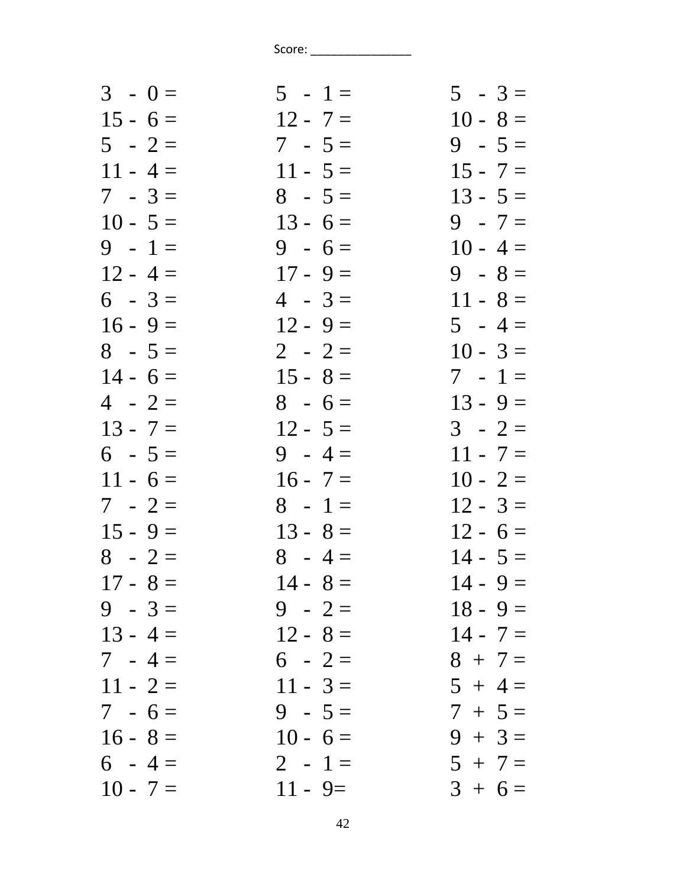Score: _______________

| | | |
|---|---|---|
| 3 - 0 = | 5 - 1 = | 5 - 3 = |
| 15 - 6 = | 12 - 7 = | 10 - 8 = |
| 5 - 2 = | 7 - 5 = | 9 - 5 = |
| 11 - 4 = | 11 - 5 = | 15 - 7 = |
| 7 - 3 = | 8 - 5 = | 13 - 5 = |
| 10 - 5 = | 13 - 6 = | 9 - 7 = |
| 9 - 1 = | 9 - 6 = | 10 - 4 = |
| 12 - 4 = | 17 - 9 = | 9 - 8 = |
| 6 - 3 = | 4 - 3 = | 11 - 8 = |
| 16 - 9 = | 12 - 9 = | 5 - 4 = |
| 8 - 5 = | 2 - 2 = | 10 - 3 = |
| 14 - 6 = | 15 - 8 = | 7 - 1 = |
| 4 - 2 = | 8 - 6 = | 13 - 9 = |
| 13 - 7 = | 12 - 5 = | 3 - 2 = |
| 6 - 5 = | 9 - 4 = | 11 - 7 = |
| 11 - 6 = | 16 - 7 = | 10 - 2 = |
| 7 - 2 = | 8 - 1 = | 12 - 3 = |
| 15 - 9 = | 13 - 8 = | 12 - 6 = |
| 8 - 2 = | 8 - 4 = | 14 - 5 = |
| 17 - 8 = | 14 - 8 = | 14 - 9 = |
| 9 - 3 = | 9 - 2 = | 18 - 9 = |
| 13 - 4 = | 12 - 8 = | 14 - 7 = |
| 7 - 4 = | 6 - 2 = | 8 + 7 = |
| 11 - 2 = | 11 - 3 = | 5 + 4 = |
| 7 - 6 = | 9 - 5 = | 7 + 5 = |
| 16 - 8 = | 10 - 6 = | 9 + 3 = |
| 6 - 4 = | 2 - 1 = | 5 + 7 = |
| 10 - 7 = | 11 - 9= | 3 + 6 = |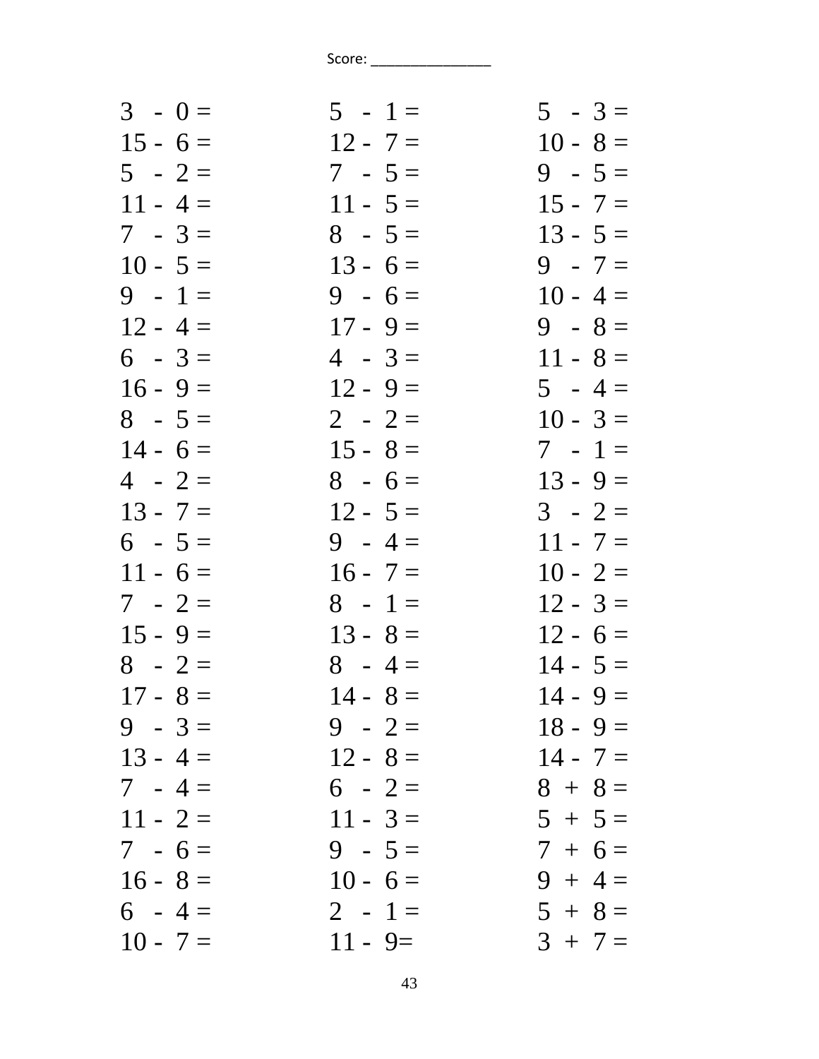Score: _______________

| | | |
|---|---|---|
| 3 - 0 = | 5 - 1 = | 5 - 3 = |
| 15 - 6 = | 12 - 7 = | 10 - 8 = |
| 5 - 2 = | 7 - 5 = | 9 - 5 = |
| 11 - 4 = | 11 - 5 = | 15 - 7 = |
| 7 - 3 = | 8 - 5 = | 13 - 5 = |
| 10 - 5 = | 13 - 6 = | 9 - 7 = |
| 9 - 1 = | 9 - 6 = | 10 - 4 = |
| 12 - 4 = | 17 - 9 = | 9 - 8 = |
| 6 - 3 = | 4 - 3 = | 11 - 8 = |
| 16 - 9 = | 12 - 9 = | 5 - 4 = |
| 8 - 5 = | 2 - 2 = | 10 - 3 = |
| 14 - 6 = | 15 - 8 = | 7 - 1 = |
| 4 - 2 = | 8 - 6 = | 13 - 9 = |
| 13 - 7 = | 12 - 5 = | 3 - 2 = |
| 6 - 5 = | 9 - 4 = | 11 - 7 = |
| 11 - 6 = | 16 - 7 = | 10 - 2 = |
| 7 - 2 = | 8 - 1 = | 12 - 3 = |
| 15 - 9 = | 13 - 8 = | 12 - 6 = |
| 8 - 2 = | 8 - 4 = | 14 - 5 = |
| 17 - 8 = | 14 - 8 = | 14 - 9 = |
| 9 - 3 = | 9 - 2 = | 18 - 9 = |
| 13 - 4 = | 12 - 8 = | 14 - 7 = |
| 7 - 4 = | 6 - 2 = | 8 + 8 = |
| 11 - 2 = | 11 - 3 = | 5 + 5 = |
| 7 - 6 = | 9 - 5 = | 7 + 6 = |
| 16 - 8 = | 10 - 6 = | 9 + 4 = |
| 6 - 4 = | 2 - 1 = | 5 + 8 = |
| 10 - 7 = | 11 - 9= | 3 + 7 = |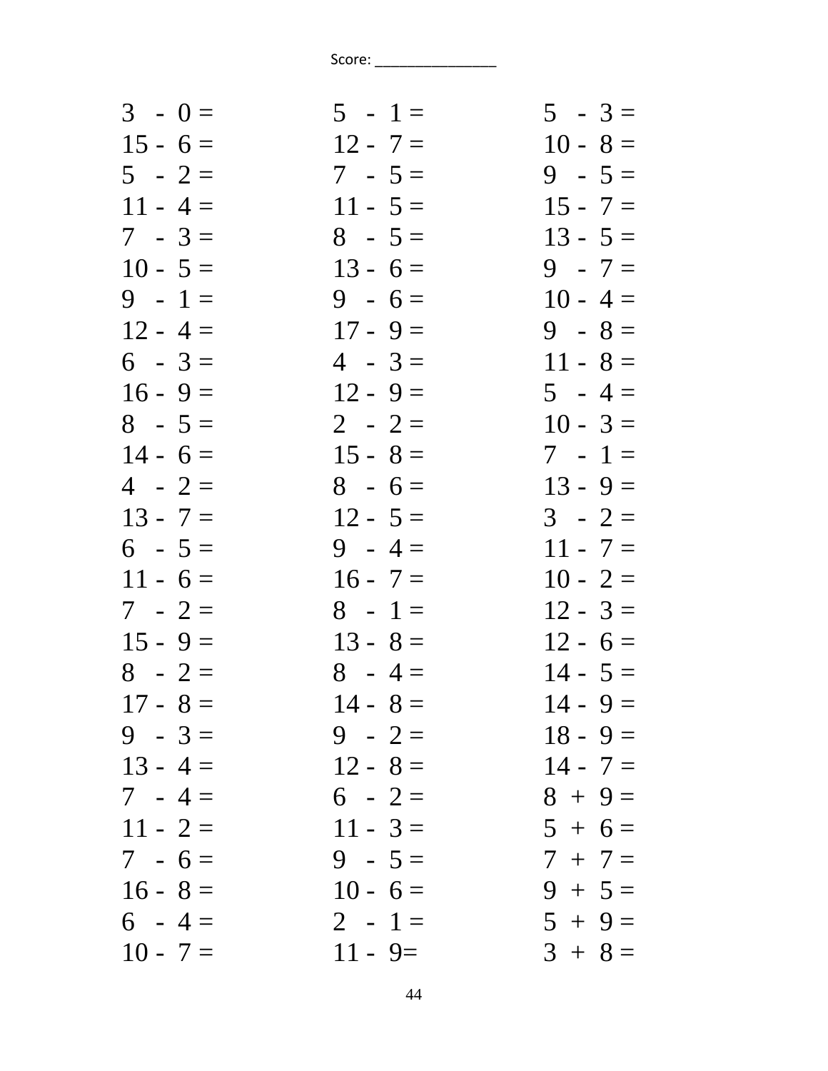Score: _______________

| | | |
|---|---|---|
| 3 - 0 = | 5 - 1 = | 5 - 3 = |
| 15 - 6 = | 12 - 7 = | 10 - 8 = |
| 5 - 2 = | 7 - 5 = | 9 - 5 = |
| 11 - 4 = | 11 - 5 = | 15 - 7 = |
| 7 - 3 = | 8 - 5 = | 13 - 5 = |
| 10 - 5 = | 13 - 6 = | 9 - 7 = |
| 9 - 1 = | 9 - 6 = | 10 - 4 = |
| 12 - 4 = | 17 - 9 = | 9 - 8 = |
| 6 - 3 = | 4 - 3 = | 11 - 8 = |
| 16 - 9 = | 12 - 9 = | 5 - 4 = |
| 8 - 5 = | 2 - 2 = | 10 - 3 = |
| 14 - 6 = | 15 - 8 = | 7 - 1 = |
| 4 - 2 = | 8 - 6 = | 13 - 9 = |
| 13 - 7 = | 12 - 5 = | 3 - 2 = |
| 6 - 5 = | 9 - 4 = | 11 - 7 = |
| 11 - 6 = | 16 - 7 = | 10 - 2 = |
| 7 - 2 = | 8 - 1 = | 12 - 3 = |
| 15 - 9 = | 13 - 8 = | 12 - 6 = |
| 8 - 2 = | 8 - 4 = | 14 - 5 = |
| 17 - 8 = | 14 - 8 = | 14 - 9 = |
| 9 - 3 = | 9 - 2 = | 18 - 9 = |
| 13 - 4 = | 12 - 8 = | 14 - 7 = |
| 7 - 4 = | 6 - 2 = | 8 + 9 = |
| 11 - 2 = | 11 - 3 = | 5 + 6 = |
| 7 - 6 = | 9 - 5 = | 7 + 7 = |
| 16 - 8 = | 10 - 6 = | 9 + 5 = |
| 6 - 4 = | 2 - 1 = | 5 + 9 = |
| 10 - 7 = | 11 - 9= | 3 + 8 = |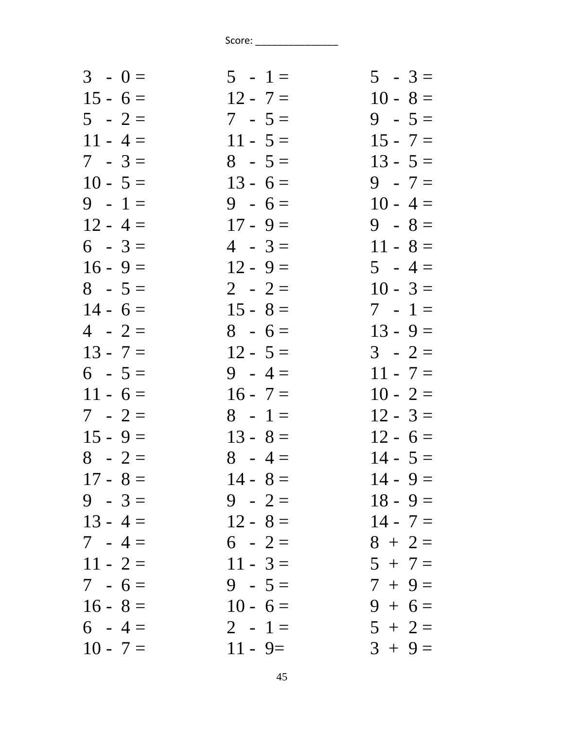Score: _______________

| | | |
|---|---|---|
| 3 - 0 = | 5 - 1 = | 5 - 3 = |
| 15 - 6 = | 12 - 7 = | 10 - 8 = |
| 5 - 2 = | 7 - 5 = | 9 - 5 = |
| 11 - 4 = | 11 - 5 = | 15 - 7 = |
| 7 - 3 = | 8 - 5 = | 13 - 5 = |
| 10 - 5 = | 13 - 6 = | 9 - 7 = |
| 9 - 1 = | 9 - 6 = | 10 - 4 = |
| 12 - 4 = | 17 - 9 = | 9 - 8 = |
| 6 - 3 = | 4 - 3 = | 11 - 8 = |
| 16 - 9 = | 12 - 9 = | 5 - 4 = |
| 8 - 5 = | 2 - 2 = | 10 - 3 = |
| 14 - 6 = | 15 - 8 = | 7 - 1 = |
| 4 - 2 = | 8 - 6 = | 13 - 9 = |
| 13 - 7 = | 12 - 5 = | 3 - 2 = |
| 6 - 5 = | 9 - 4 = | 11 - 7 = |
| 11 - 6 = | 16 - 7 = | 10 - 2 = |
| 7 - 2 = | 8 - 1 = | 12 - 3 = |
| 15 - 9 = | 13 - 8 = | 12 - 6 = |
| 8 - 2 = | 8 - 4 = | 14 - 5 = |
| 17 - 8 = | 14 - 8 = | 14 - 9 = |
| 9 - 3 = | 9 - 2 = | 18 - 9 = |
| 13 - 4 = | 12 - 8 = | 14 - 7 = |
| 7 - 4 = | 6 - 2 = | 8 + 2 = |
| 11 - 2 = | 11 - 3 = | 5 + 7 = |
| 7 - 6 = | 9 - 5 = | 7 + 9 = |
| 16 - 8 = | 10 - 6 = | 9 + 6 = |
| 6 - 4 = | 2 - 1 = | 5 + 2 = |
| 10 - 7 = | 11 - 9= | 3 + 9 = |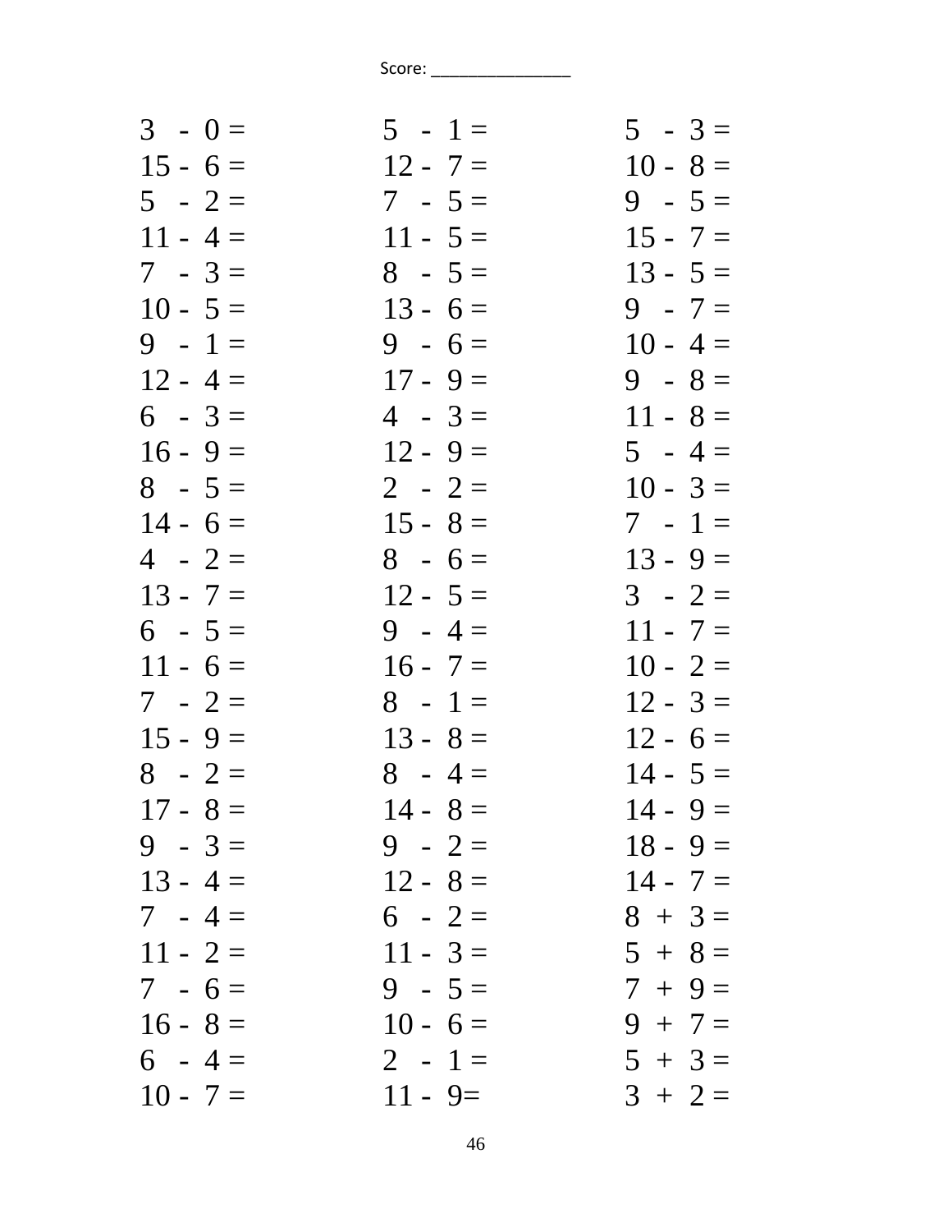Score: _______________

| | | |
|---|---|---|
| 3 - 0 = | 5 - 1 = | 5 - 3 = |
| 15 - 6 = | 12 - 7 = | 10 - 8 = |
| 5 - 2 = | 7 - 5 = | 9 - 5 = |
| 11 - 4 = | 11 - 5 = | 15 - 7 = |
| 7 - 3 = | 8 - 5 = | 13 - 5 = |
| 10 - 5 = | 13 - 6 = | 9 - 7 = |
| 9 - 1 = | 9 - 6 = | 10 - 4 = |
| 12 - 4 = | 17 - 9 = | 9 - 8 = |
| 6 - 3 = | 4 - 3 = | 11 - 8 = |
| 16 - 9 = | 12 - 9 = | 5 - 4 = |
| 8 - 5 = | 2 - 2 = | 10 - 3 = |
| 14 - 6 = | 15 - 8 = | 7 - 1 = |
| 4 - 2 = | 8 - 6 = | 13 - 9 = |
| 13 - 7 = | 12 - 5 = | 3 - 2 = |
| 6 - 5 = | 9 - 4 = | 11 - 7 = |
| 11 - 6 = | 16 - 7 = | 10 - 2 = |
| 7 - 2 = | 8 - 1 = | 12 - 3 = |
| 15 - 9 = | 13 - 8 = | 12 - 6 = |
| 8 - 2 = | 8 - 4 = | 14 - 5 = |
| 17 - 8 = | 14 - 8 = | 14 - 9 = |
| 9 - 3 = | 9 - 2 = | 18 - 9 = |
| 13 - 4 = | 12 - 8 = | 14 - 7 = |
| 7 - 4 = | 6 - 2 = | 8 + 3 = |
| 11 - 2 = | 11 - 3 = | 5 + 8 = |
| 7 - 6 = | 9 - 5 = | 7 + 9 = |
| 16 - 8 = | 10 - 6 = | 9 + 7 = |
| 6 - 4 = | 2 - 1 = | 5 + 3 = |
| 10 - 7 = | 11 - 9= | 3 + 2 = |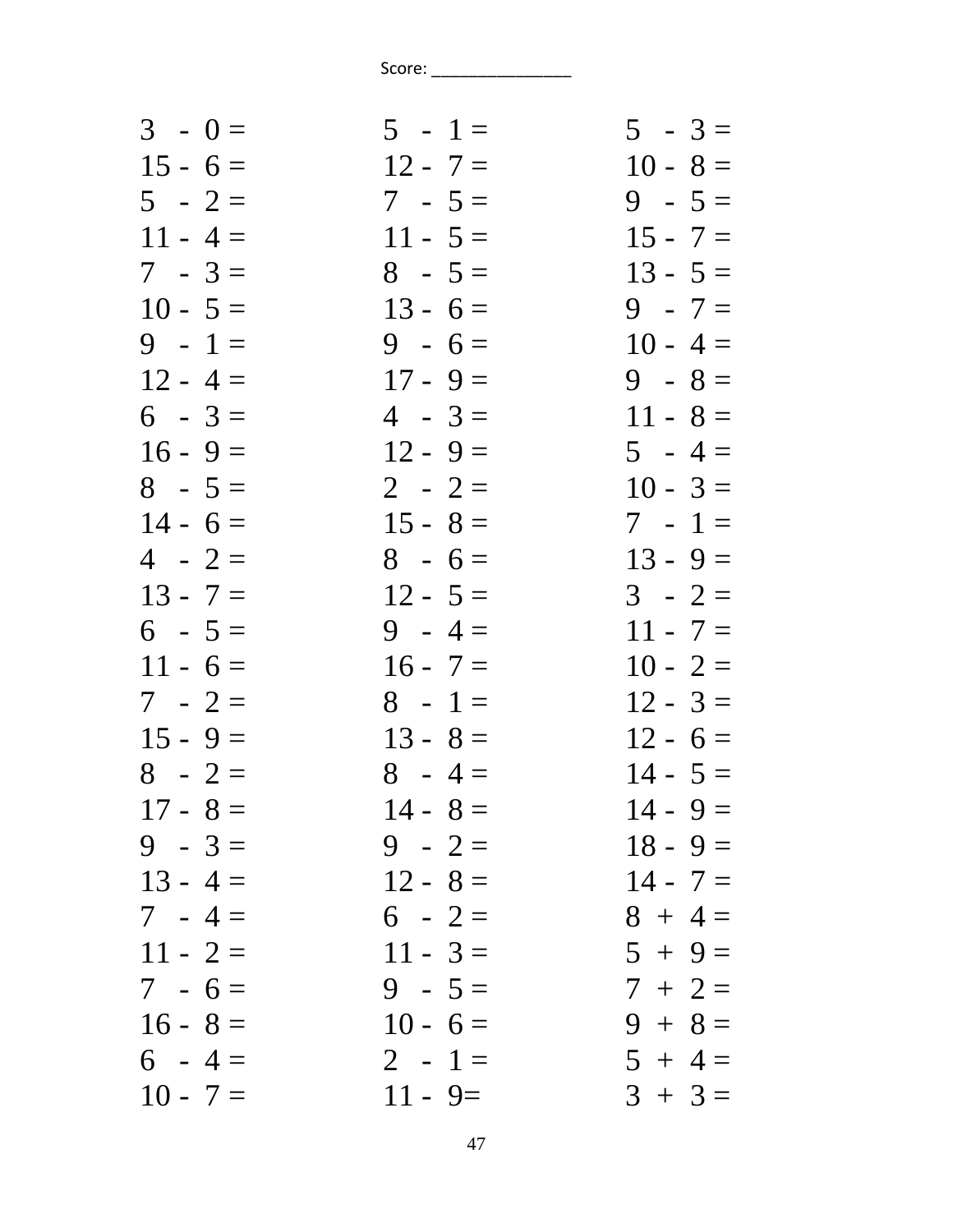Score: _______________

| | | |
|---|---|---|
| 3 - 0 = | 5 - 1 = | 5 - 3 = |
| 15 - 6 = | 12 - 7 = | 10 - 8 = |
| 5 - 2 = | 7 - 5 = | 9 - 5 = |
| 11 - 4 = | 11 - 5 = | 15 - 7 = |
| 7 - 3 = | 8 - 5 = | 13 - 5 = |
| 10 - 5 = | 13 - 6 = | 9 - 7 = |
| 9 - 1 = | 9 - 6 = | 10 - 4 = |
| 12 - 4 = | 17 - 9 = | 9 - 8 = |
| 6 - 3 = | 4 - 3 = | 11 - 8 = |
| 16 - 9 = | 12 - 9 = | 5 - 4 = |
| 8 - 5 = | 2 - 2 = | 10 - 3 = |
| 14 - 6 = | 15 - 8 = | 7 - 1 = |
| 4 - 2 = | 8 - 6 = | 13 - 9 = |
| 13 - 7 = | 12 - 5 = | 3 - 2 = |
| 6 - 5 = | 9 - 4 = | 11 - 7 = |
| 11 - 6 = | 16 - 7 = | 10 - 2 = |
| 7 - 2 = | 8 - 1 = | 12 - 3 = |
| 15 - 9 = | 13 - 8 = | 12 - 6 = |
| 8 - 2 = | 8 - 4 = | 14 - 5 = |
| 17 - 8 = | 14 - 8 = | 14 - 9 = |
| 9 - 3 = | 9 - 2 = | 18 - 9 = |
| 13 - 4 = | 12 - 8 = | 14 - 7 = |
| 7 - 4 = | 6 - 2 = | 8 + 4 = |
| 11 - 2 = | 11 - 3 = | 5 + 9 = |
| 7 - 6 = | 9 - 5 = | 7 + 2 = |
| 16 - 8 = | 10 - 6 = | 9 + 8 = |
| 6 - 4 = | 2 - 1 = | 5 + 4 = |
| 10 - 7 = | 11 - 9= | 3 + 3 = |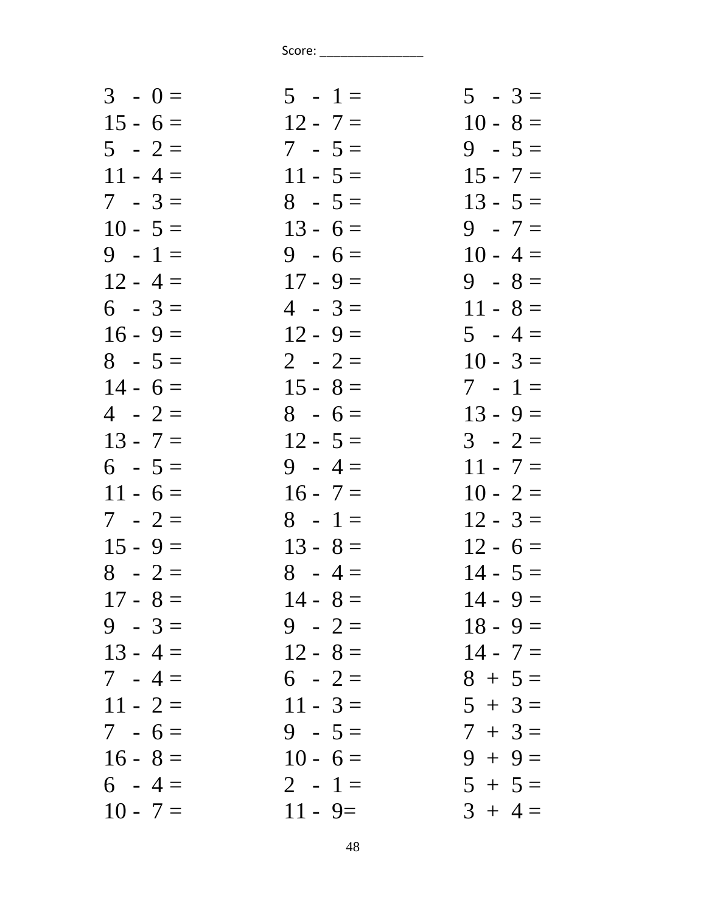Score: _______________

| | | |
|---|---|---|
| 3 - 0 = | 5 - 1 = | 5 - 3 = |
| 15 - 6 = | 12 - 7 = | 10 - 8 = |
| 5 - 2 = | 7 - 5 = | 9 - 5 = |
| 11 - 4 = | 11 - 5 = | 15 - 7 = |
| 7 - 3 = | 8 - 5 = | 13 - 5 = |
| 10 - 5 = | 13 - 6 = | 9 - 7 = |
| 9 - 1 = | 9 - 6 = | 10 - 4 = |
| 12 - 4 = | 17 - 9 = | 9 - 8 = |
| 6 - 3 = | 4 - 3 = | 11 - 8 = |
| 16 - 9 = | 12 - 9 = | 5 - 4 = |
| 8 - 5 = | 2 - 2 = | 10 - 3 = |
| 14 - 6 = | 15 - 8 = | 7 - 1 = |
| 4 - 2 = | 8 - 6 = | 13 - 9 = |
| 13 - 7 = | 12 - 5 = | 3 - 2 = |
| 6 - 5 = | 9 - 4 = | 11 - 7 = |
| 11 - 6 = | 16 - 7 = | 10 - 2 = |
| 7 - 2 = | 8 - 1 = | 12 - 3 = |
| 15 - 9 = | 13 - 8 = | 12 - 6 = |
| 8 - 2 = | 8 - 4 = | 14 - 5 = |
| 17 - 8 = | 14 - 8 = | 14 - 9 = |
| 9 - 3 = | 9 - 2 = | 18 - 9 = |
| 13 - 4 = | 12 - 8 = | 14 - 7 = |
| 7 - 4 = | 6 - 2 = | 8 + 5 = |
| 11 - 2 = | 11 - 3 = | 5 + 3 = |
| 7 - 6 = | 9 - 5 = | 7 + 3 = |
| 16 - 8 = | 10 - 6 = | 9 + 9 = |
| 6 - 4 = | 2 - 1 = | 5 + 5 = |
| 10 - 7 = | 11 - 9= | 3 + 4 = |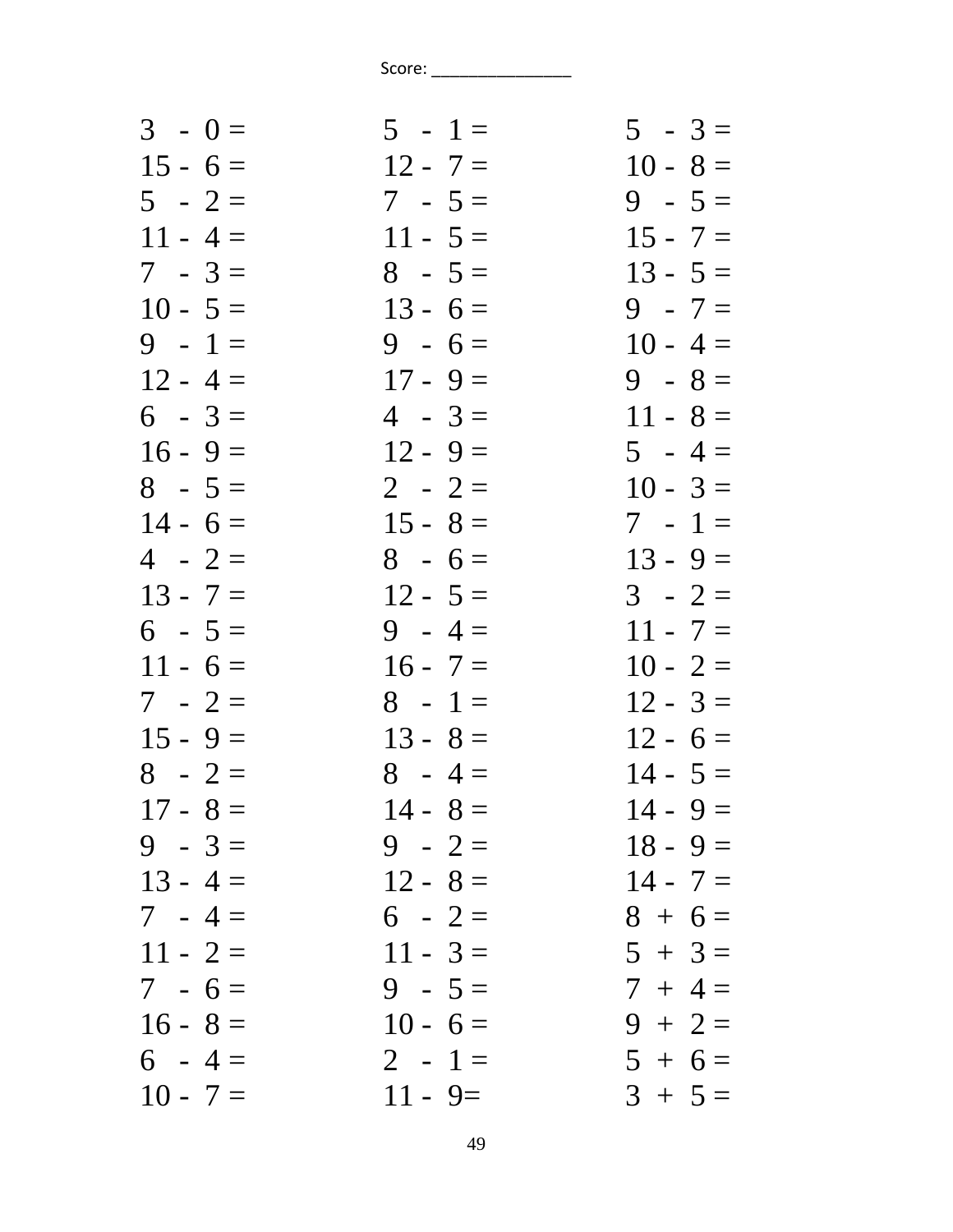Score: _______________

| | | |
|---|---|---|
| 3 - 0 = | 5 - 1 = | 5 - 3 = |
| 15 - 6 = | 12 - 7 = | 10 - 8 = |
| 5 - 2 = | 7 - 5 = | 9 - 5 = |
| 11 - 4 = | 11 - 5 = | 15 - 7 = |
| 7 - 3 = | 8 - 5 = | 13 - 5 = |
| 10 - 5 = | 13 - 6 = | 9 - 7 = |
| 9 - 1 = | 9 - 6 = | 10 - 4 = |
| 12 - 4 = | 17 - 9 = | 9 - 8 = |
| 6 - 3 = | 4 - 3 = | 11 - 8 = |
| 16 - 9 = | 12 - 9 = | 5 - 4 = |
| 8 - 5 = | 2 - 2 = | 10 - 3 = |
| 14 - 6 = | 15 - 8 = | 7 - 1 = |
| 4 - 2 = | 8 - 6 = | 13 - 9 = |
| 13 - 7 = | 12 - 5 = | 3 - 2 = |
| 6 - 5 = | 9 - 4 = | 11 - 7 = |
| 11 - 6 = | 16 - 7 = | 10 - 2 = |
| 7 - 2 = | 8 - 1 = | 12 - 3 = |
| 15 - 9 = | 13 - 8 = | 12 - 6 = |
| 8 - 2 = | 8 - 4 = | 14 - 5 = |
| 17 - 8 = | 14 - 8 = | 14 - 9 = |
| 9 - 3 = | 9 - 2 = | 18 - 9 = |
| 13 - 4 = | 12 - 8 = | 14 - 7 = |
| 7 - 4 = | 6 - 2 = | 8 + 6 = |
| 11 - 2 = | 11 - 3 = | 5 + 3 = |
| 7 - 6 = | 9 - 5 = | 7 + 4 = |
| 16 - 8 = | 10 - 6 = | 9 + 2 = |
| 6 - 4 = | 2 - 1 = | 5 + 6 = |
| 10 - 7 = | 11 - 9= | 3 + 5 = |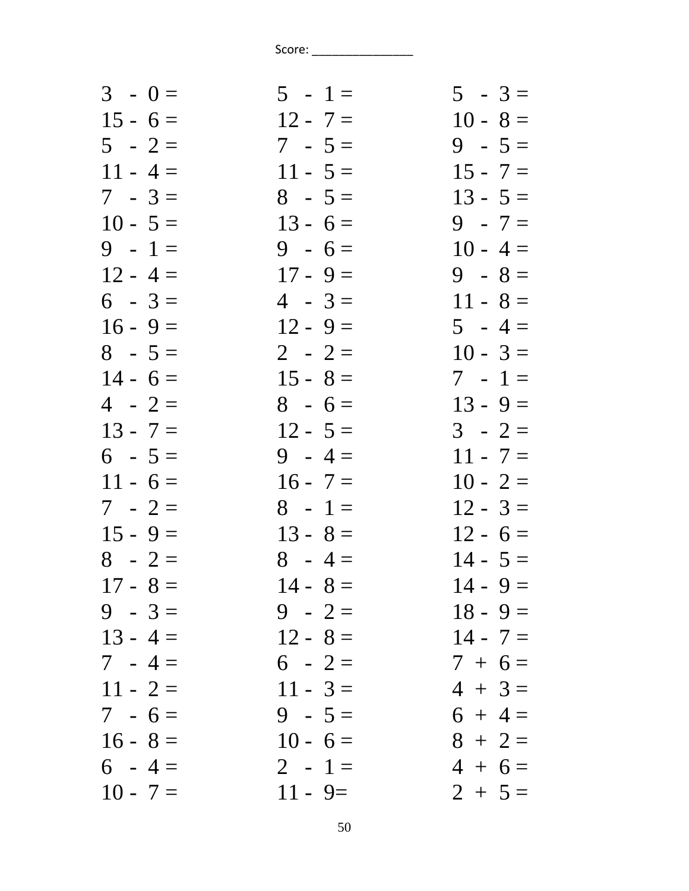Score: _______________

| | | |
|---|---|---|
| 3 - 0 = | 5 - 1 = | 5 - 3 = |
| 15 - 6 = | 12 - 7 = | 10 - 8 = |
| 5 - 2 = | 7 - 5 = | 9 - 5 = |
| 11 - 4 = | 11 - 5 = | 15 - 7 = |
| 7 - 3 = | 8 - 5 = | 13 - 5 = |
| 10 - 5 = | 13 - 6 = | 9 - 7 = |
| 9 - 1 = | 9 - 6 = | 10 - 4 = |
| 12 - 4 = | 17 - 9 = | 9 - 8 = |
| 6 - 3 = | 4 - 3 = | 11 - 8 = |
| 16 - 9 = | 12 - 9 = | 5 - 4 = |
| 8 - 5 = | 2 - 2 = | 10 - 3 = |
| 14 - 6 = | 15 - 8 = | 7 - 1 = |
| 4 - 2 = | 8 - 6 = | 13 - 9 = |
| 13 - 7 = | 12 - 5 = | 3 - 2 = |
| 6 - 5 = | 9 - 4 = | 11 - 7 = |
| 11 - 6 = | 16 - 7 = | 10 - 2 = |
| 7 - 2 = | 8 - 1 = | 12 - 3 = |
| 15 - 9 = | 13 - 8 = | 12 - 6 = |
| 8 - 2 = | 8 - 4 = | 14 - 5 = |
| 17 - 8 = | 14 - 8 = | 14 - 9 = |
| 9 - 3 = | 9 - 2 = | 18 - 9 = |
| 13 - 4 = | 12 - 8 = | 14 - 7 = |
| 7 - 4 = | 6 - 2 = | 7 + 6 = |
| 11 - 2 = | 11 - 3 = | 4 + 3 = |
| 7 - 6 = | 9 - 5 = | 6 + 4 = |
| 16 - 8 = | 10 - 6 = | 8 + 2 = |
| 6 - 4 = | 2 - 1 = | 4 + 6 = |
| 10 - 7 = | 11 - 9= | 2 + 5 = |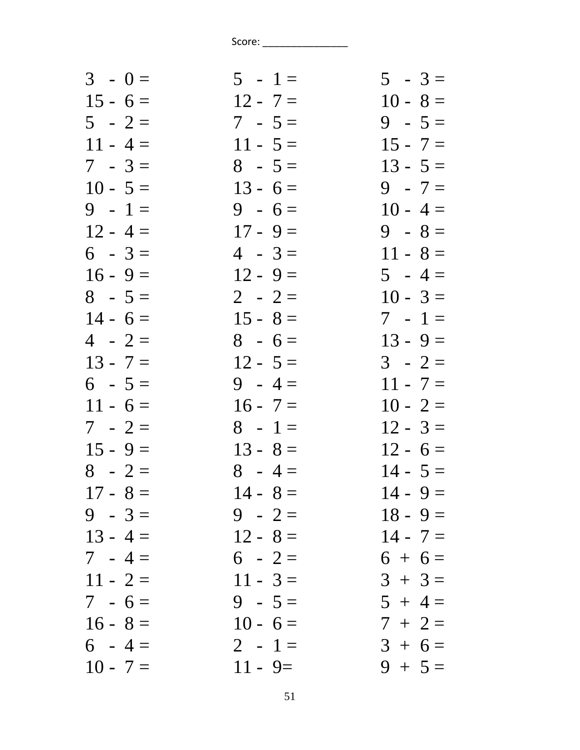Score: _______________

| | | |
|---|---|---|
| $3 - 0 =$ | $5 - 1 =$ | $5 - 3 =$ |
| $15 - 6 =$ | $12 - 7 =$ | $10 - 8 =$ |
| $5 - 2 =$ | $7 - 5 =$ | $9 - 5 =$ |
| $11 - 4 =$ | $11 - 5 =$ | $15 - 7 =$ |
| $7 - 3 =$ | $8 - 5 =$ | $13 - 5 =$ |
| $10 - 5 =$ | $13 - 6 =$ | $9 - 7 =$ |
| $9 - 1 =$ | $9 - 6 =$ | $10 - 4 =$ |
| $12 - 4 =$ | $17 - 9 =$ | $9 - 8 =$ |
| $6 - 3 =$ | $4 - 3 =$ | $11 - 8 =$ |
| $16 - 9 =$ | $12 - 9 =$ | $5 - 4 =$ |
| $8 - 5 =$ | $2 - 2 =$ | $10 - 3 =$ |
| $14 - 6 =$ | $15 - 8 =$ | $7 - 1 =$ |
| $4 - 2 =$ | $8 - 6 =$ | $13 - 9 =$ |
| $13 - 7 =$ | $12 - 5 =$ | $3 - 2 =$ |
| $6 - 5 =$ | $9 - 4 =$ | $11 - 7 =$ |
| $11 - 6 =$ | $16 - 7 =$ | $10 - 2 =$ |
| $7 - 2 =$ | $8 - 1 =$ | $12 - 3 =$ |
| $15 - 9 =$ | $13 - 8 =$ | $12 - 6 =$ |
| $8 - 2 =$ | $8 - 4 =$ | $14 - 5 =$ |
| $17 - 8 =$ | $14 - 8 =$ | $14 - 9 =$ |
| $9 - 3 =$ | $9 - 2 =$ | $18 - 9 =$ |
| $13 - 4 =$ | $12 - 8 =$ | $14 - 7 =$ |
| $7 - 4 =$ | $6 - 2 =$ | $6 + 6 =$ |
| $11 - 2 =$ | $11 - 3 =$ | $3 + 3 =$ |
| $7 - 6 =$ | $9 - 5 =$ | $5 + 4 =$ |
| $16 - 8 =$ | $10 - 6 =$ | $7 + 2 =$ |
| $6 - 4 =$ | $2 - 1 =$ | $3 + 6 =$ |
| $10 - 7 =$ | $11 - 9 =$ | $9 + 5 =$ |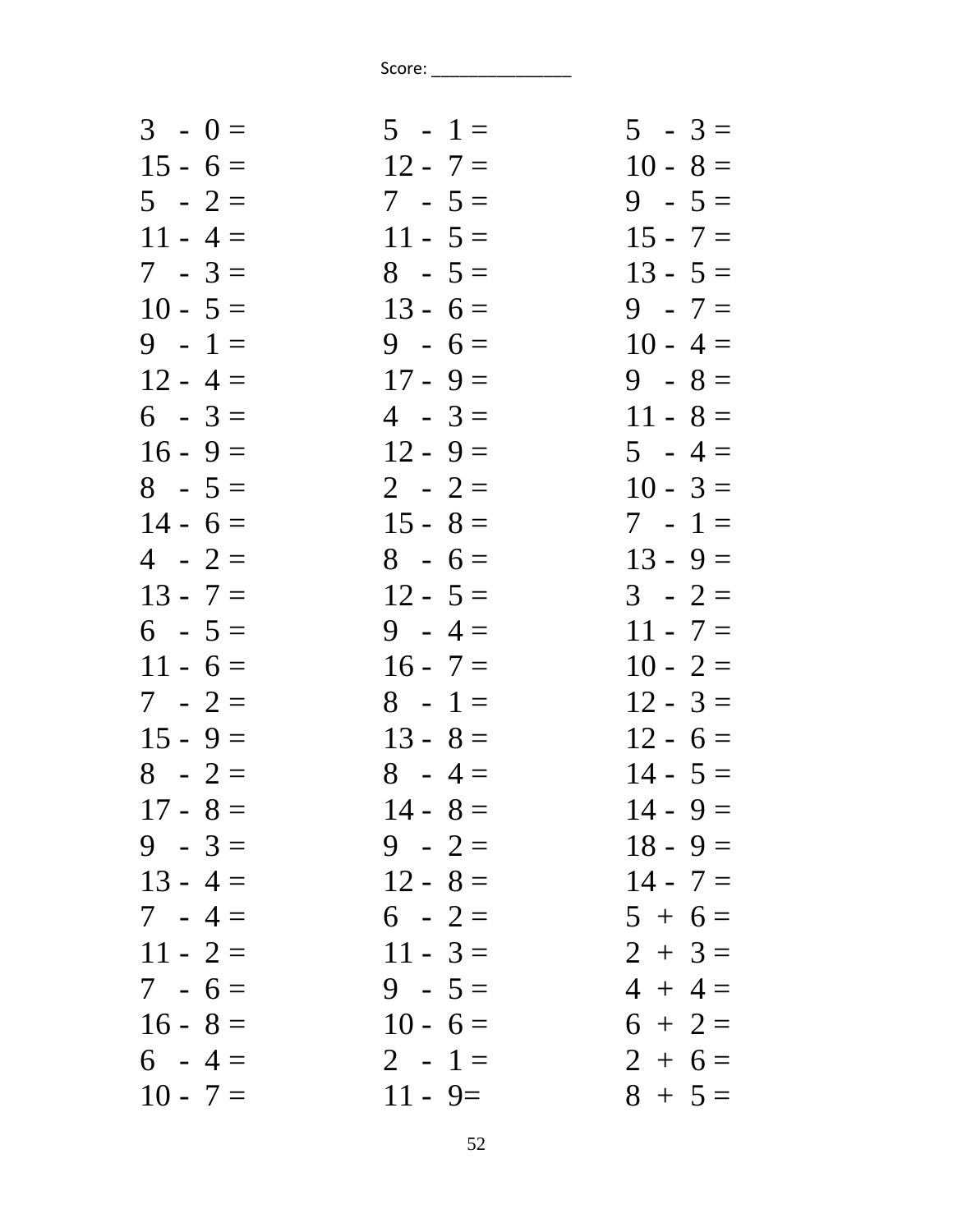Score: _______________

| | | |
|---|---|---|
| 3 - 0 = | 5 - 1 = | 5 - 3 = |
| 15 - 6 = | 12 - 7 = | 10 - 8 = |
| 5 - 2 = | 7 - 5 = | 9 - 5 = |
| 11 - 4 = | 11 - 5 = | 15 - 7 = |
| 7 - 3 = | 8 - 5 = | 13 - 5 = |
| 10 - 5 = | 13 - 6 = | 9 - 7 = |
| 9 - 1 = | 9 - 6 = | 10 - 4 = |
| 12 - 4 = | 17 - 9 = | 9 - 8 = |
| 6 - 3 = | 4 - 3 = | 11 - 8 = |
| 16 - 9 = | 12 - 9 = | 5 - 4 = |
| 8 - 5 = | 2 - 2 = | 10 - 3 = |
| 14 - 6 = | 15 - 8 = | 7 - 1 = |
| 4 - 2 = | 8 - 6 = | 13 - 9 = |
| 13 - 7 = | 12 - 5 = | 3 - 2 = |
| 6 - 5 = | 9 - 4 = | 11 - 7 = |
| 11 - 6 = | 16 - 7 = | 10 - 2 = |
| 7 - 2 = | 8 - 1 = | 12 - 3 = |
| 15 - 9 = | 13 - 8 = | 12 - 6 = |
| 8 - 2 = | 8 - 4 = | 14 - 5 = |
| 17 - 8 = | 14 - 8 = | 14 - 9 = |
| 9 - 3 = | 9 - 2 = | 18 - 9 = |
| 13 - 4 = | 12 - 8 = | 14 - 7 = |
| 7 - 4 = | 6 - 2 = | 5 + 6 = |
| 11 - 2 = | 11 - 3 = | 2 + 3 = |
| 7 - 6 = | 9 - 5 = | 4 + 4 = |
| 16 - 8 = | 10 - 6 = | 6 + 2 = |
| 6 - 4 = | 2 - 1 = | 2 + 6 = |
| 10 - 7 = | 11 - 9= | 8 + 5 = |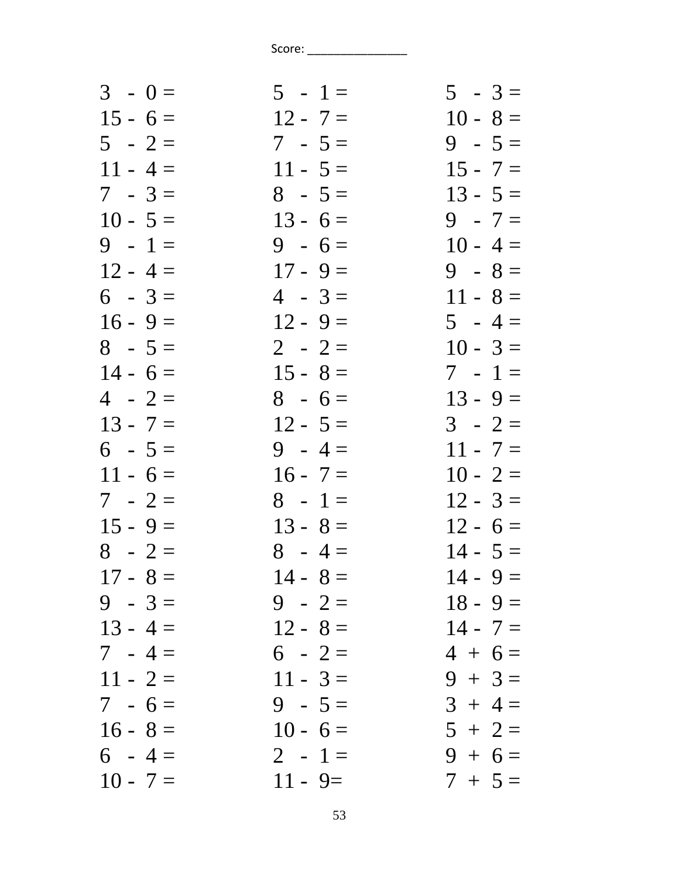Score: _______________

| | | |
|---|---|---|
| 3 - 0 = | 5 - 1 = | 5 - 3 = |
| 15 - 6 = | 12 - 7 = | 10 - 8 = |
| 5 - 2 = | 7 - 5 = | 9 - 5 = |
| 11 - 4 = | 11 - 5 = | 15 - 7 = |
| 7 - 3 = | 8 - 5 = | 13 - 5 = |
| 10 - 5 = | 13 - 6 = | 9 - 7 = |
| 9 - 1 = | 9 - 6 = | 10 - 4 = |
| 12 - 4 = | 17 - 9 = | 9 - 8 = |
| 6 - 3 = | 4 - 3 = | 11 - 8 = |
| 16 - 9 = | 12 - 9 = | 5 - 4 = |
| 8 - 5 = | 2 - 2 = | 10 - 3 = |
| 14 - 6 = | 15 - 8 = | 7 - 1 = |
| 4 - 2 = | 8 - 6 = | 13 - 9 = |
| 13 - 7 = | 12 - 5 = | 3 - 2 = |
| 6 - 5 = | 9 - 4 = | 11 - 7 = |
| 11 - 6 = | 16 - 7 = | 10 - 2 = |
| 7 - 2 = | 8 - 1 = | 12 - 3 = |
| 15 - 9 = | 13 - 8 = | 12 - 6 = |
| 8 - 2 = | 8 - 4 = | 14 - 5 = |
| 17 - 8 = | 14 - 8 = | 14 - 9 = |
| 9 - 3 = | 9 - 2 = | 18 - 9 = |
| 13 - 4 = | 12 - 8 = | 14 - 7 = |
| 7 - 4 = | 6 - 2 = | 4 + 6 = |
| 11 - 2 = | 11 - 3 = | 9 + 3 = |
| 7 - 6 = | 9 - 5 = | 3 + 4 = |
| 16 - 8 = | 10 - 6 = | 5 + 2 = |
| 6 - 4 = | 2 - 1 = | 9 + 6 = |
| 10 - 7 = | 11 - 9= | 7 + 5 = |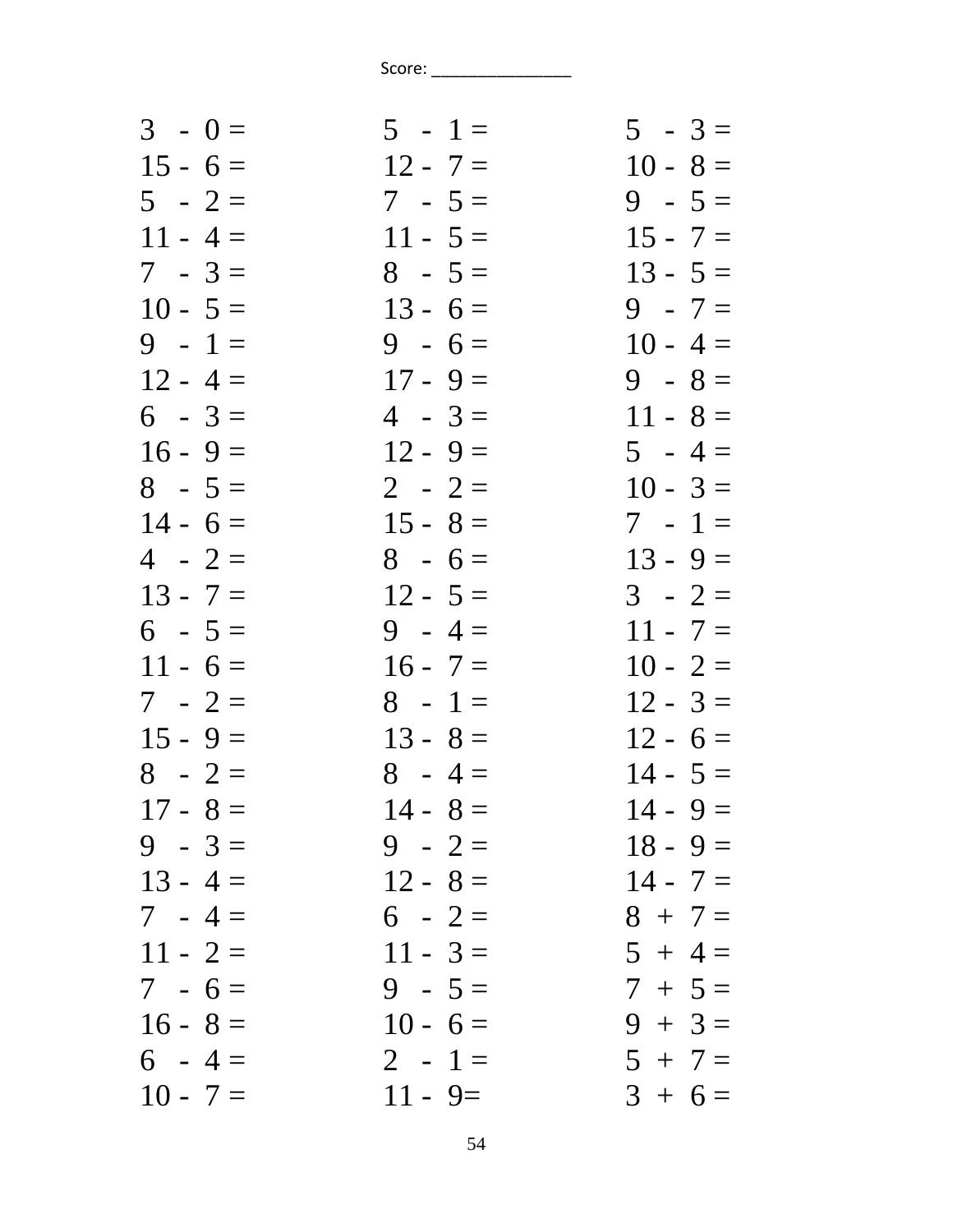Score: _______________

| | | |
|---|---|---|
| 3 - 0 = | 5 - 1 = | 5 - 3 = |
| 15 - 6 = | 12 - 7 = | 10 - 8 = |
| 5 - 2 = | 7 - 5 = | 9 - 5 = |
| 11 - 4 = | 11 - 5 = | 15 - 7 = |
| 7 - 3 = | 8 - 5 = | 13 - 5 = |
| 10 - 5 = | 13 - 6 = | 9 - 7 = |
| 9 - 1 = | 9 - 6 = | 10 - 4 = |
| 12 - 4 = | 17 - 9 = | 9 - 8 = |
| 6 - 3 = | 4 - 3 = | 11 - 8 = |
| 16 - 9 = | 12 - 9 = | 5 - 4 = |
| 8 - 5 = | 2 - 2 = | 10 - 3 = |
| 14 - 6 = | 15 - 8 = | 7 - 1 = |
| 4 - 2 = | 8 - 6 = | 13 - 9 = |
| 13 - 7 = | 12 - 5 = | 3 - 2 = |
| 6 - 5 = | 9 - 4 = | 11 - 7 = |
| 11 - 6 = | 16 - 7 = | 10 - 2 = |
| 7 - 2 = | 8 - 1 = | 12 - 3 = |
| 15 - 9 = | 13 - 8 = | 12 - 6 = |
| 8 - 2 = | 8 - 4 = | 14 - 5 = |
| 17 - 8 = | 14 - 8 = | 14 - 9 = |
| 9 - 3 = | 9 - 2 = | 18 - 9 = |
| 13 - 4 = | 12 - 8 = | 14 - 7 = |
| 7 - 4 = | 6 - 2 = | 8 + 7 = |
| 11 - 2 = | 11 - 3 = | 5 + 4 = |
| 7 - 6 = | 9 - 5 = | 7 + 5 = |
| 16 - 8 = | 10 - 6 = | 9 + 3 = |
| 6 - 4 = | 2 - 1 = | 5 + 7 = |
| 10 - 7 = | 11 - 9= | 3 + 6 = |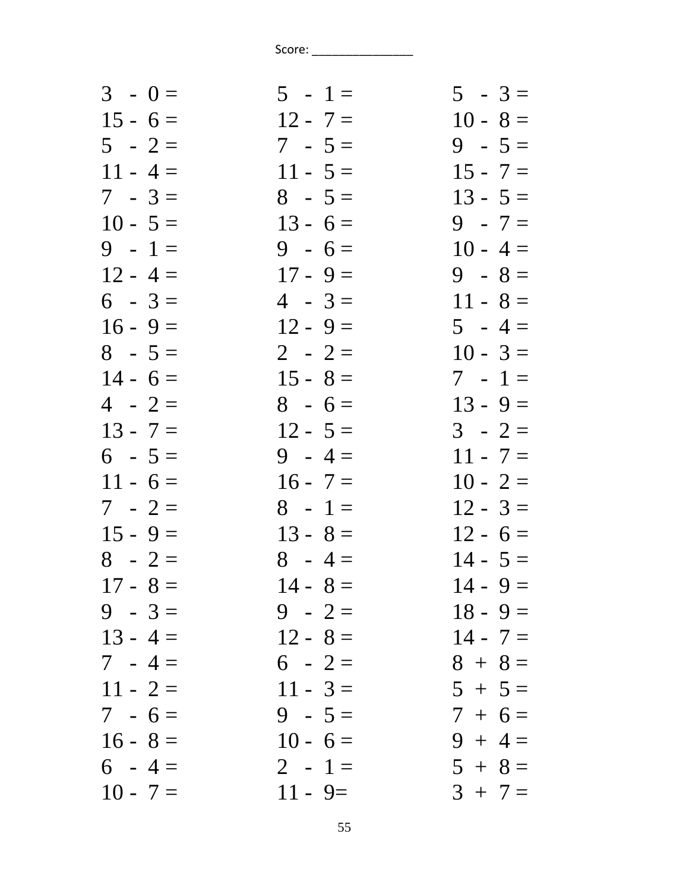Score: _______________

| | | |
|---|---|---|
| 3 - 0 = | 5 - 1 = | 5 - 3 = |
| 15 - 6 = | 12 - 7 = | 10 - 8 = |
| 5 - 2 = | 7 - 5 = | 9 - 5 = |
| 11 - 4 = | 11 - 5 = | 15 - 7 = |
| 7 - 3 = | 8 - 5 = | 13 - 5 = |
| 10 - 5 = | 13 - 6 = | 9 - 7 = |
| 9 - 1 = | 9 - 6 = | 10 - 4 = |
| 12 - 4 = | 17 - 9 = | 9 - 8 = |
| 6 - 3 = | 4 - 3 = | 11 - 8 = |
| 16 - 9 = | 12 - 9 = | 5 - 4 = |
| 8 - 5 = | 2 - 2 = | 10 - 3 = |
| 14 - 6 = | 15 - 8 = | 7 - 1 = |
| 4 - 2 = | 8 - 6 = | 13 - 9 = |
| 13 - 7 = | 12 - 5 = | 3 - 2 = |
| 6 - 5 = | 9 - 4 = | 11 - 7 = |
| 11 - 6 = | 16 - 7 = | 10 - 2 = |
| 7 - 2 = | 8 - 1 = | 12 - 3 = |
| 15 - 9 = | 13 - 8 = | 12 - 6 = |
| 8 - 2 = | 8 - 4 = | 14 - 5 = |
| 17 - 8 = | 14 - 8 = | 14 - 9 = |
| 9 - 3 = | 9 - 2 = | 18 - 9 = |
| 13 - 4 = | 12 - 8 = | 14 - 7 = |
| 7 - 4 = | 6 - 2 = | 8 + 8 = |
| 11 - 2 = | 11 - 3 = | 5 + 5 = |
| 7 - 6 = | 9 - 5 = | 7 + 6 = |
| 16 - 8 = | 10 - 6 = | 9 + 4 = |
| 6 - 4 = | 2 - 1 = | 5 + 8 = |
| 10 - 7 = | 11 - 9= | 3 + 7 = |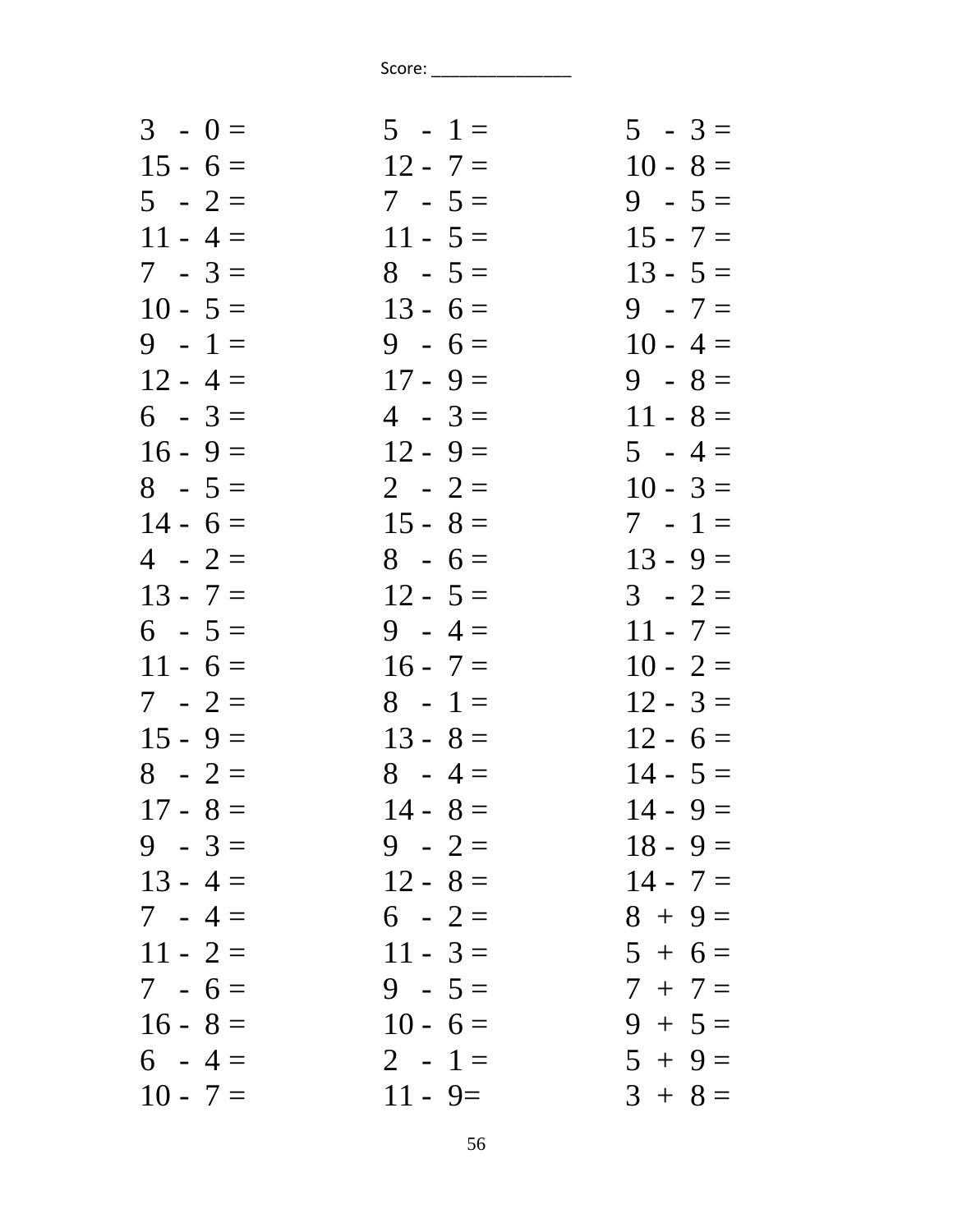Score: _______________

| | | |
|---|---|---|
| 3 - 0 = | 5 - 1 = | 5 - 3 = |
| 15 - 6 = | 12 - 7 = | 10 - 8 = |
| 5 - 2 = | 7 - 5 = | 9 - 5 = |
| 11 - 4 = | 11 - 5 = | 15 - 7 = |
| 7 - 3 = | 8 - 5 = | 13 - 5 = |
| 10 - 5 = | 13 - 6 = | 9 - 7 = |
| 9 - 1 = | 9 - 6 = | 10 - 4 = |
| 12 - 4 = | 17 - 9 = | 9 - 8 = |
| 6 - 3 = | 4 - 3 = | 11 - 8 = |
| 16 - 9 = | 12 - 9 = | 5 - 4 = |
| 8 - 5 = | 2 - 2 = | 10 - 3 = |
| 14 - 6 = | 15 - 8 = | 7 - 1 = |
| 4 - 2 = | 8 - 6 = | 13 - 9 = |
| 13 - 7 = | 12 - 5 = | 3 - 2 = |
| 6 - 5 = | 9 - 4 = | 11 - 7 = |
| 11 - 6 = | 16 - 7 = | 10 - 2 = |
| 7 - 2 = | 8 - 1 = | 12 - 3 = |
| 15 - 9 = | 13 - 8 = | 12 - 6 = |
| 8 - 2 = | 8 - 4 = | 14 - 5 = |
| 17 - 8 = | 14 - 8 = | 14 - 9 = |
| 9 - 3 = | 9 - 2 = | 18 - 9 = |
| 13 - 4 = | 12 - 8 = | 14 - 7 = |
| 7 - 4 = | 6 - 2 = | 8 + 9 = |
| 11 - 2 = | 11 - 3 = | 5 + 6 = |
| 7 - 6 = | 9 - 5 = | 7 + 7 = |
| 16 - 8 = | 10 - 6 = | 9 + 5 = |
| 6 - 4 = | 2 - 1 = | 5 + 9 = |
| 10 - 7 = | 11 - 9= | 3 + 8 = |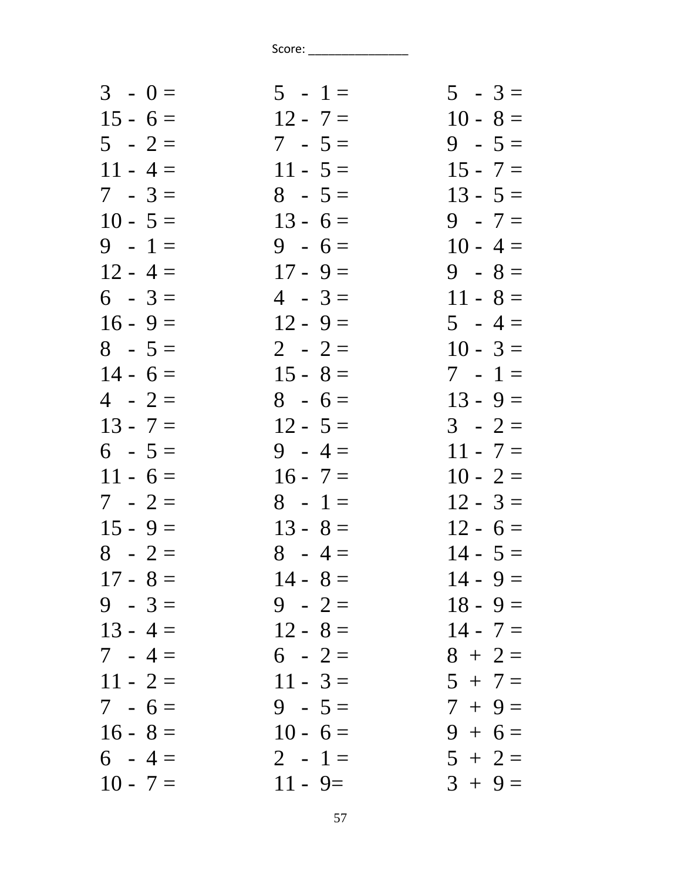Score: _______________

| | | |
|---|---|---|
| 3 - 0 = | 5 - 1 = | 5 - 3 = |
| 15 - 6 = | 12 - 7 = | 10 - 8 = |
| 5 - 2 = | 7 - 5 = | 9 - 5 = |
| 11 - 4 = | 11 - 5 = | 15 - 7 = |
| 7 - 3 = | 8 - 5 = | 13 - 5 = |
| 10 - 5 = | 13 - 6 = | 9 - 7 = |
| 9 - 1 = | 9 - 6 = | 10 - 4 = |
| 12 - 4 = | 17 - 9 = | 9 - 8 = |
| 6 - 3 = | 4 - 3 = | 11 - 8 = |
| 16 - 9 = | 12 - 9 = | 5 - 4 = |
| 8 - 5 = | 2 - 2 = | 10 - 3 = |
| 14 - 6 = | 15 - 8 = | 7 - 1 = |
| 4 - 2 = | 8 - 6 = | 13 - 9 = |
| 13 - 7 = | 12 - 5 = | 3 - 2 = |
| 6 - 5 = | 9 - 4 = | 11 - 7 = |
| 11 - 6 = | 16 - 7 = | 10 - 2 = |
| 7 - 2 = | 8 - 1 = | 12 - 3 = |
| 15 - 9 = | 13 - 8 = | 12 - 6 = |
| 8 - 2 = | 8 - 4 = | 14 - 5 = |
| 17 - 8 = | 14 - 8 = | 14 - 9 = |
| 9 - 3 = | 9 - 2 = | 18 - 9 = |
| 13 - 4 = | 12 - 8 = | 14 - 7 = |
| 7 - 4 = | 6 - 2 = | 8 + 2 = |
| 11 - 2 = | 11 - 3 = | 5 + 7 = |
| 7 - 6 = | 9 - 5 = | 7 + 9 = |
| 16 - 8 = | 10 - 6 = | 9 + 6 = |
| 6 - 4 = | 2 - 1 = | 5 + 2 = |
| 10 - 7 = | 11 - 9= | 3 + 9 = |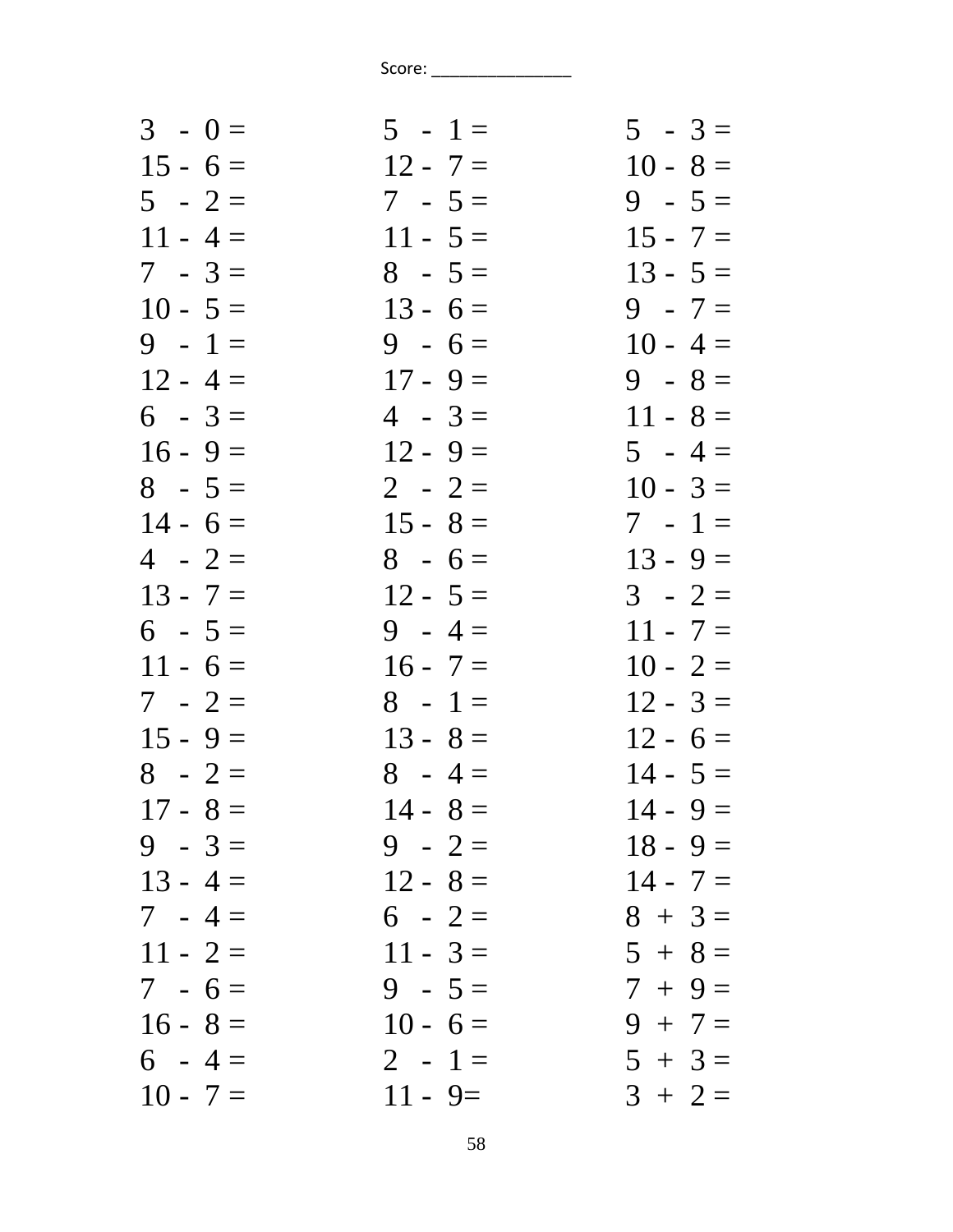Score: _______________

| | | |
|---|---|---|
| 3 - 0 = | 5 - 1 = | 5 - 3 = |
| 15 - 6 = | 12 - 7 = | 10 - 8 = |
| 5 - 2 = | 7 - 5 = | 9 - 5 = |
| 11 - 4 = | 11 - 5 = | 15 - 7 = |
| 7 - 3 = | 8 - 5 = | 13 - 5 = |
| 10 - 5 = | 13 - 6 = | 9 - 7 = |
| 9 - 1 = | 9 - 6 = | 10 - 4 = |
| 12 - 4 = | 17 - 9 = | 9 - 8 = |
| 6 - 3 = | 4 - 3 = | 11 - 8 = |
| 16 - 9 = | 12 - 9 = | 5 - 4 = |
| 8 - 5 = | 2 - 2 = | 10 - 3 = |
| 14 - 6 = | 15 - 8 = | 7 - 1 = |
| 4 - 2 = | 8 - 6 = | 13 - 9 = |
| 13 - 7 = | 12 - 5 = | 3 - 2 = |
| 6 - 5 = | 9 - 4 = | 11 - 7 = |
| 11 - 6 = | 16 - 7 = | 10 - 2 = |
| 7 - 2 = | 8 - 1 = | 12 - 3 = |
| 15 - 9 = | 13 - 8 = | 12 - 6 = |
| 8 - 2 = | 8 - 4 = | 14 - 5 = |
| 17 - 8 = | 14 - 8 = | 14 - 9 = |
| 9 - 3 = | 9 - 2 = | 18 - 9 = |
| 13 - 4 = | 12 - 8 = | 14 - 7 = |
| 7 - 4 = | 6 - 2 = | 8 + 3 = |
| 11 - 2 = | 11 - 3 = | 5 + 8 = |
| 7 - 6 = | 9 - 5 = | 7 + 9 = |
| 16 - 8 = | 10 - 6 = | 9 + 7 = |
| 6 - 4 = | 2 - 1 = | 5 + 3 = |
| 10 - 7 = | 11 - 9= | 3 + 2 = |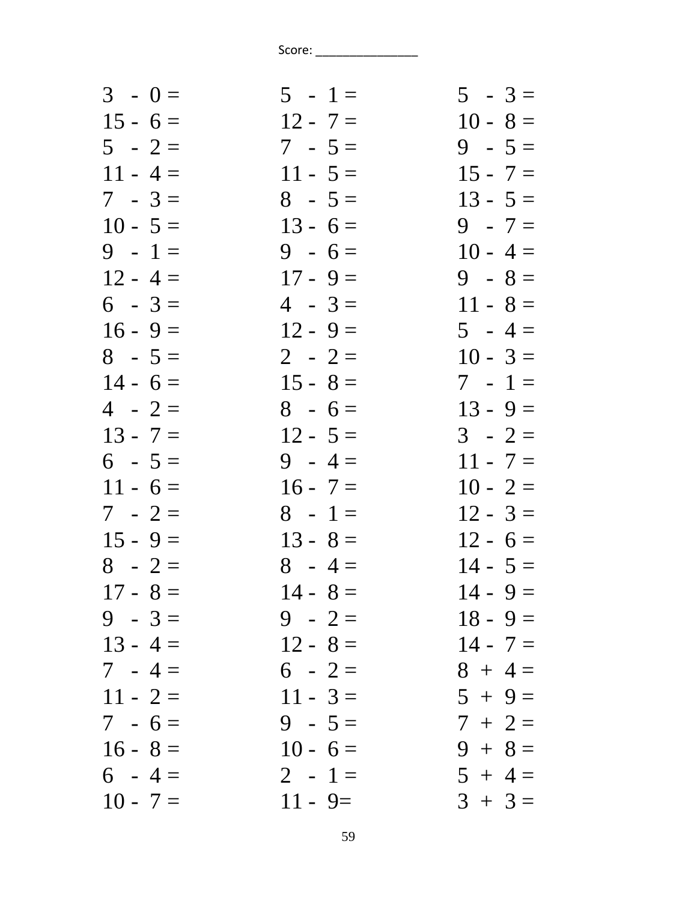Score: _______________

| | | |
|---|---|---|
| 3 - 0 = | 5 - 1 = | 5 - 3 = |
| 15 - 6 = | 12 - 7 = | 10 - 8 = |
| 5 - 2 = | 7 - 5 = | 9 - 5 = |
| 11 - 4 = | 11 - 5 = | 15 - 7 = |
| 7 - 3 = | 8 - 5 = | 13 - 5 = |
| 10 - 5 = | 13 - 6 = | 9 - 7 = |
| 9 - 1 = | 9 - 6 = | 10 - 4 = |
| 12 - 4 = | 17 - 9 = | 9 - 8 = |
| 6 - 3 = | 4 - 3 = | 11 - 8 = |
| 16 - 9 = | 12 - 9 = | 5 - 4 = |
| 8 - 5 = | 2 - 2 = | 10 - 3 = |
| 14 - 6 = | 15 - 8 = | 7 - 1 = |
| 4 - 2 = | 8 - 6 = | 13 - 9 = |
| 13 - 7 = | 12 - 5 = | 3 - 2 = |
| 6 - 5 = | 9 - 4 = | 11 - 7 = |
| 11 - 6 = | 16 - 7 = | 10 - 2 = |
| 7 - 2 = | 8 - 1 = | 12 - 3 = |
| 15 - 9 = | 13 - 8 = | 12 - 6 = |
| 8 - 2 = | 8 - 4 = | 14 - 5 = |
| 17 - 8 = | 14 - 8 = | 14 - 9 = |
| 9 - 3 = | 9 - 2 = | 18 - 9 = |
| 13 - 4 = | 12 - 8 = | 14 - 7 = |
| 7 - 4 = | 6 - 2 = | 8 + 4 = |
| 11 - 2 = | 11 - 3 = | 5 + 9 = |
| 7 - 6 = | 9 - 5 = | 7 + 2 = |
| 16 - 8 = | 10 - 6 = | 9 + 8 = |
| 6 - 4 = | 2 - 1 = | 5 + 4 = |
| 10 - 7 = | 11 - 9= | 3 + 3 = |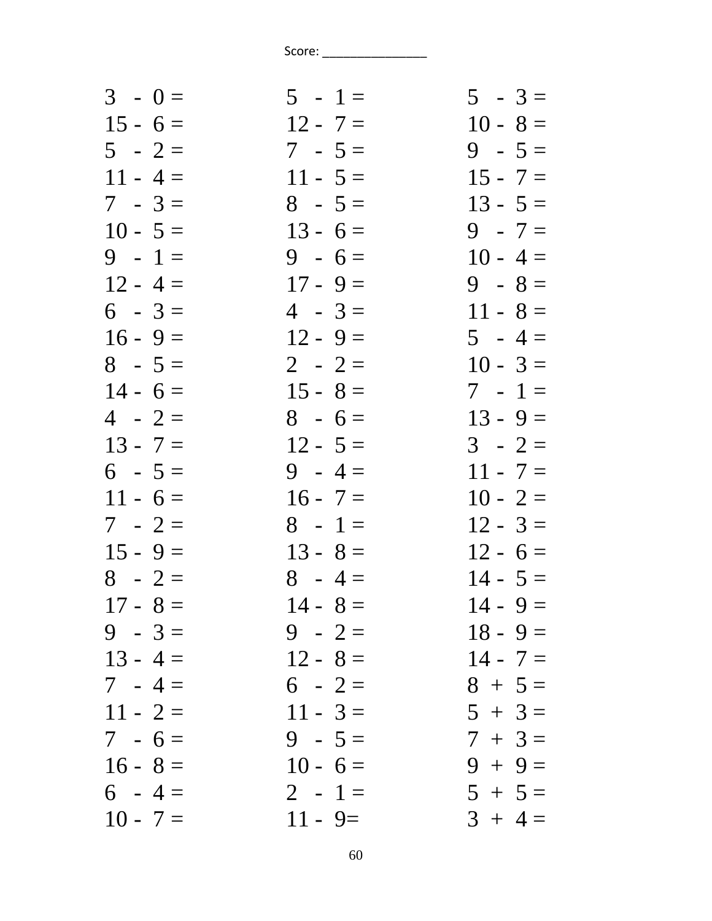Score: _______________

| | | |
|---|---|---|
| 3 - 0 = | 5 - 1 = | 5 - 3 = |
| 15 - 6 = | 12 - 7 = | 10 - 8 = |
| 5 - 2 = | 7 - 5 = | 9 - 5 = |
| 11 - 4 = | 11 - 5 = | 15 - 7 = |
| 7 - 3 = | 8 - 5 = | 13 - 5 = |
| 10 - 5 = | 13 - 6 = | 9 - 7 = |
| 9 - 1 = | 9 - 6 = | 10 - 4 = |
| 12 - 4 = | 17 - 9 = | 9 - 8 = |
| 6 - 3 = | 4 - 3 = | 11 - 8 = |
| 16 - 9 = | 12 - 9 = | 5 - 4 = |
| 8 - 5 = | 2 - 2 = | 10 - 3 = |
| 14 - 6 = | 15 - 8 = | 7 - 1 = |
| 4 - 2 = | 8 - 6 = | 13 - 9 = |
| 13 - 7 = | 12 - 5 = | 3 - 2 = |
| 6 - 5 = | 9 - 4 = | 11 - 7 = |
| 11 - 6 = | 16 - 7 = | 10 - 2 = |
| 7 - 2 = | 8 - 1 = | 12 - 3 = |
| 15 - 9 = | 13 - 8 = | 12 - 6 = |
| 8 - 2 = | 8 - 4 = | 14 - 5 = |
| 17 - 8 = | 14 - 8 = | 14 - 9 = |
| 9 - 3 = | 9 - 2 = | 18 - 9 = |
| 13 - 4 = | 12 - 8 = | 14 - 7 = |
| 7 - 4 = | 6 - 2 = | 8 + 5 = |
| 11 - 2 = | 11 - 3 = | 5 + 3 = |
| 7 - 6 = | 9 - 5 = | 7 + 3 = |
| 16 - 8 = | 10 - 6 = | 9 + 9 = |
| 6 - 4 = | 2 - 1 = | 5 + 5 = |
| 10 - 7 = | 11 - 9= | 3 + 4 = |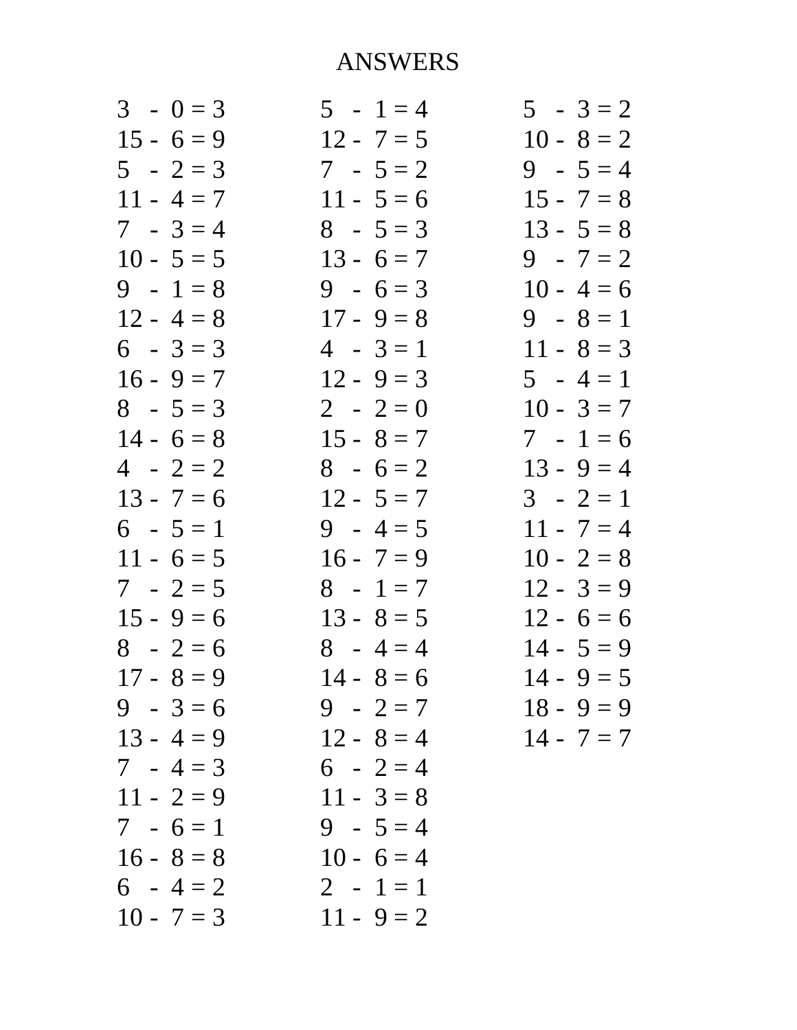# ANSWERS

$3 - 0 = 3$
$15 - 6 = 9$
$5 - 2 = 3$
$11 - 4 = 7$
$7 - 3 = 4$
$10 - 5 = 5$
$9 - 1 = 8$
$12 - 4 = 8$
$6 - 3 = 3$
$16 - 9 = 7$
$8 - 5 = 3$
$14 - 6 = 8$
$4 - 2 = 2$
$13 - 7 = 6$
$6 - 5 = 1$
$11 - 6 = 5$
$7 - 2 = 5$
$15 - 9 = 6$
$8 - 2 = 6$
$17 - 8 = 9$
$9 - 3 = 6$
$13 - 4 = 9$
$7 - 4 = 3$
$11 - 2 = 9$
$7 - 6 = 1$
$16 - 8 = 8$
$6 - 4 = 2$
$10 - 7 = 3$

$5 - 1 = 4$
$12 - 7 = 5$
$7 - 5 = 2$
$11 - 5 = 6$
$8 - 5 = 3$
$13 - 6 = 7$
$9 - 6 = 3$
$17 - 9 = 8$
$4 - 3 = 1$
$12 - 9 = 3$
$2 - 2 = 0$
$15 - 8 = 7$
$8 - 6 = 2$
$12 - 5 = 7$
$9 - 4 = 5$
$16 - 7 = 9$
$8 - 1 = 7$
$13 - 8 = 5$
$8 - 4 = 4$
$14 - 8 = 6$
$9 - 2 = 7$
$12 - 8 = 4$
$6 - 2 = 4$
$11 - 3 = 8$
$9 - 5 = 4$
$10 - 6 = 4$
$2 - 1 = 1$
$11 - 9 = 2$

$5 - 3 = 2$
$10 - 8 = 2$
$9 - 5 = 4$
$15 - 7 = 8$
$13 - 5 = 8$
$9 - 7 = 2$
$10 - 4 = 6$
$9 - 8 = 1$
$11 - 8 = 3$
$5 - 4 = 1$
$10 - 3 = 7$
$7 - 1 = 6$
$13 - 9 = 4$
$3 - 2 = 1$
$11 - 7 = 4$
$10 - 2 = 8$
$12 - 3 = 9$
$12 - 6 = 6$
$14 - 5 = 9$
$14 - 9 = 5$
$18 - 9 = 9$
$14 - 7 = 7$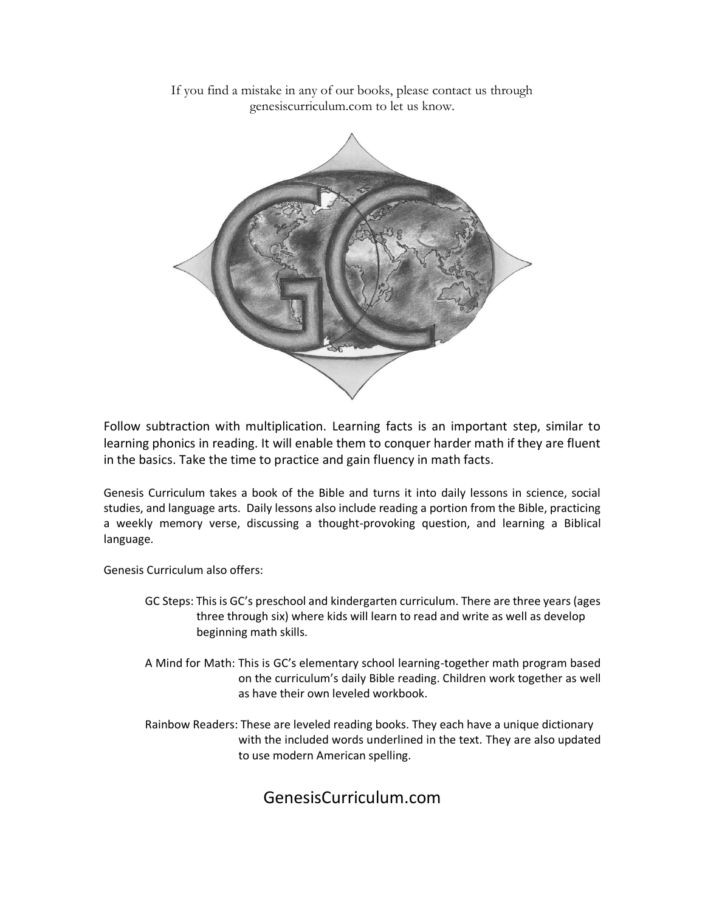If you find a mistake in any of our books, please contact us through genesiscurriculum.com to let us know.

Follow subtraction with multiplication. Learning facts is an important step, similar to learning phonics in reading. It will enable them to conquer harder math if they are fluent in the basics. Take the time to practice and gain fluency in math facts.

Genesis Curriculum takes a book of the Bible and turns it into daily lessons in science, social studies, and language arts. Daily lessons also include reading a portion from the Bible, practicing a weekly memory verse, discussing a thought-provoking question, and learning a Biblical language.

Genesis Curriculum also offers:

- GC Steps: This is GC's preschool and kindergarten curriculum. There are three years (ages three through six) where kids will learn to read and write as well as develop beginning math skills.
- A Mind for Math: This is GC's elementary school learning-together math program based on the curriculum's daily Bible reading. Children work together as well as have their own leveled workbook.
- Rainbow Readers: These are leveled reading books. They each have a unique dictionary with the included words underlined in the text. They are also updated to use modern American spelling.

GenesisCurriculum.com